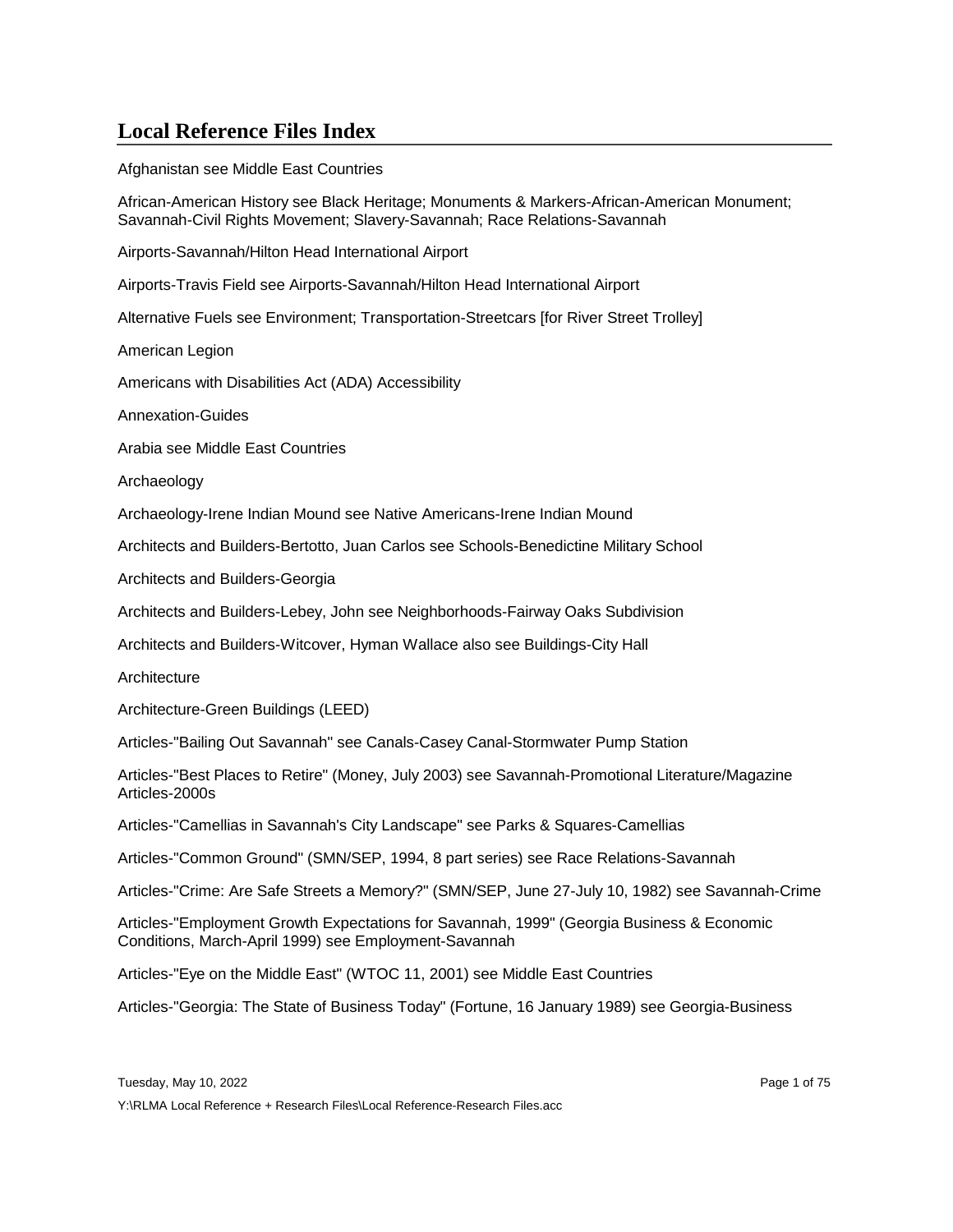# Local Reference Files Index

Afghanistan see Middle East Countries

African-American History see Black Heritage; Monuments & Markers-African-American Monument; Savannah-Civil Rights Movement; Slavery-Savannah; Race Relations-Savannah

Airports-Savannah/Hilton Head International Airport

Airports-Travis Field see Airports-Savannah/Hilton Head International Airport

Alternative Fuels see Environment; Transportation-Streetcars [for River Street Trolley]

American Legion

Americans with Disabilities Act (ADA) Accessibility

Annexation-Guides

Arabia see Middle East Countries

Archaeology

Archaeology-Irene Indian Mound see Native Americans-Irene Indian Mound

Architects and Builders-Bertotto, Juan Carlos see Schools-Benedictine Military School

Architects and Builders-Georgia

Architects and Builders-Lebey, John see Neighborhoods-Fairway Oaks Subdivision

Architects and Builders-Witcover, Hyman Wallace also see Buildings-City Hall

Architecture

Architecture-Green Buildings (LEED)

Articles-"Bailing Out Savannah" see Canals-Casey Canal-Stormwater Pump Station

Articles-"Best Places to Retire" (Money, July 2003) see Savannah-Promotional Literature/Magazine Articles-2000s

Articles-"Camellias in Savannah's City Landscape" see Parks & Squares-Camellias

Articles-"Common Ground" (SMN/SEP, 1994, 8 part series) see Race Relations-Savannah

Articles-"Crime: Are Safe Streets a Memory?" (SMN/SEP, June 27-July 10, 1982) see Savannah-Crime

Articles-"Employment Growth Expectations for Savannah, 1999" (Georgia Business & Economic Conditions, March-April 1999) see Employment-Savannah

Articles-"Eye on the Middle East" (WTOC 11, 2001) see Middle East Countries

Articles-"Georgia: The State of Business Today" (Fortune, 16 January 1989) see Georgia-Business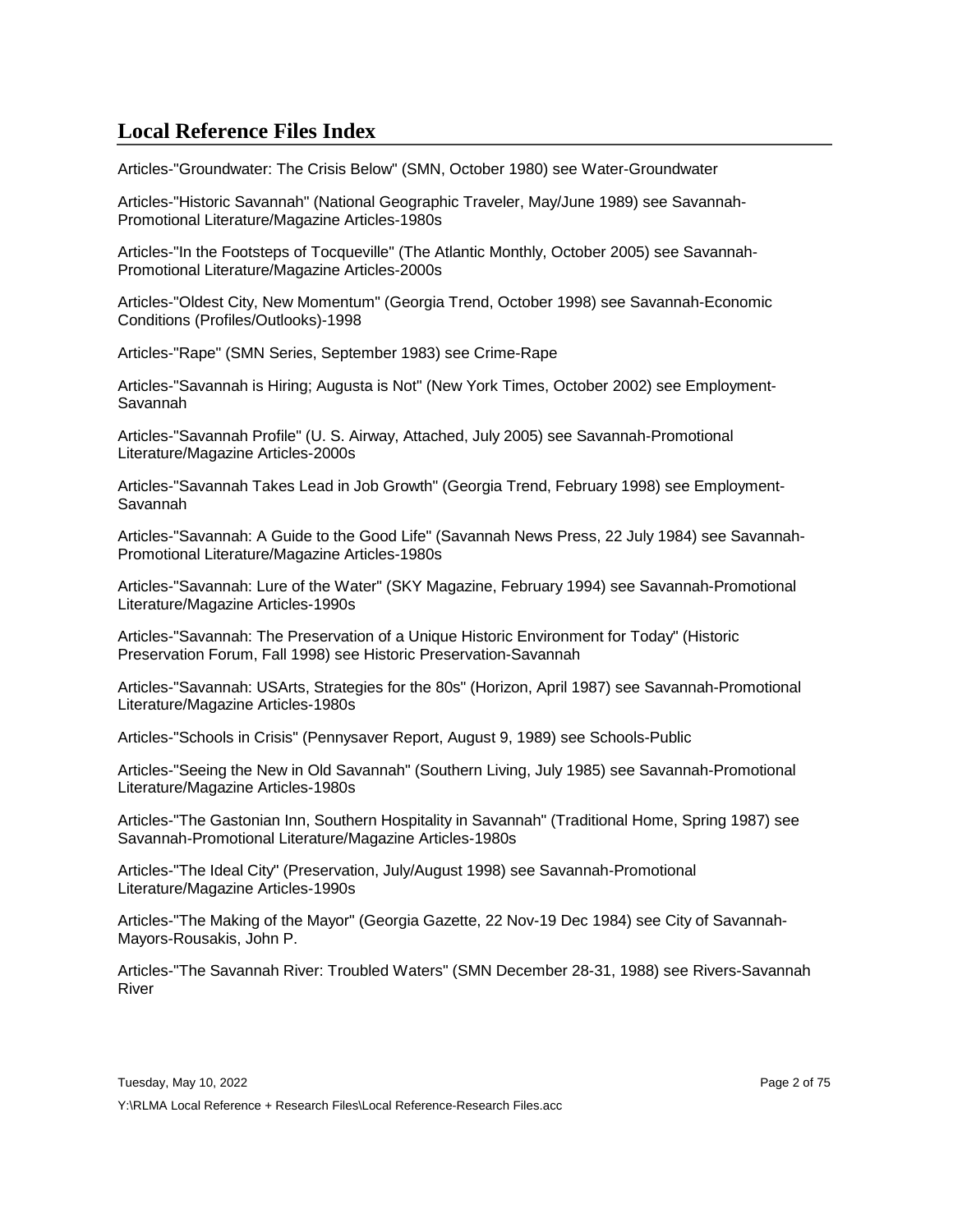## Local Reference Files Index

Articles-"Groundwater: The Crisis Below" (SMN, October 1980) see Water-Groundwater

Articles-"Historic Savannah" (National Geographic Traveler, May/June 1989) see Savannah-Promotional Literature/Magazine Articles-1980s

Articles-"In the Footsteps of Tocqueville" (The Atlantic Monthly, October 2005) see Savannah-Promotional Literature/Magazine Articles-2000s

Articles-"Oldest City, New Momentum" (Georgia Trend, October 1998) see Savannah-Economic Conditions (Profiles/Outlooks)-1998

Articles-"Rape" (SMN Series, September 1983) see Crime-Rape

Articles-"Savannah is Hiring; Augusta is Not" (New York Times, October 2002) see Employment-Savannah

Articles-"Savannah Profile" (U. S. Airway, Attached, July 2005) see Savannah-Promotional Literature/Magazine Articles-2000s

Articles-"Savannah Takes Lead in Job Growth" (Georgia Trend, February 1998) see Employment-Savannah

Articles-"Savannah: A Guide to the Good Life" (Savannah News Press, 22 July 1984) see Savannah-Promotional Literature/Magazine Articles-1980s

Articles-"Savannah: Lure of the Water" (SKY Magazine, February 1994) see Savannah-Promotional Literature/Magazine Articles-1990s

Articles-"Savannah: The Preservation of a Unique Historic Environment for Today" (Historic Preservation Forum, Fall 1998) see Historic Preservation-Savannah

Articles-"Savannah: USArts, Strategies for the 80s" (Horizon, April 1987) see Savannah-Promotional Literature/Magazine Articles-1980s

Articles-"Schools in Crisis" (Pennysaver Report, August 9, 1989) see Schools-Public

Articles-"Seeing the New in Old Savannah" (Southern Living, July 1985) see Savannah-Promotional Literature/Magazine Articles-1980s

Articles-"The Gastonian Inn, Southern Hospitality in Savannah" (Traditional Home, Spring 1987) see Savannah-Promotional Literature/Magazine Articles-1980s

Articles-"The Ideal City" (Preservation, July/August 1998) see Savannah-Promotional Literature/Magazine Articles-1990s

Articles-"The Making of the Mayor" (Georgia Gazette, 22 Nov-19 Dec 1984) see City of Savannah-Mayors-Rousakis, John P.

Articles-"The Savannah River: Troubled Waters" (SMN December 28-31, 1988) see Rivers-Savannah River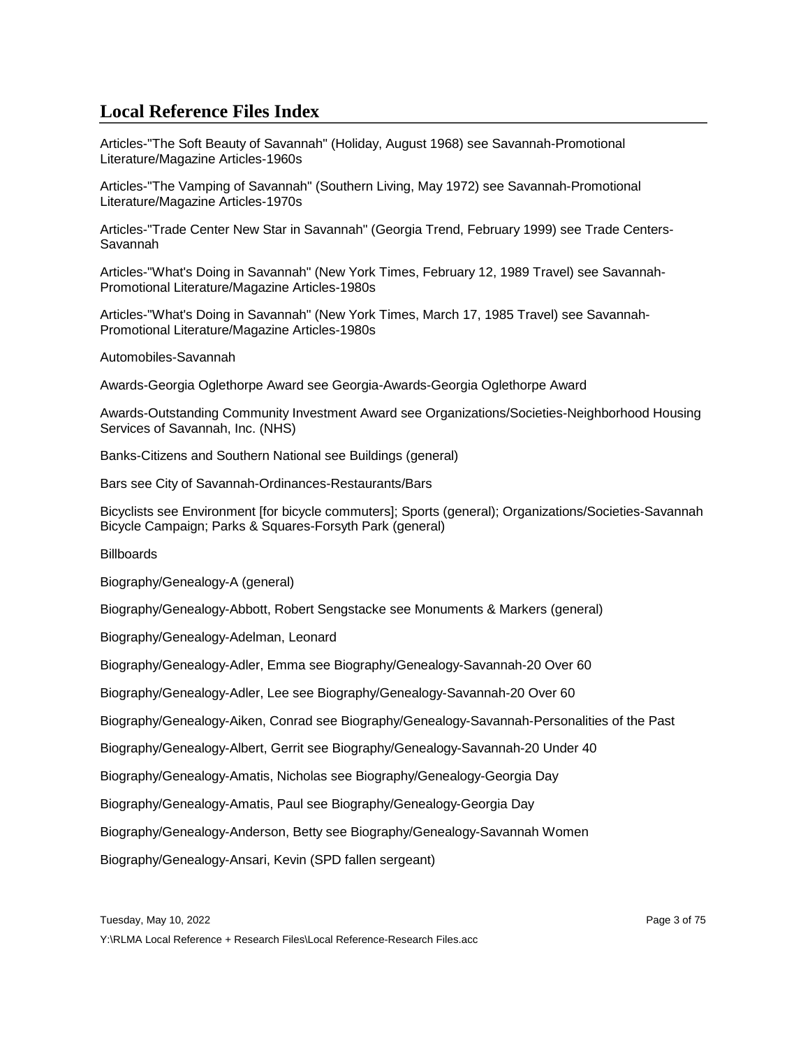## Local Reference Files Index

Articles-"The Soft Beauty of Savannah" (Holiday, August 1968) see Savannah-Promotional Literature/Magazine Articles-1960s

Articles-"The Vamping of Savannah" (Southern Living, May 1972) see Savannah-Promotional Literature/Magazine Articles-1970s

Articles-"Trade Center New Star in Savannah" (Georgia Trend, February 1999) see Trade Centers-Savannah

Articles-"What's Doing in Savannah" (New York Times, February 12, 1989 Travel) see Savannah-Promotional Literature/Magazine Articles-1980s

Articles-"What's Doing in Savannah" (New York Times, March 17, 1985 Travel) see Savannah-Promotional Literature/Magazine Articles-1980s

Automobiles-Savannah

Awards-Georgia Oglethorpe Award see Georgia-Awards-Georgia Oglethorpe Award

Awards-Outstanding Community Investment Award see Organizations/Societies-Neighborhood Housing Services of Savannah, Inc. (NHS)

Banks-Citizens and Southern National see Buildings (general)

Bars see City of Savannah-Ordinances-Restaurants/Bars

Bicyclists see Environment [for bicycle commuters]; Sports (general); Organizations/Societies-Savannah Bicycle Campaign; Parks & Squares-Forsyth Park (general)

Billboards

Biography/Genealogy-A (general)

Biography/Genealogy-Abbott, Robert Sengstacke see Monuments & Markers (general)

Biography/Genealogy-Adelman, Leonard

Biography/Genealogy-Adler, Emma see Biography/Genealogy-Savannah-20 Over 60

Biography/Genealogy-Adler, Lee see Biography/Genealogy-Savannah-20 Over 60

Biography/Genealogy-Aiken, Conrad see Biography/Genealogy-Savannah-Personalities of the Past

Biography/Genealogy-Albert, Gerrit see Biography/Genealogy-Savannah-20 Under 40

Biography/Genealogy-Amatis, Nicholas see Biography/Genealogy-Georgia Day

Biography/Genealogy-Amatis, Paul see Biography/Genealogy-Georgia Day

Biography/Genealogy-Anderson, Betty see Biography/Genealogy-Savannah Women

Biography/Genealogy-Ansari, Kevin (SPD fallen sergeant)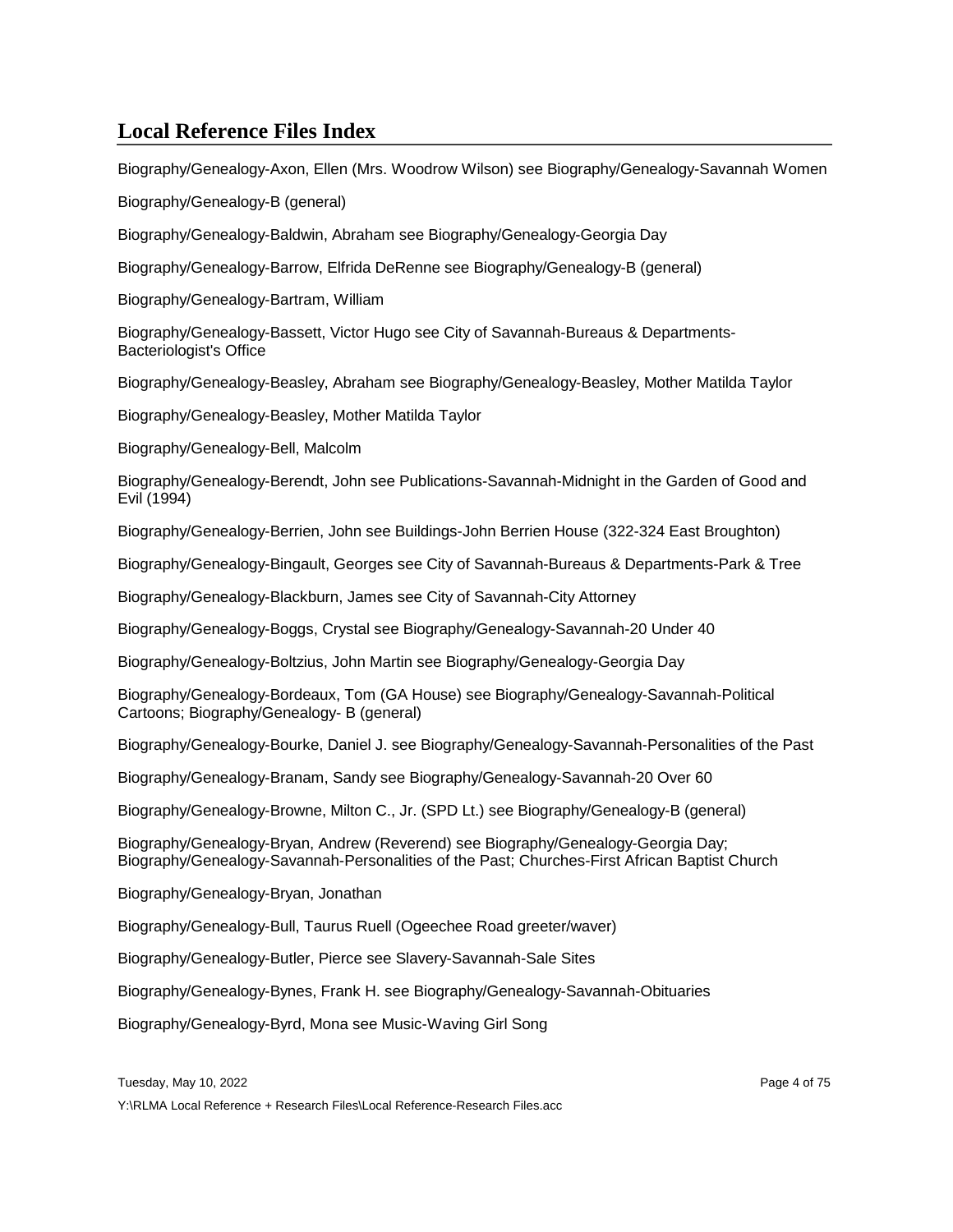## Local Reference Files Index

Biography/Genealogy-Axon, Ellen (Mrs. Woodrow Wilson) see Biography/Genealogy-Savannah Women

Biography/Genealogy-B (general)

Biography/Genealogy-Baldwin, Abraham see Biography/Genealogy-Georgia Day

Biography/Genealogy-Barrow, Elfrida DeRenne see Biography/Genealogy-B (general)

Biography/Genealogy-Bartram, William

Biography/Genealogy-Bassett, Victor Hugo see City of Savannah-Bureaus & Departments-Bacteriologist's Office

Biography/Genealogy-Beasley, Abraham see Biography/Genealogy-Beasley, Mother Matilda Taylor

Biography/Genealogy-Beasley, Mother Matilda Taylor

Biography/Genealogy-Bell, Malcolm

Biography/Genealogy-Berendt, John see Publications-Savannah-Midnight in the Garden of Good and Evil (1994)

Biography/Genealogy-Berrien, John see Buildings-John Berrien House (322-324 East Broughton)

Biography/Genealogy-Bingault, Georges see City of Savannah-Bureaus & Departments-Park & Tree

Biography/Genealogy-Blackburn, James see City of Savannah-City Attorney

Biography/Genealogy-Boggs, Crystal see Biography/Genealogy-Savannah-20 Under 40

Biography/Genealogy-Boltzius, John Martin see Biography/Genealogy-Georgia Day

Biography/Genealogy-Bordeaux, Tom (GA House) see Biography/Genealogy-Savannah-Political Cartoons; Biography/Genealogy- B (general)

Biography/Genealogy-Bourke, Daniel J. see Biography/Genealogy-Savannah-Personalities of the Past

Biography/Genealogy-Branam, Sandy see Biography/Genealogy-Savannah-20 Over 60

Biography/Genealogy-Browne, Milton C., Jr. (SPD Lt.) see Biography/Genealogy-B (general)

Biography/Genealogy-Bryan, Andrew (Reverend) see Biography/Genealogy-Georgia Day; Biography/Genealogy-Savannah-Personalities of the Past; Churches-First African Baptist Church

Biography/Genealogy-Bryan, Jonathan

Biography/Genealogy-Bull, Taurus Ruell (Ogeechee Road greeter/waver)

Biography/Genealogy-Butler, Pierce see Slavery-Savannah-Sale Sites

Biography/Genealogy-Bynes, Frank H. see Biography/Genealogy-Savannah-Obituaries

Biography/Genealogy-Byrd, Mona see Music-Waving Girl Song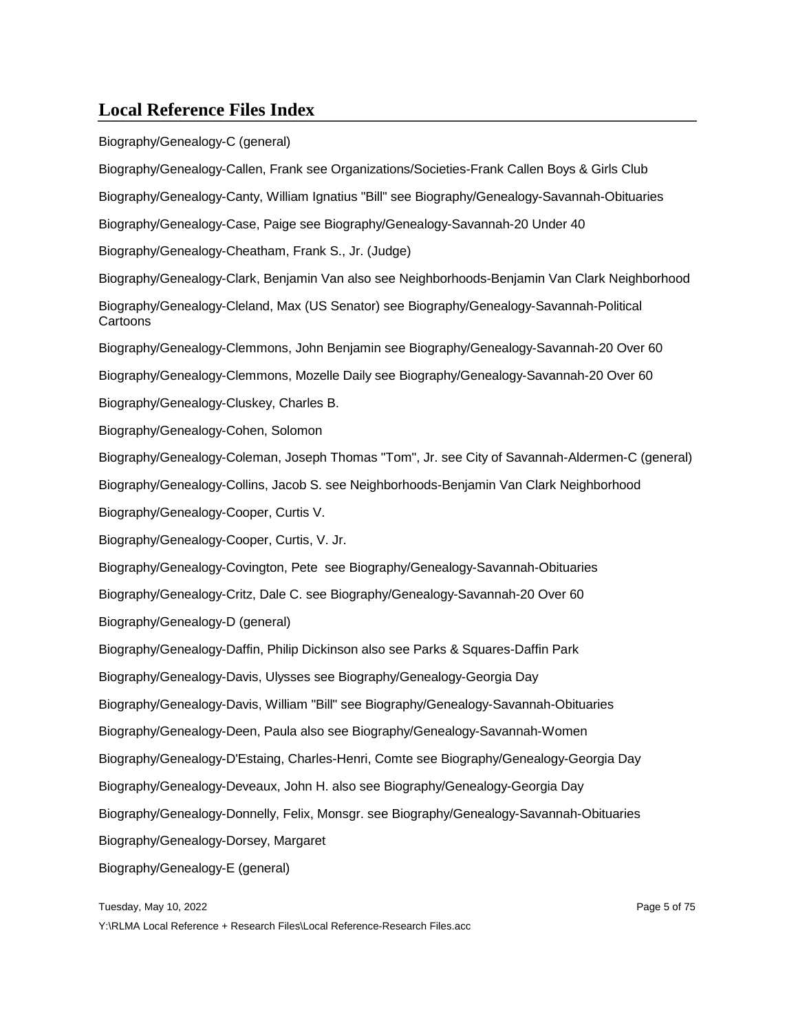## Local Reference Files Index

Biography/Genealogy-C (general)

Biography/Genealogy-Callen, Frank see Organizations/Societies-Frank Callen Boys & Girls Club

Biography/Genealogy-Canty, William Ignatius "Bill" see Biography/Genealogy-Savannah-Obituaries

Biography/Genealogy-Case, Paige see Biography/Genealogy-Savannah-20 Under 40

Biography/Genealogy-Cheatham, Frank S., Jr. (Judge)

Biography/Genealogy-Clark, Benjamin Van also see Neighborhoods-Benjamin Van Clark Neighborhood

Biography/Genealogy-Cleland, Max (US Senator) see Biography/Genealogy-Savannah-Political Cartoons

Biography/Genealogy-Clemmons, John Benjamin see Biography/Genealogy-Savannah-20 Over 60

Biography/Genealogy-Clemmons, Mozelle Daily see Biography/Genealogy-Savannah-20 Over 60

Biography/Genealogy-Cluskey, Charles B.

Biography/Genealogy-Cohen, Solomon

Biography/Genealogy-Coleman, Joseph Thomas "Tom", Jr. see City of Savannah-Aldermen-C (general)

Biography/Genealogy-Collins, Jacob S. see Neighborhoods-Benjamin Van Clark Neighborhood

Biography/Genealogy-Cooper, Curtis V.

Biography/Genealogy-Cooper, Curtis, V. Jr.

Biography/Genealogy-Covington, Pete see Biography/Genealogy-Savannah-Obituaries

Biography/Genealogy-Critz, Dale C. see Biography/Genealogy-Savannah-20 Over 60

Biography/Genealogy-D (general)

Biography/Genealogy-Daffin, Philip Dickinson also see Parks & Squares-Daffin Park

Biography/Genealogy-Davis, Ulysses see Biography/Genealogy-Georgia Day

Biography/Genealogy-Davis, William "Bill" see Biography/Genealogy-Savannah-Obituaries

Biography/Genealogy-Deen, Paula also see Biography/Genealogy-Savannah-Women

Biography/Genealogy-D'Estaing, Charles-Henri, Comte see Biography/Genealogy-Georgia Day

Biography/Genealogy-Deveaux, John H. also see Biography/Genealogy-Georgia Day

Biography/Genealogy-Donnelly, Felix, Monsgr. see Biography/Genealogy-Savannah-Obituaries

Biography/Genealogy-Dorsey, Margaret

Biography/Genealogy-E (general)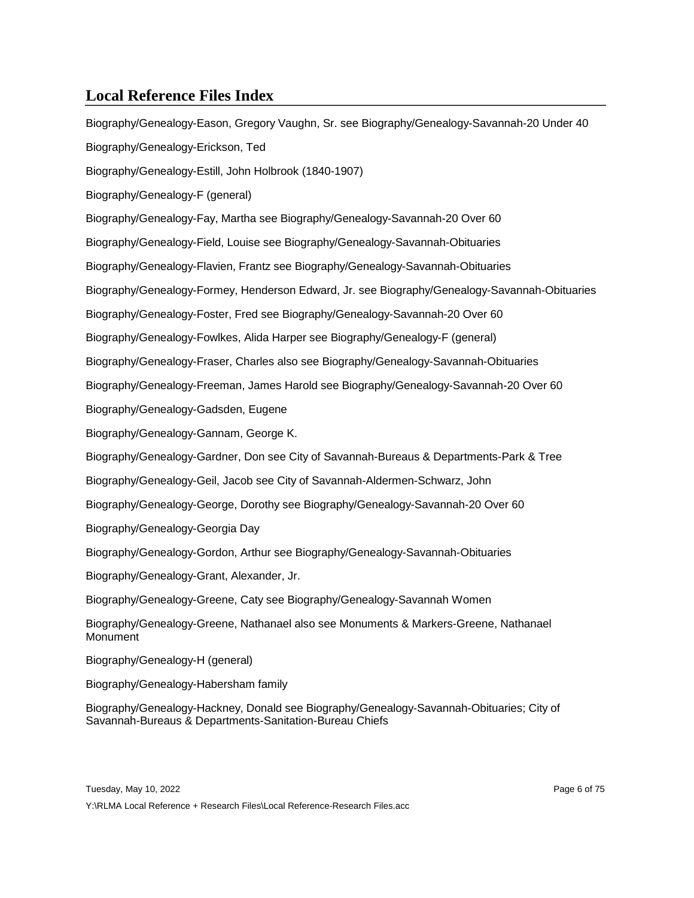## Local Reference Files Index

Biography/Genealogy-Eason, Gregory Vaughn, Sr. see Biography/Genealogy-Savannah-20 Under 40

Biography/Genealogy-Erickson, Ted

Biography/Genealogy-Estill, John Holbrook (1840-1907)

Biography/Genealogy-F (general)

Biography/Genealogy-Fay, Martha see Biography/Genealogy-Savannah-20 Over 60

Biography/Genealogy-Field, Louise see Biography/Genealogy-Savannah-Obituaries

Biography/Genealogy-Flavien, Frantz see Biography/Genealogy-Savannah-Obituaries

Biography/Genealogy-Formey, Henderson Edward, Jr. see Biography/Genealogy-Savannah-Obituaries

Biography/Genealogy-Foster, Fred see Biography/Genealogy-Savannah-20 Over 60

Biography/Genealogy-Fowlkes, Alida Harper see Biography/Genealogy-F (general)

Biography/Genealogy-Fraser, Charles also see Biography/Genealogy-Savannah-Obituaries

Biography/Genealogy-Freeman, James Harold see Biography/Genealogy-Savannah-20 Over 60

Biography/Genealogy-Gadsden, Eugene

Biography/Genealogy-Gannam, George K.

Biography/Genealogy-Gardner, Don see City of Savannah-Bureaus & Departments-Park & Tree

Biography/Genealogy-Geil, Jacob see City of Savannah-Aldermen-Schwarz, John

Biography/Genealogy-George, Dorothy see Biography/Genealogy-Savannah-20 Over 60

Biography/Genealogy-Georgia Day

Biography/Genealogy-Gordon, Arthur see Biography/Genealogy-Savannah-Obituaries

Biography/Genealogy-Grant, Alexander, Jr.

Biography/Genealogy-Greene, Caty see Biography/Genealogy-Savannah Women

Biography/Genealogy-Greene, Nathanael also see Monuments & Markers-Greene, Nathanael Monument

Biography/Genealogy-H (general)

Biography/Genealogy-Habersham family

Biography/Genealogy-Hackney, Donald see Biography/Genealogy-Savannah-Obituaries; City of Savannah-Bureaus & Departments-Sanitation-Bureau Chiefs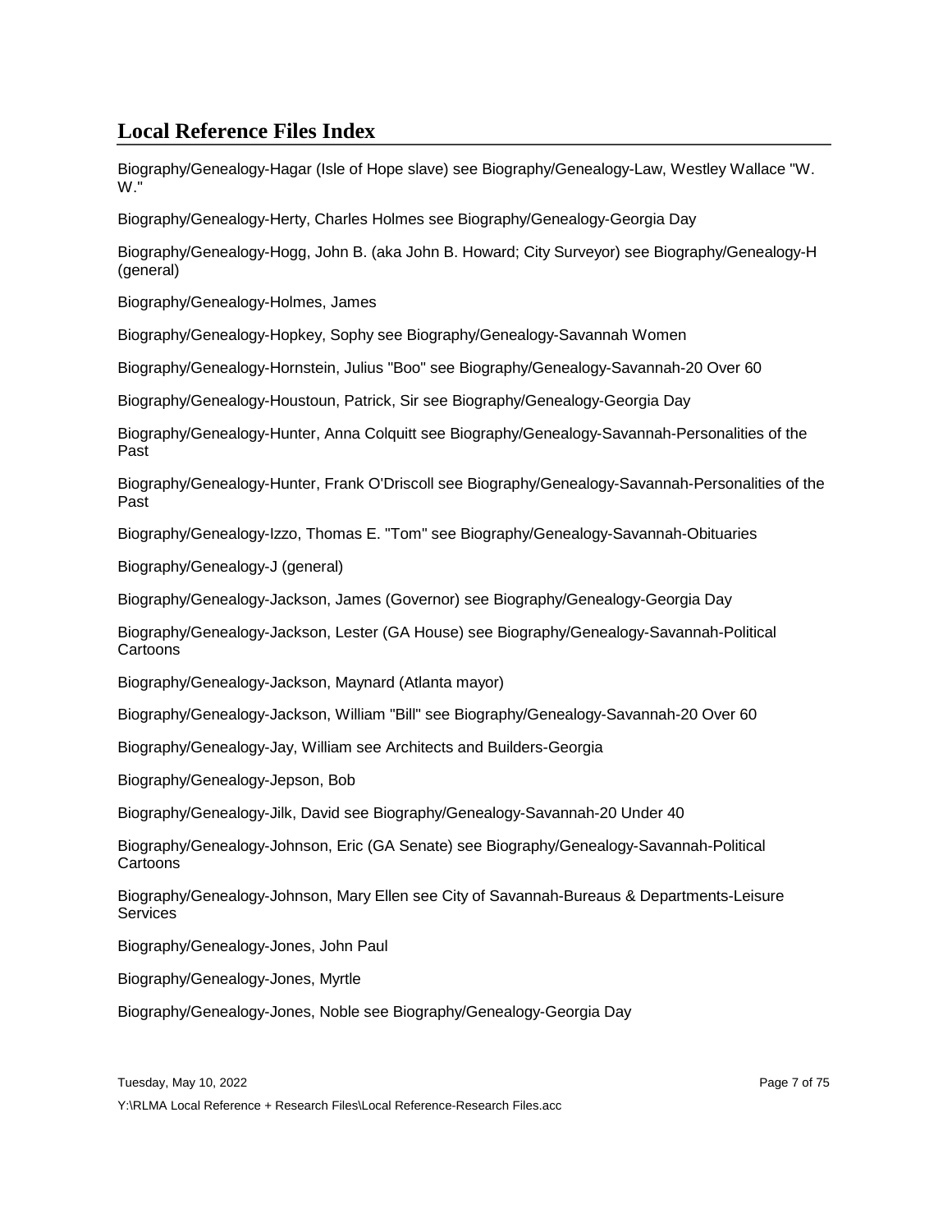## Local Reference Files Index

Biography/Genealogy-Hagar (Isle of Hope slave) see Biography/Genealogy-Law, Westley Wallace "W. W."

Biography/Genealogy-Herty, Charles Holmes see Biography/Genealogy-Georgia Day

Biography/Genealogy-Hogg, John B. (aka John B. Howard; City Surveyor) see Biography/Genealogy-H (general)

Biography/Genealogy-Holmes, James

Biography/Genealogy-Hopkey, Sophy see Biography/Genealogy-Savannah Women

Biography/Genealogy-Hornstein, Julius "Boo" see Biography/Genealogy-Savannah-20 Over 60

Biography/Genealogy-Houstoun, Patrick, Sir see Biography/Genealogy-Georgia Day

Biography/Genealogy-Hunter, Anna Colquitt see Biography/Genealogy-Savannah-Personalities of the Past

Biography/Genealogy-Hunter, Frank O'Driscoll see Biography/Genealogy-Savannah-Personalities of the Past

Biography/Genealogy-Izzo, Thomas E. "Tom" see Biography/Genealogy-Savannah-Obituaries

Biography/Genealogy-J (general)

Biography/Genealogy-Jackson, James (Governor) see Biography/Genealogy-Georgia Day

Biography/Genealogy-Jackson, Lester (GA House) see Biography/Genealogy-Savannah-Political Cartoons

Biography/Genealogy-Jackson, Maynard (Atlanta mayor)

Biography/Genealogy-Jackson, William "Bill" see Biography/Genealogy-Savannah-20 Over 60

Biography/Genealogy-Jay, William see Architects and Builders-Georgia

Biography/Genealogy-Jepson, Bob

Biography/Genealogy-Jilk, David see Biography/Genealogy-Savannah-20 Under 40

Biography/Genealogy-Johnson, Eric (GA Senate) see Biography/Genealogy-Savannah-Political Cartoons

Biography/Genealogy-Johnson, Mary Ellen see City of Savannah-Bureaus & Departments-Leisure Services

Biography/Genealogy-Jones, John Paul

Biography/Genealogy-Jones, Myrtle

Biography/Genealogy-Jones, Noble see Biography/Genealogy-Georgia Day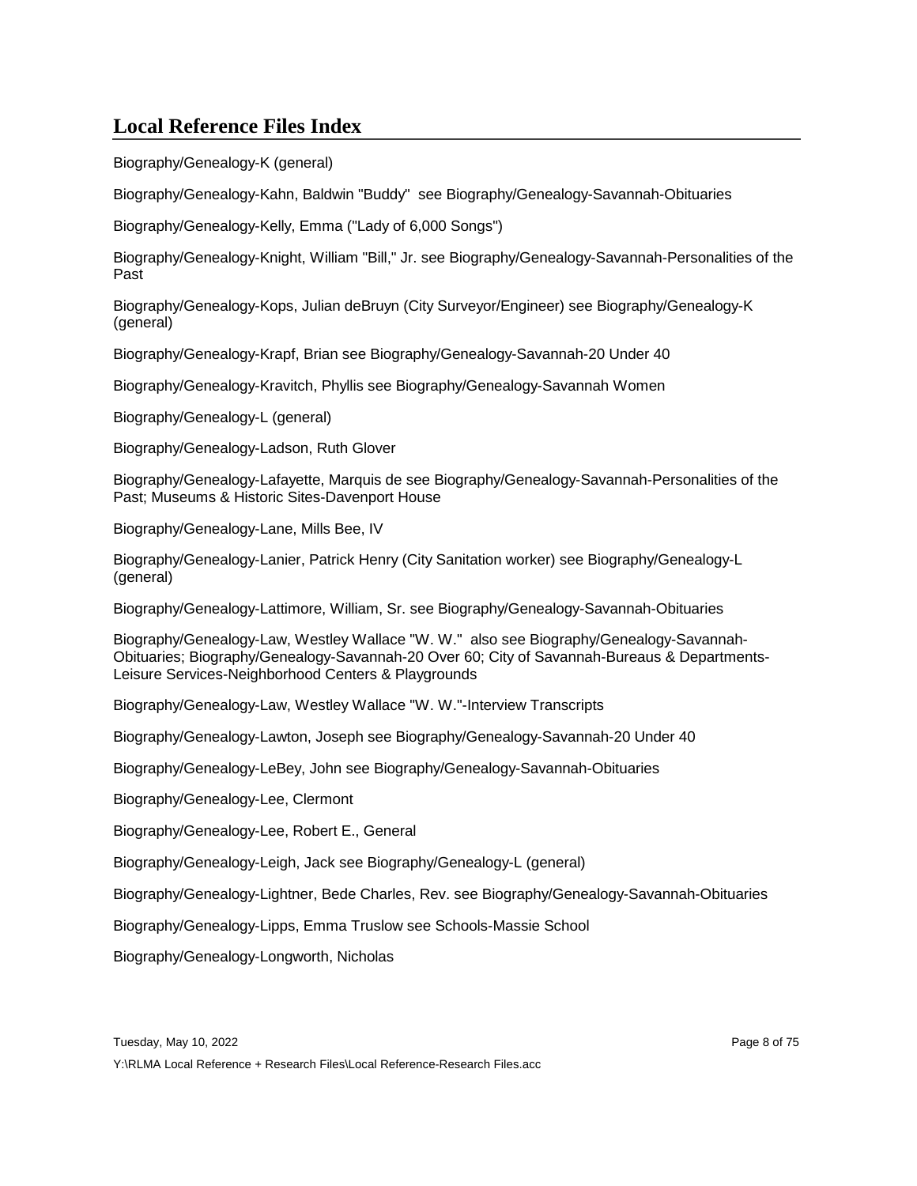## Local Reference Files Index

Biography/Genealogy-K (general)

Biography/Genealogy-Kahn, Baldwin "Buddy" see Biography/Genealogy-Savannah-Obituaries

Biography/Genealogy-Kelly, Emma ("Lady of 6,000 Songs")

Biography/Genealogy-Knight, William "Bill," Jr. see Biography/Genealogy-Savannah-Personalities of the Past

Biography/Genealogy-Kops, Julian deBruyn (City Surveyor/Engineer) see Biography/Genealogy-K (general)

Biography/Genealogy-Krapf, Brian see Biography/Genealogy-Savannah-20 Under 40

Biography/Genealogy-Kravitch, Phyllis see Biography/Genealogy-Savannah Women

Biography/Genealogy-L (general)

Biography/Genealogy-Ladson, Ruth Glover

Biography/Genealogy-Lafayette, Marquis de see Biography/Genealogy-Savannah-Personalities of the Past; Museums & Historic Sites-Davenport House

Biography/Genealogy-Lane, Mills Bee, IV

Biography/Genealogy-Lanier, Patrick Henry (City Sanitation worker) see Biography/Genealogy-L (general)

Biography/Genealogy-Lattimore, William, Sr. see Biography/Genealogy-Savannah-Obituaries

Biography/Genealogy-Law, Westley Wallace "W. W." also see Biography/Genealogy-Savannah-Obituaries; Biography/Genealogy-Savannah-20 Over 60; City of Savannah-Bureaus & Departments-Leisure Services-Neighborhood Centers & Playgrounds

Biography/Genealogy-Law, Westley Wallace "W. W."-Interview Transcripts

Biography/Genealogy-Lawton, Joseph see Biography/Genealogy-Savannah-20 Under 40

Biography/Genealogy-LeBey, John see Biography/Genealogy-Savannah-Obituaries

Biography/Genealogy-Lee, Clermont

Biography/Genealogy-Lee, Robert E., General

Biography/Genealogy-Leigh, Jack see Biography/Genealogy-L (general)

Biography/Genealogy-Lightner, Bede Charles, Rev. see Biography/Genealogy-Savannah-Obituaries

Biography/Genealogy-Lipps, Emma Truslow see Schools-Massie School

Biography/Genealogy-Longworth, Nicholas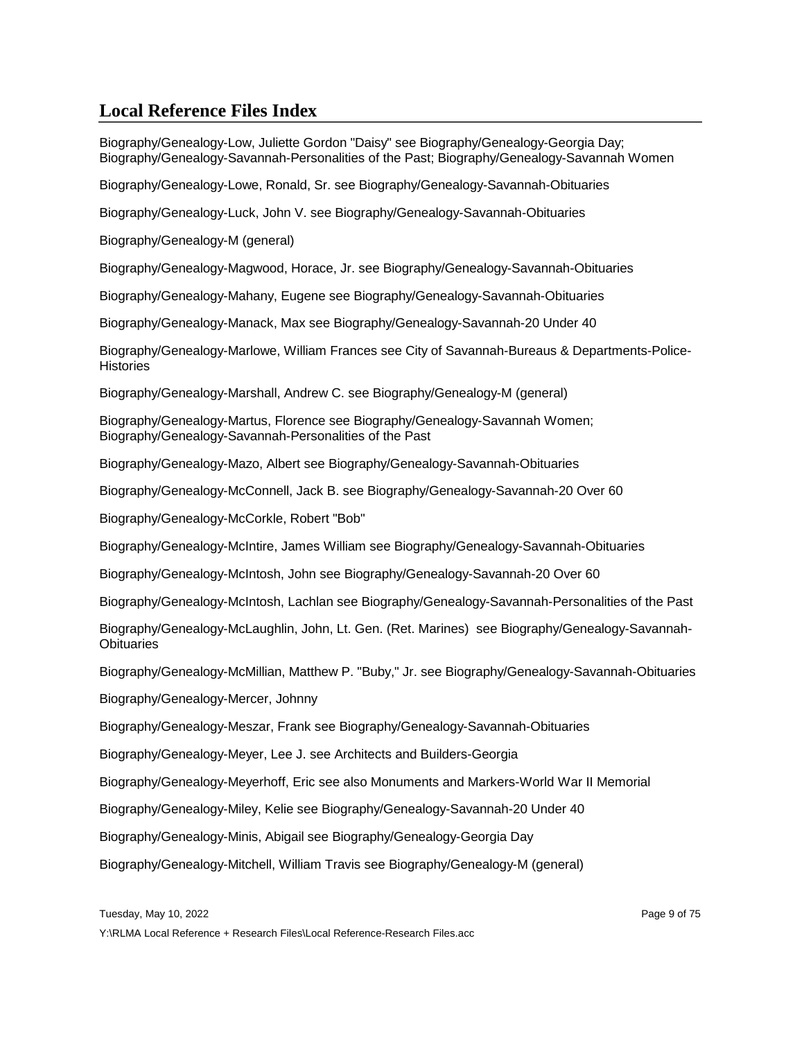## Local Reference Files Index

Biography/Genealogy-Low, Juliette Gordon "Daisy" see Biography/Genealogy-Georgia Day; Biography/Genealogy-Savannah-Personalities of the Past; Biography/Genealogy-Savannah Women

Biography/Genealogy-Lowe, Ronald, Sr. see Biography/Genealogy-Savannah-Obituaries

Biography/Genealogy-Luck, John V. see Biography/Genealogy-Savannah-Obituaries

Biography/Genealogy-M (general)

Biography/Genealogy-Magwood, Horace, Jr. see Biography/Genealogy-Savannah-Obituaries

Biography/Genealogy-Mahany, Eugene see Biography/Genealogy-Savannah-Obituaries

Biography/Genealogy-Manack, Max see Biography/Genealogy-Savannah-20 Under 40

Biography/Genealogy-Marlowe, William Frances see City of Savannah-Bureaus & Departments-Police-Histories

Biography/Genealogy-Marshall, Andrew C. see Biography/Genealogy-M (general)

Biography/Genealogy-Martus, Florence see Biography/Genealogy-Savannah Women; Biography/Genealogy-Savannah-Personalities of the Past

Biography/Genealogy-Mazo, Albert see Biography/Genealogy-Savannah-Obituaries

Biography/Genealogy-McConnell, Jack B. see Biography/Genealogy-Savannah-20 Over 60

Biography/Genealogy-McCorkle, Robert "Bob"

Biography/Genealogy-McIntire, James William see Biography/Genealogy-Savannah-Obituaries

Biography/Genealogy-McIntosh, John see Biography/Genealogy-Savannah-20 Over 60

Biography/Genealogy-McIntosh, Lachlan see Biography/Genealogy-Savannah-Personalities of the Past

Biography/Genealogy-McLaughlin, John, Lt. Gen. (Ret. Marines) see Biography/Genealogy-Savannah-Obituaries

Biography/Genealogy-McMillian, Matthew P. "Buby," Jr. see Biography/Genealogy-Savannah-Obituaries

Biography/Genealogy-Mercer, Johnny

Biography/Genealogy-Meszar, Frank see Biography/Genealogy-Savannah-Obituaries

Biography/Genealogy-Meyer, Lee J. see Architects and Builders-Georgia

Biography/Genealogy-Meyerhoff, Eric see also Monuments and Markers-World War II Memorial

Biography/Genealogy-Miley, Kelie see Biography/Genealogy-Savannah-20 Under 40

Biography/Genealogy-Minis, Abigail see Biography/Genealogy-Georgia Day

Biography/Genealogy-Mitchell, William Travis see Biography/Genealogy-M (general)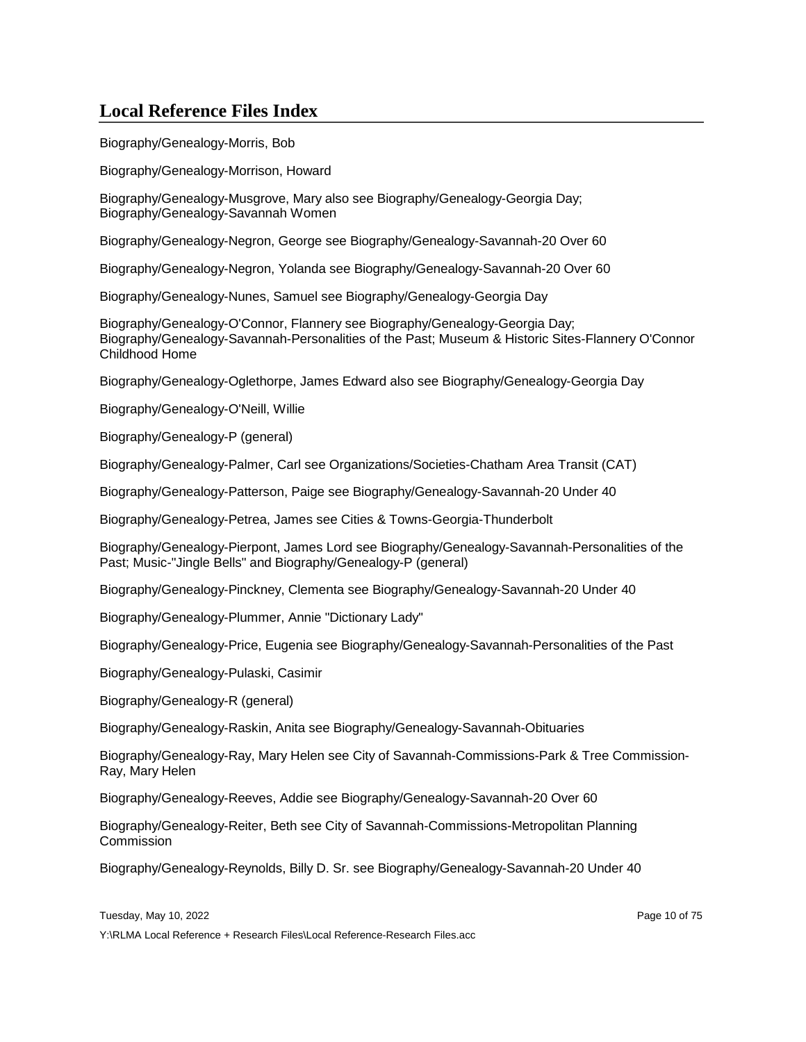## Local Reference Files Index

Biography/Genealogy-Morris, Bob

Biography/Genealogy-Morrison, Howard

Biography/Genealogy-Musgrove, Mary also see Biography/Genealogy-Georgia Day; Biography/Genealogy-Savannah Women

Biography/Genealogy-Negron, George see Biography/Genealogy-Savannah-20 Over 60

Biography/Genealogy-Negron, Yolanda see Biography/Genealogy-Savannah-20 Over 60

Biography/Genealogy-Nunes, Samuel see Biography/Genealogy-Georgia Day

Biography/Genealogy-O'Connor, Flannery see Biography/Genealogy-Georgia Day; Biography/Genealogy-Savannah-Personalities of the Past; Museum & Historic Sites-Flannery O'Connor Childhood Home

Biography/Genealogy-Oglethorpe, James Edward also see Biography/Genealogy-Georgia Day

Biography/Genealogy-O'Neill, Willie

Biography/Genealogy-P (general)

Biography/Genealogy-Palmer, Carl see Organizations/Societies-Chatham Area Transit (CAT)

Biography/Genealogy-Patterson, Paige see Biography/Genealogy-Savannah-20 Under 40

Biography/Genealogy-Petrea, James see Cities & Towns-Georgia-Thunderbolt

Biography/Genealogy-Pierpont, James Lord see Biography/Genealogy-Savannah-Personalities of the Past; Music-"Jingle Bells" and Biography/Genealogy-P (general)

Biography/Genealogy-Pinckney, Clementa see Biography/Genealogy-Savannah-20 Under 40

Biography/Genealogy-Plummer, Annie "Dictionary Lady"

Biography/Genealogy-Price, Eugenia see Biography/Genealogy-Savannah-Personalities of the Past

Biography/Genealogy-Pulaski, Casimir

Biography/Genealogy-R (general)

Biography/Genealogy-Raskin, Anita see Biography/Genealogy-Savannah-Obituaries

Biography/Genealogy-Ray, Mary Helen see City of Savannah-Commissions-Park & Tree Commission-Ray, Mary Helen

Biography/Genealogy-Reeves, Addie see Biography/Genealogy-Savannah-20 Over 60

Biography/Genealogy-Reiter, Beth see City of Savannah-Commissions-Metropolitan Planning Commission

Biography/Genealogy-Reynolds, Billy D. Sr. see Biography/Genealogy-Savannah-20 Under 40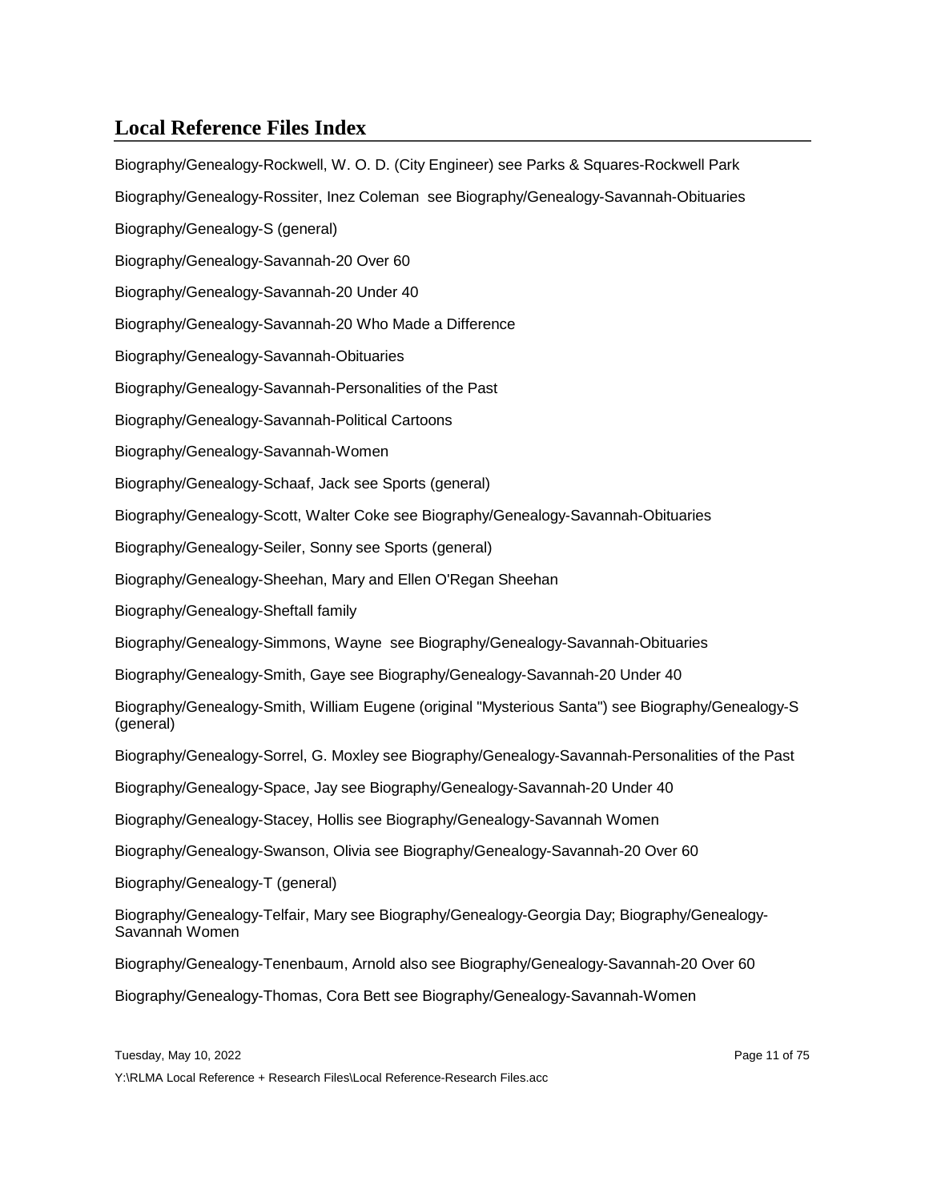# Local Reference Files Index

Biography/Genealogy-Rockwell, W. O. D. (City Engineer) see Parks & Squares-Rockwell Park

Biography/Genealogy-Rossiter, Inez Coleman see Biography/Genealogy-Savannah-Obituaries

Biography/Genealogy-S (general)

Biography/Genealogy-Savannah-20 Over 60

Biography/Genealogy-Savannah-20 Under 40

Biography/Genealogy-Savannah-20 Who Made a Difference

Biography/Genealogy-Savannah-Obituaries

Biography/Genealogy-Savannah-Personalities of the Past

Biography/Genealogy-Savannah-Political Cartoons

Biography/Genealogy-Savannah-Women

Biography/Genealogy-Schaaf, Jack see Sports (general)

Biography/Genealogy-Scott, Walter Coke see Biography/Genealogy-Savannah-Obituaries

Biography/Genealogy-Seiler, Sonny see Sports (general)

Biography/Genealogy-Sheehan, Mary and Ellen O'Regan Sheehan

Biography/Genealogy-Sheftall family

Biography/Genealogy-Simmons, Wayne see Biography/Genealogy-Savannah-Obituaries

Biography/Genealogy-Smith, Gaye see Biography/Genealogy-Savannah-20 Under 40

Biography/Genealogy-Smith, William Eugene (original "Mysterious Santa") see Biography/Genealogy-S (general)

Biography/Genealogy-Sorrel, G. Moxley see Biography/Genealogy-Savannah-Personalities of the Past

Biography/Genealogy-Space, Jay see Biography/Genealogy-Savannah-20 Under 40

Biography/Genealogy-Stacey, Hollis see Biography/Genealogy-Savannah Women

Biography/Genealogy-Swanson, Olivia see Biography/Genealogy-Savannah-20 Over 60

Biography/Genealogy-T (general)

Biography/Genealogy-Telfair, Mary see Biography/Genealogy-Georgia Day; Biography/Genealogy-Savannah Women

Biography/Genealogy-Tenenbaum, Arnold also see Biography/Genealogy-Savannah-20 Over 60

Biography/Genealogy-Thomas, Cora Bett see Biography/Genealogy-Savannah-Women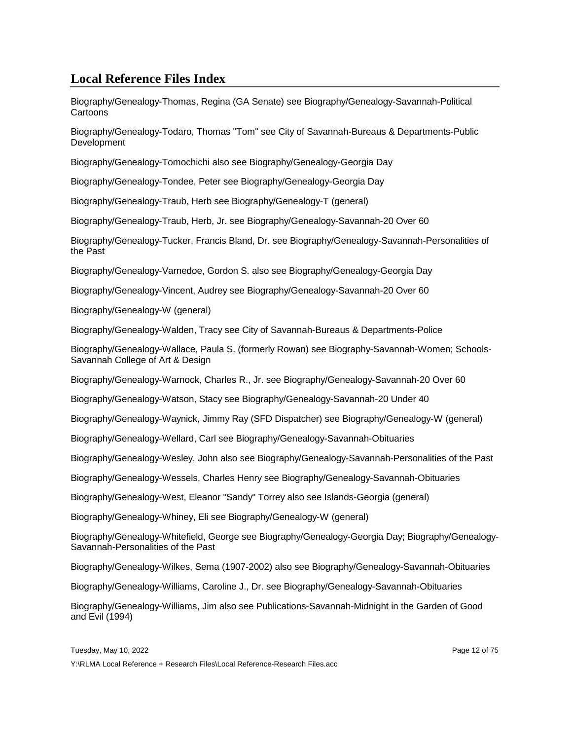# Local Reference Files Index

Biography/Genealogy-Thomas, Regina (GA Senate) see Biography/Genealogy-Savannah-Political Cartoons

Biography/Genealogy-Todaro, Thomas "Tom" see City of Savannah-Bureaus & Departments-Public Development

Biography/Genealogy-Tomochichi also see Biography/Genealogy-Georgia Day

Biography/Genealogy-Tondee, Peter see Biography/Genealogy-Georgia Day

Biography/Genealogy-Traub, Herb see Biography/Genealogy-T (general)

Biography/Genealogy-Traub, Herb, Jr. see Biography/Genealogy-Savannah-20 Over 60

Biography/Genealogy-Tucker, Francis Bland, Dr. see Biography/Genealogy-Savannah-Personalities of the Past

Biography/Genealogy-Varnedoe, Gordon S. also see Biography/Genealogy-Georgia Day

Biography/Genealogy-Vincent, Audrey see Biography/Genealogy-Savannah-20 Over 60

Biography/Genealogy-W (general)

Biography/Genealogy-Walden, Tracy see City of Savannah-Bureaus & Departments-Police

Biography/Genealogy-Wallace, Paula S. (formerly Rowan) see Biography-Savannah-Women; Schools-Savannah College of Art & Design

Biography/Genealogy-Warnock, Charles R., Jr. see Biography/Genealogy-Savannah-20 Over 60

Biography/Genealogy-Watson, Stacy see Biography/Genealogy-Savannah-20 Under 40

Biography/Genealogy-Waynick, Jimmy Ray (SFD Dispatcher) see Biography/Genealogy-W (general)

Biography/Genealogy-Wellard, Carl see Biography/Genealogy-Savannah-Obituaries

Biography/Genealogy-Wesley, John also see Biography/Genealogy-Savannah-Personalities of the Past

Biography/Genealogy-Wessels, Charles Henry see Biography/Genealogy-Savannah-Obituaries

Biography/Genealogy-West, Eleanor "Sandy" Torrey also see Islands-Georgia (general)

Biography/Genealogy-Whiney, Eli see Biography/Genealogy-W (general)

Biography/Genealogy-Whitefield, George see Biography/Genealogy-Georgia Day; Biography/Genealogy-Savannah-Personalities of the Past

Biography/Genealogy-Wilkes, Sema (1907-2002) also see Biography/Genealogy-Savannah-Obituaries

Biography/Genealogy-Williams, Caroline J., Dr. see Biography/Genealogy-Savannah-Obituaries

Biography/Genealogy-Williams, Jim also see Publications-Savannah-Midnight in the Garden of Good and Evil (1994)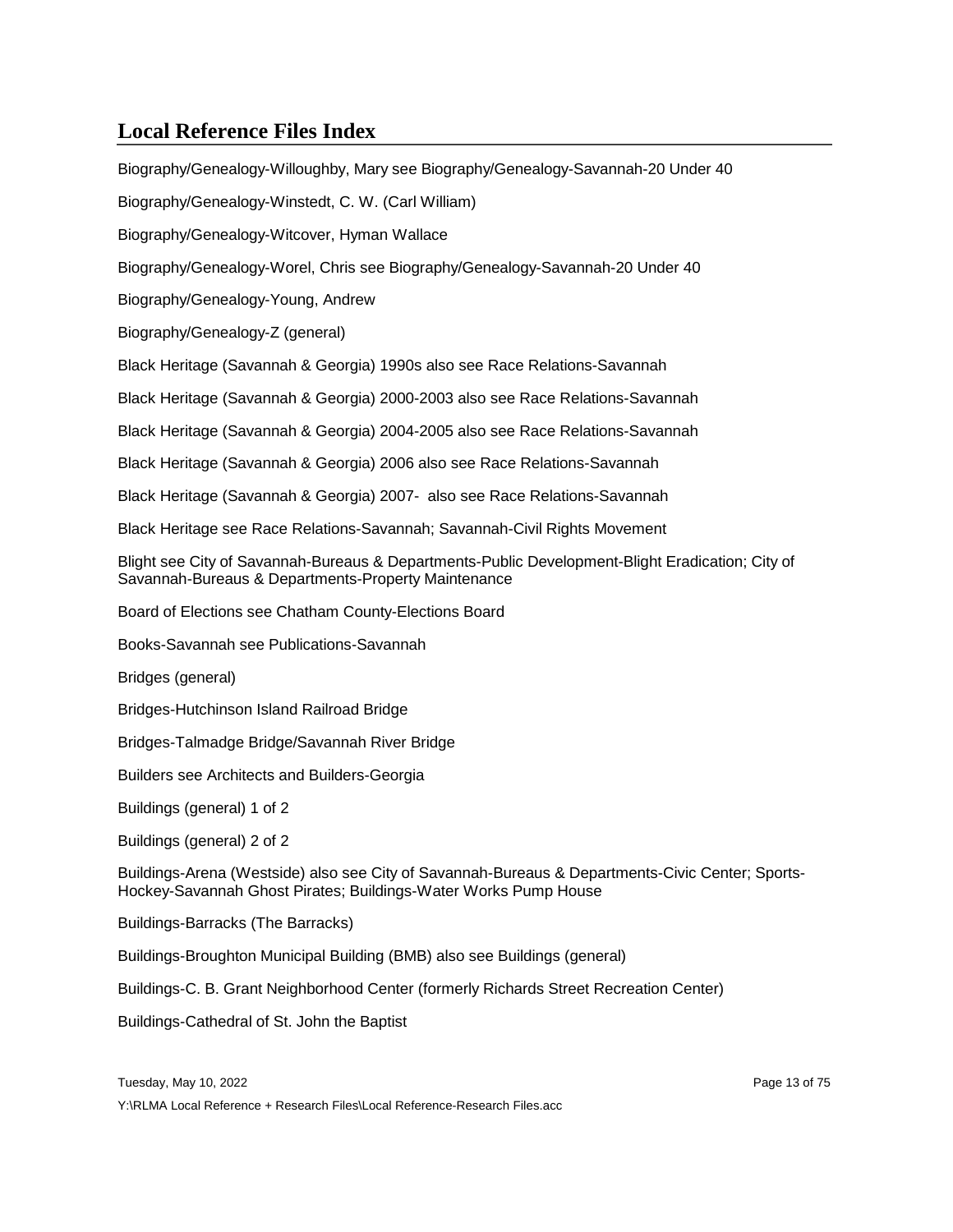## Local Reference Files Index

Biography/Genealogy-Willoughby, Mary see Biography/Genealogy-Savannah-20 Under 40

Biography/Genealogy-Winstedt, C. W. (Carl William)

Biography/Genealogy-Witcover, Hyman Wallace

Biography/Genealogy-Worel, Chris see Biography/Genealogy-Savannah-20 Under 40

Biography/Genealogy-Young, Andrew

Biography/Genealogy-Z (general)

Black Heritage (Savannah & Georgia) 1990s also see Race Relations-Savannah

Black Heritage (Savannah & Georgia) 2000-2003 also see Race Relations-Savannah

Black Heritage (Savannah & Georgia) 2004-2005 also see Race Relations-Savannah

Black Heritage (Savannah & Georgia) 2006 also see Race Relations-Savannah

Black Heritage (Savannah & Georgia) 2007-  also see Race Relations-Savannah

Black Heritage see Race Relations-Savannah; Savannah-Civil Rights Movement

Blight see City of Savannah-Bureaus & Departments-Public Development-Blight Eradication; City of Savannah-Bureaus & Departments-Property Maintenance

Board of Elections see Chatham County-Elections Board

Books-Savannah see Publications-Savannah

Bridges (general)

Bridges-Hutchinson Island Railroad Bridge

Bridges-Talmadge Bridge/Savannah River Bridge

Builders see Architects and Builders-Georgia

Buildings (general) 1 of 2

Buildings (general) 2 of 2

Buildings-Arena (Westside) also see City of Savannah-Bureaus & Departments-Civic Center; Sports-Hockey-Savannah Ghost Pirates; Buildings-Water Works Pump House

Buildings-Barracks (The Barracks)

Buildings-Broughton Municipal Building (BMB) also see Buildings (general)

Buildings-C. B. Grant Neighborhood Center (formerly Richards Street Recreation Center)

Buildings-Cathedral of St. John the Baptist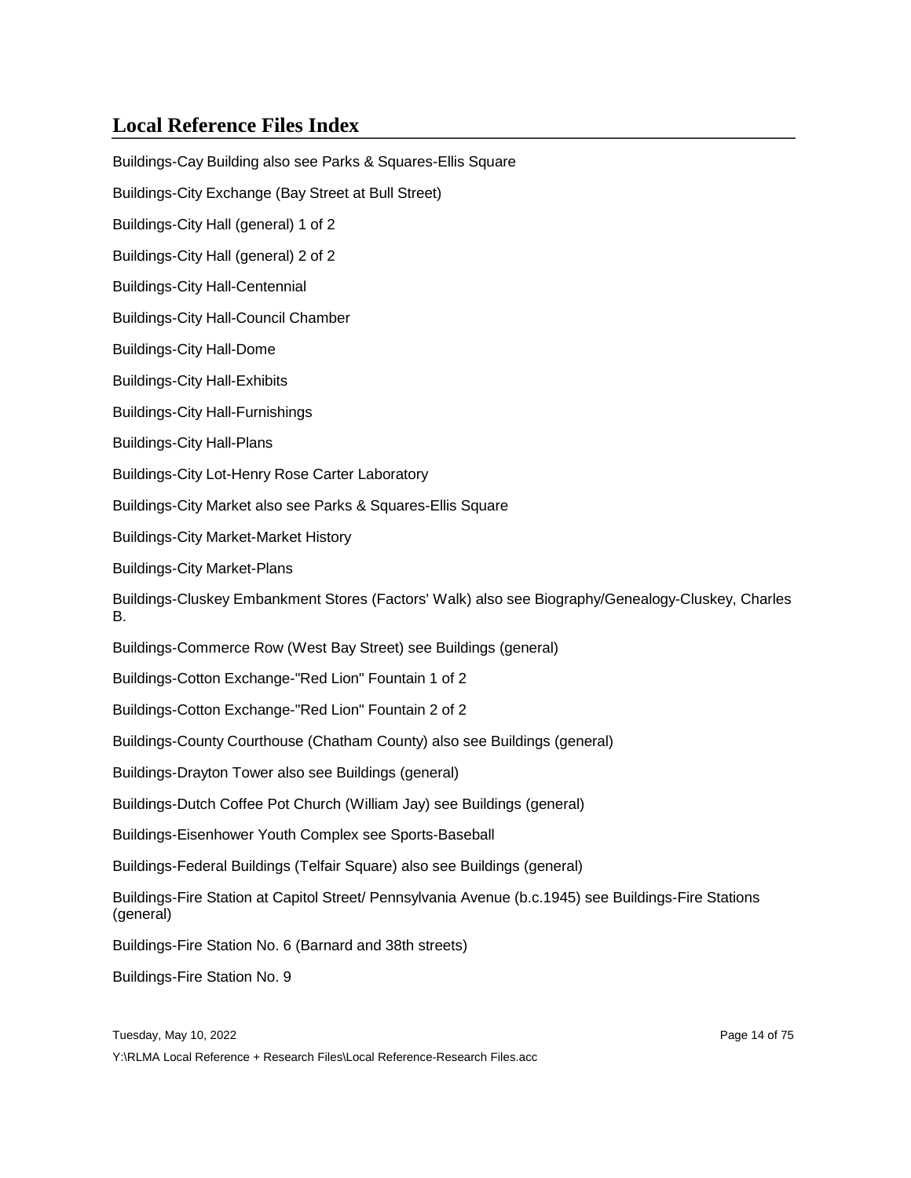# Local Reference Files Index

Buildings-Cay Building also see Parks & Squares-Ellis Square

Buildings-City Exchange (Bay Street at Bull Street)

Buildings-City Hall (general) 1 of 2

Buildings-City Hall (general) 2 of 2

Buildings-City Hall-Centennial

Buildings-City Hall-Council Chamber

Buildings-City Hall-Dome

Buildings-City Hall-Exhibits

Buildings-City Hall-Furnishings

Buildings-City Hall-Plans

Buildings-City Lot-Henry Rose Carter Laboratory

Buildings-City Market also see Parks & Squares-Ellis Square

Buildings-City Market-Market History

Buildings-City Market-Plans

Buildings-Cluskey Embankment Stores (Factors' Walk) also see Biography/Genealogy-Cluskey, Charles B.

Buildings-Commerce Row (West Bay Street) see Buildings (general)

Buildings-Cotton Exchange-"Red Lion" Fountain 1 of 2

Buildings-Cotton Exchange-"Red Lion" Fountain 2 of 2

Buildings-County Courthouse (Chatham County) also see Buildings (general)

Buildings-Drayton Tower also see Buildings (general)

Buildings-Dutch Coffee Pot Church (William Jay) see Buildings (general)

Buildings-Eisenhower Youth Complex see Sports-Baseball

Buildings-Federal Buildings (Telfair Square) also see Buildings (general)

Buildings-Fire Station at Capitol Street/ Pennsylvania Avenue (b.c.1945) see Buildings-Fire Stations (general)

Buildings-Fire Station No. 6 (Barnard and 38th streets)

Buildings-Fire Station No. 9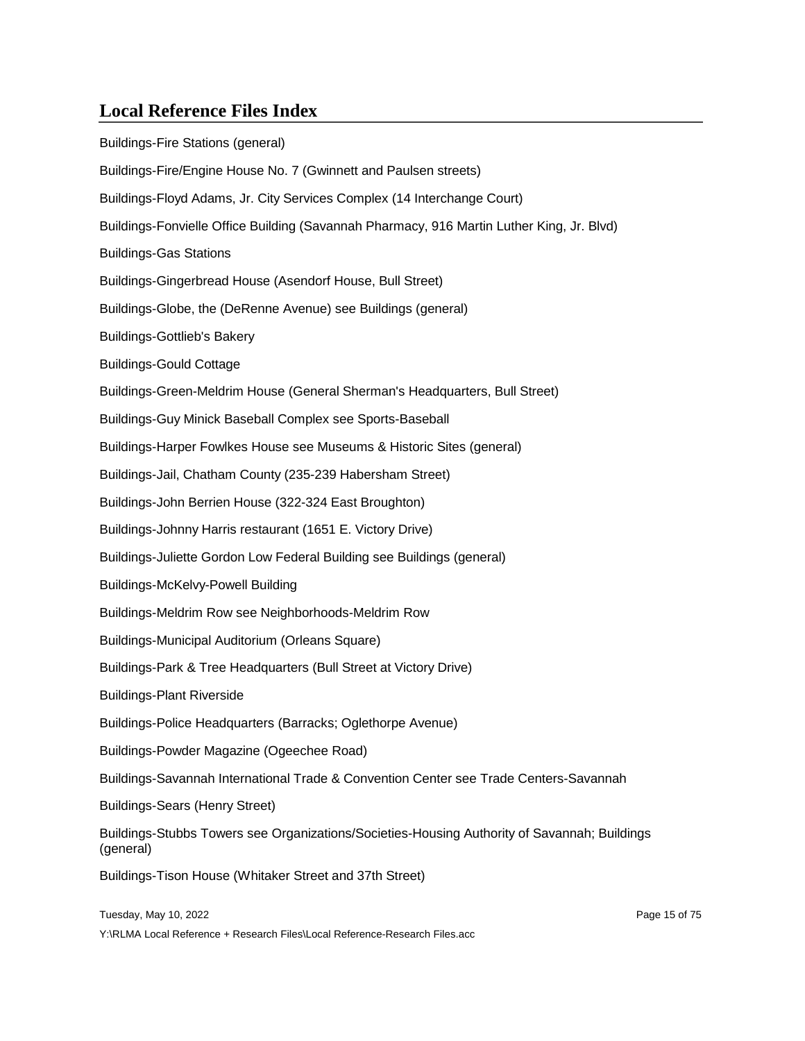## Local Reference Files Index

Buildings-Fire Stations (general)

Buildings-Fire/Engine House No. 7 (Gwinnett and Paulsen streets)

Buildings-Floyd Adams, Jr. City Services Complex (14 Interchange Court)

Buildings-Fonvielle Office Building (Savannah Pharmacy, 916 Martin Luther King, Jr. Blvd)

Buildings-Gas Stations

Buildings-Gingerbread House (Asendorf House, Bull Street)

Buildings-Globe, the (DeRenne Avenue) see Buildings (general)

Buildings-Gottlieb's Bakery

Buildings-Gould Cottage

Buildings-Green-Meldrim House (General Sherman's Headquarters, Bull Street)

Buildings-Guy Minick Baseball Complex see Sports-Baseball

Buildings-Harper Fowlkes House see Museums & Historic Sites (general)

Buildings-Jail, Chatham County (235-239 Habersham Street)

Buildings-John Berrien House (322-324 East Broughton)

Buildings-Johnny Harris restaurant (1651 E. Victory Drive)

Buildings-Juliette Gordon Low Federal Building see Buildings (general)

Buildings-McKelvy-Powell Building

Buildings-Meldrim Row see Neighborhoods-Meldrim Row

Buildings-Municipal Auditorium (Orleans Square)

Buildings-Park & Tree Headquarters (Bull Street at Victory Drive)

Buildings-Plant Riverside

Buildings-Police Headquarters (Barracks; Oglethorpe Avenue)

Buildings-Powder Magazine (Ogeechee Road)

Buildings-Savannah International Trade & Convention Center see Trade Centers-Savannah

Buildings-Sears (Henry Street)

Buildings-Stubbs Towers see Organizations/Societies-Housing Authority of Savannah; Buildings (general)

Buildings-Tison House (Whitaker Street and 37th Street)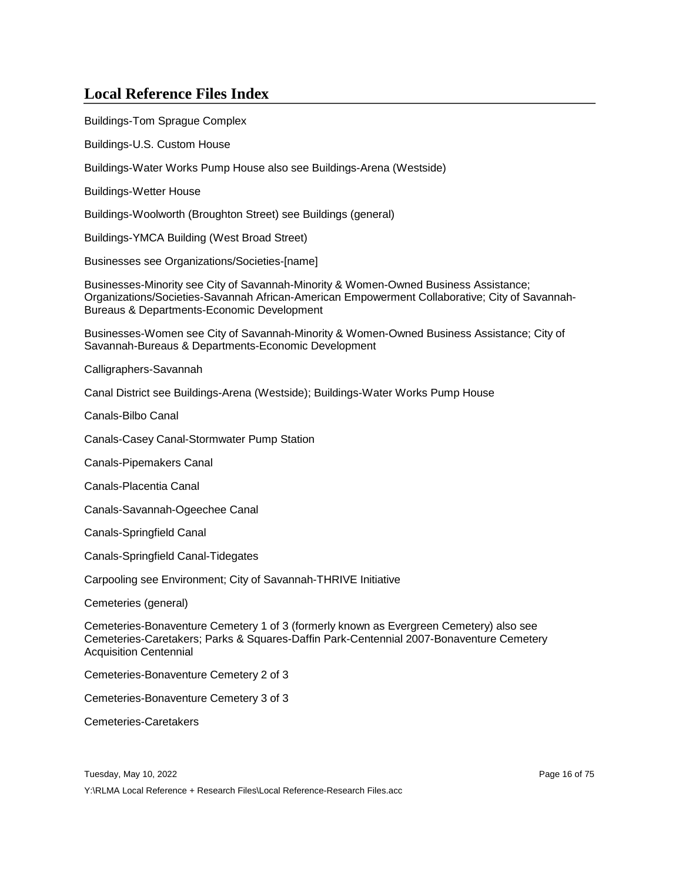## Local Reference Files Index

Buildings-Tom Sprague Complex

Buildings-U.S. Custom House

Buildings-Water Works Pump House also see Buildings-Arena (Westside)

Buildings-Wetter House

Buildings-Woolworth (Broughton Street) see Buildings (general)

Buildings-YMCA Building (West Broad Street)

Businesses see Organizations/Societies-[name]

Businesses-Minority see City of Savannah-Minority & Women-Owned Business Assistance; Organizations/Societies-Savannah African-American Empowerment Collaborative; City of Savannah-Bureaus & Departments-Economic Development

Businesses-Women see City of Savannah-Minority & Women-Owned Business Assistance; City of Savannah-Bureaus & Departments-Economic Development

Calligraphers-Savannah

Canal District see Buildings-Arena (Westside); Buildings-Water Works Pump House

Canals-Bilbo Canal

Canals-Casey Canal-Stormwater Pump Station

Canals-Pipemakers Canal

Canals-Placentia Canal

Canals-Savannah-Ogeechee Canal

Canals-Springfield Canal

Canals-Springfield Canal-Tidegates

Carpooling see Environment; City of Savannah-THRIVE Initiative

Cemeteries (general)

Cemeteries-Bonaventure Cemetery 1 of 3 (formerly known as Evergreen Cemetery) also see Cemeteries-Caretakers; Parks & Squares-Daffin Park-Centennial 2007-Bonaventure Cemetery Acquisition Centennial

Cemeteries-Bonaventure Cemetery 2 of 3

Cemeteries-Bonaventure Cemetery 3 of 3

Cemeteries-Caretakers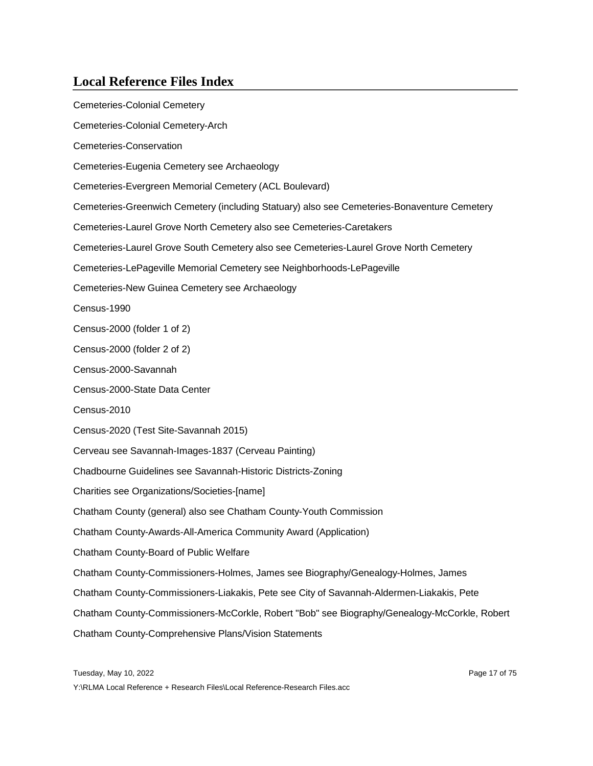## Local Reference Files Index

Cemeteries-Colonial Cemetery

Cemeteries-Colonial Cemetery-Arch

Cemeteries-Conservation

Cemeteries-Eugenia Cemetery see Archaeology

Cemeteries-Evergreen Memorial Cemetery (ACL Boulevard)

Cemeteries-Greenwich Cemetery (including Statuary) also see Cemeteries-Bonaventure Cemetery

Cemeteries-Laurel Grove North Cemetery also see Cemeteries-Caretakers

Cemeteries-Laurel Grove South Cemetery also see Cemeteries-Laurel Grove North Cemetery

Cemeteries-LePageville Memorial Cemetery see Neighborhoods-LePageville

Cemeteries-New Guinea Cemetery see Archaeology

Census-1990

Census-2000 (folder 1 of 2)

Census-2000 (folder 2 of 2)

Census-2000-Savannah

Census-2000-State Data Center

Census-2010

Census-2020 (Test Site-Savannah 2015)

Cerveau see Savannah-Images-1837 (Cerveau Painting)

Chadbourne Guidelines see Savannah-Historic Districts-Zoning

Charities see Organizations/Societies-[name]

Chatham County (general) also see Chatham County-Youth Commission

Chatham County-Awards-All-America Community Award (Application)

Chatham County-Board of Public Welfare

Chatham County-Commissioners-Holmes, James see Biography/Genealogy-Holmes, James

Chatham County-Commissioners-Liakakis, Pete see City of Savannah-Aldermen-Liakakis, Pete

Chatham County-Commissioners-McCorkle, Robert "Bob" see Biography/Genealogy-McCorkle, Robert

Chatham County-Comprehensive Plans/Vision Statements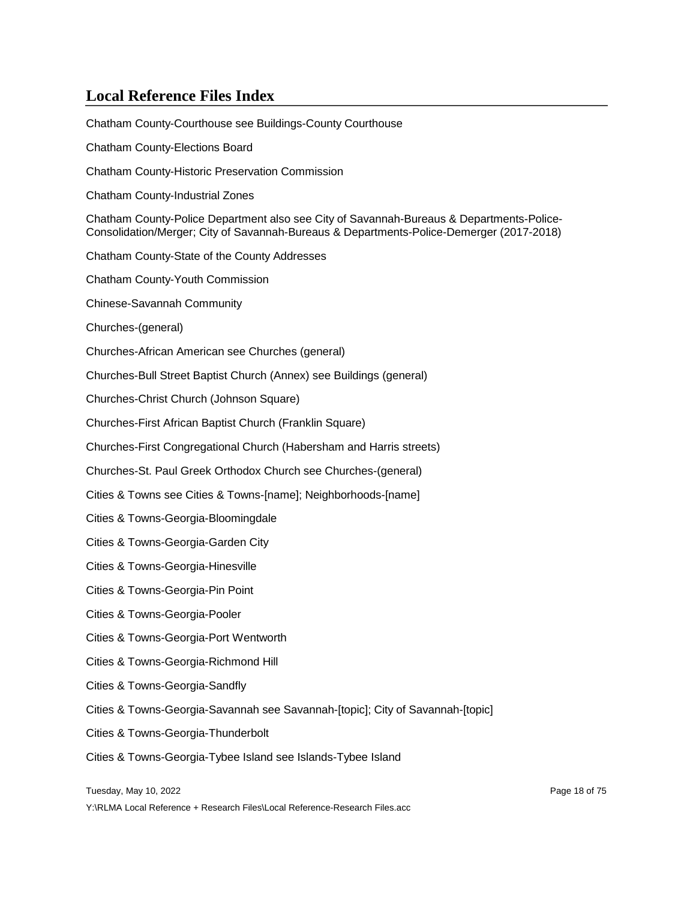## Local Reference Files Index

Chatham County-Courthouse see Buildings-County Courthouse

Chatham County-Elections Board

Chatham County-Historic Preservation Commission

Chatham County-Industrial Zones

Chatham County-Police Department also see City of Savannah-Bureaus & Departments-Police-Consolidation/Merger; City of Savannah-Bureaus & Departments-Police-Demerger (2017-2018)

Chatham County-State of the County Addresses

Chatham County-Youth Commission

Chinese-Savannah Community

Churches-(general)

Churches-African American see Churches (general)

Churches-Bull Street Baptist Church (Annex) see Buildings (general)

Churches-Christ Church (Johnson Square)

Churches-First African Baptist Church (Franklin Square)

Churches-First Congregational Church (Habersham and Harris streets)

Churches-St. Paul Greek Orthodox Church see Churches-(general)

Cities & Towns see Cities & Towns-[name]; Neighborhoods-[name]

Cities & Towns-Georgia-Bloomingdale

Cities & Towns-Georgia-Garden City

Cities & Towns-Georgia-Hinesville

Cities & Towns-Georgia-Pin Point

Cities & Towns-Georgia-Pooler

Cities & Towns-Georgia-Port Wentworth

Cities & Towns-Georgia-Richmond Hill

Cities & Towns-Georgia-Sandfly

Cities & Towns-Georgia-Savannah see Savannah-[topic]; City of Savannah-[topic]

Cities & Towns-Georgia-Thunderbolt

Cities & Towns-Georgia-Tybee Island see Islands-Tybee Island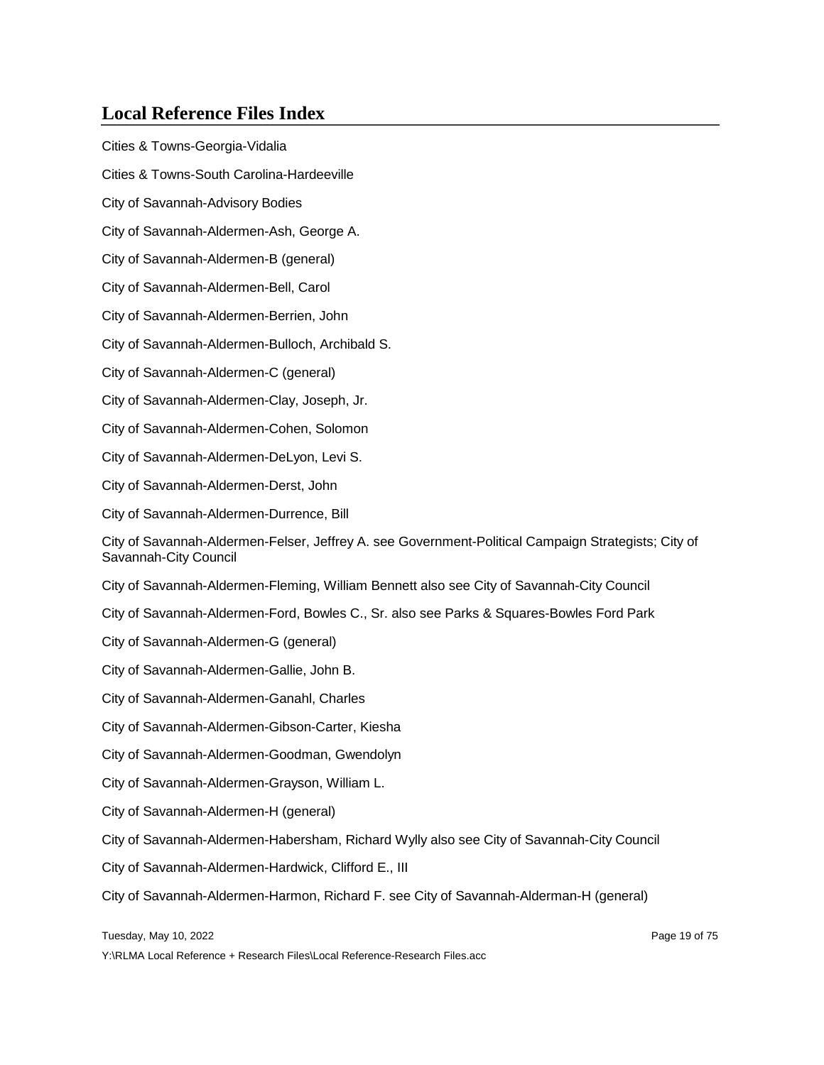## Local Reference Files Index

Cities & Towns-Georgia-Vidalia

Cities & Towns-South Carolina-Hardeeville

City of Savannah-Advisory Bodies

City of Savannah-Aldermen-Ash, George A.

City of Savannah-Aldermen-B (general)

City of Savannah-Aldermen-Bell, Carol

City of Savannah-Aldermen-Berrien, John

City of Savannah-Aldermen-Bulloch, Archibald S.

City of Savannah-Aldermen-C (general)

City of Savannah-Aldermen-Clay, Joseph, Jr.

City of Savannah-Aldermen-Cohen, Solomon

City of Savannah-Aldermen-DeLyon, Levi S.

City of Savannah-Aldermen-Derst, John

City of Savannah-Aldermen-Durrence, Bill

City of Savannah-Aldermen-Felser, Jeffrey A. see Government-Political Campaign Strategists; City of Savannah-City Council

City of Savannah-Aldermen-Fleming, William Bennett also see City of Savannah-City Council

City of Savannah-Aldermen-Ford, Bowles C., Sr. also see Parks & Squares-Bowles Ford Park

City of Savannah-Aldermen-G (general)

City of Savannah-Aldermen-Gallie, John B.

City of Savannah-Aldermen-Ganahl, Charles

City of Savannah-Aldermen-Gibson-Carter, Kiesha

City of Savannah-Aldermen-Goodman, Gwendolyn

City of Savannah-Aldermen-Grayson, William L.

City of Savannah-Aldermen-H (general)

City of Savannah-Aldermen-Habersham, Richard Wylly also see City of Savannah-City Council

City of Savannah-Aldermen-Hardwick, Clifford E., III

City of Savannah-Aldermen-Harmon, Richard F. see City of Savannah-Alderman-H (general)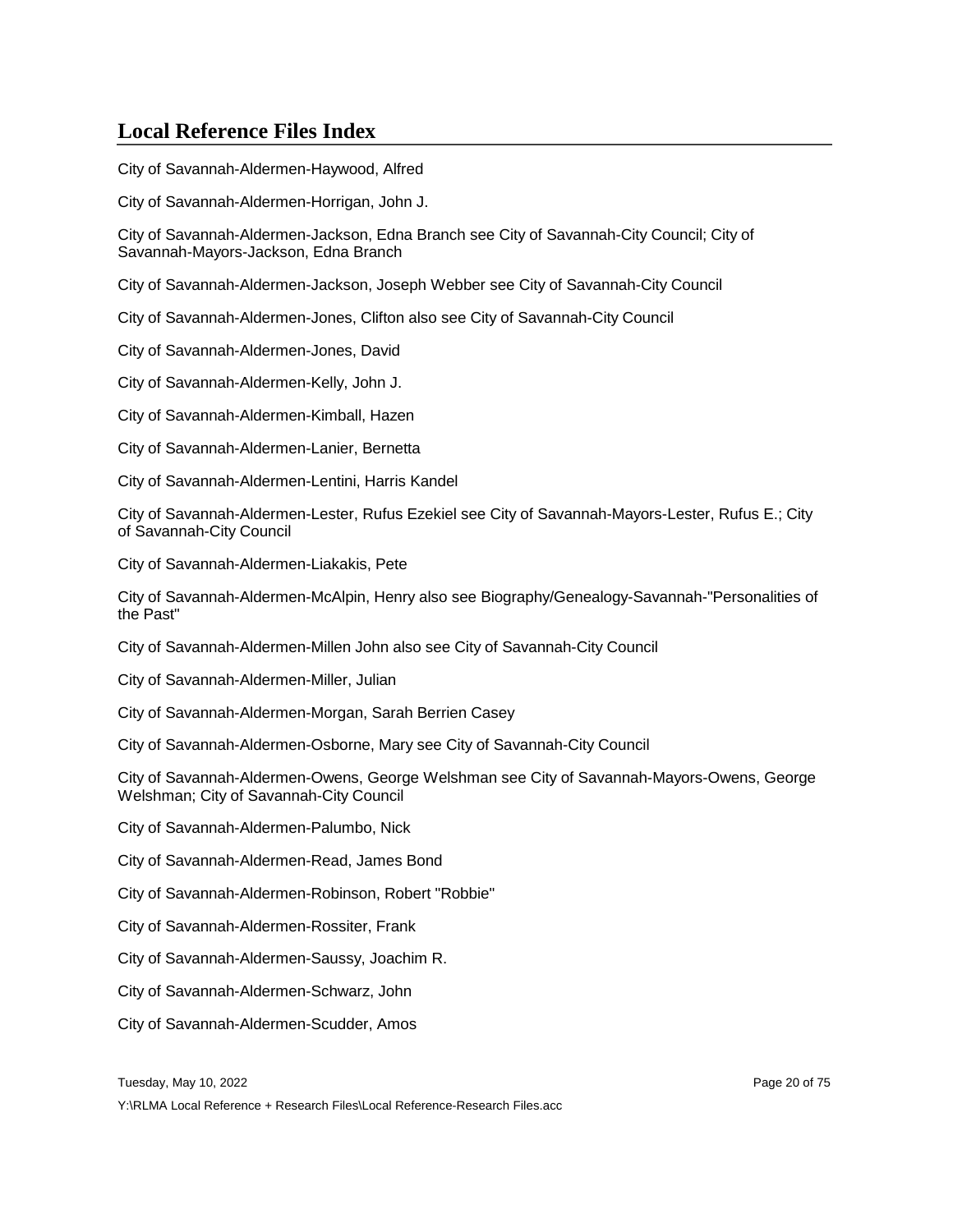## Local Reference Files Index

City of Savannah-Aldermen-Haywood, Alfred

City of Savannah-Aldermen-Horrigan, John J.

City of Savannah-Aldermen-Jackson, Edna Branch see City of Savannah-City Council; City of Savannah-Mayors-Jackson, Edna Branch

City of Savannah-Aldermen-Jackson, Joseph Webber see City of Savannah-City Council

City of Savannah-Aldermen-Jones, Clifton also see City of Savannah-City Council

City of Savannah-Aldermen-Jones, David

City of Savannah-Aldermen-Kelly, John J.

City of Savannah-Aldermen-Kimball, Hazen

City of Savannah-Aldermen-Lanier, Bernetta

City of Savannah-Aldermen-Lentini, Harris Kandel

City of Savannah-Aldermen-Lester, Rufus Ezekiel see City of Savannah-Mayors-Lester, Rufus E.; City of Savannah-City Council

City of Savannah-Aldermen-Liakakis, Pete

City of Savannah-Aldermen-McAlpin, Henry also see Biography/Genealogy-Savannah-"Personalities of the Past"

City of Savannah-Aldermen-Millen John also see City of Savannah-City Council

City of Savannah-Aldermen-Miller, Julian

City of Savannah-Aldermen-Morgan, Sarah Berrien Casey

City of Savannah-Aldermen-Osborne, Mary see City of Savannah-City Council

City of Savannah-Aldermen-Owens, George Welshman see City of Savannah-Mayors-Owens, George Welshman; City of Savannah-City Council

City of Savannah-Aldermen-Palumbo, Nick

City of Savannah-Aldermen-Read, James Bond

City of Savannah-Aldermen-Robinson, Robert "Robbie"

City of Savannah-Aldermen-Rossiter, Frank

City of Savannah-Aldermen-Saussy, Joachim R.

City of Savannah-Aldermen-Schwarz, John

City of Savannah-Aldermen-Scudder, Amos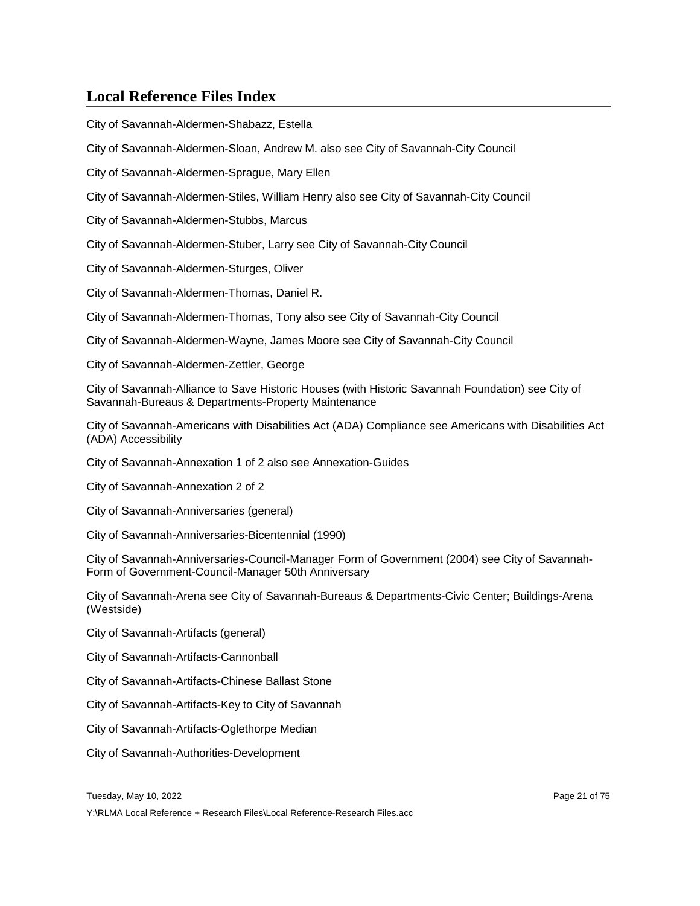## Local Reference Files Index

City of Savannah-Aldermen-Shabazz, Estella

City of Savannah-Aldermen-Sloan, Andrew M. also see City of Savannah-City Council

City of Savannah-Aldermen-Sprague, Mary Ellen

City of Savannah-Aldermen-Stiles, William Henry also see City of Savannah-City Council

City of Savannah-Aldermen-Stubbs, Marcus

City of Savannah-Aldermen-Stuber, Larry see City of Savannah-City Council

City of Savannah-Aldermen-Sturges, Oliver

City of Savannah-Aldermen-Thomas, Daniel R.

City of Savannah-Aldermen-Thomas, Tony also see City of Savannah-City Council

City of Savannah-Aldermen-Wayne, James Moore see City of Savannah-City Council

City of Savannah-Aldermen-Zettler, George

City of Savannah-Alliance to Save Historic Houses (with Historic Savannah Foundation) see City of Savannah-Bureaus & Departments-Property Maintenance

City of Savannah-Americans with Disabilities Act (ADA) Compliance see Americans with Disabilities Act (ADA) Accessibility

City of Savannah-Annexation 1 of 2 also see Annexation-Guides

City of Savannah-Annexation 2 of 2

City of Savannah-Anniversaries (general)

City of Savannah-Anniversaries-Bicentennial (1990)

City of Savannah-Anniversaries-Council-Manager Form of Government (2004) see City of Savannah-Form of Government-Council-Manager 50th Anniversary

City of Savannah-Arena see City of Savannah-Bureaus & Departments-Civic Center; Buildings-Arena (Westside)

City of Savannah-Artifacts (general)

City of Savannah-Artifacts-Cannonball

City of Savannah-Artifacts-Chinese Ballast Stone

City of Savannah-Artifacts-Key to City of Savannah

City of Savannah-Artifacts-Oglethorpe Median

City of Savannah-Authorities-Development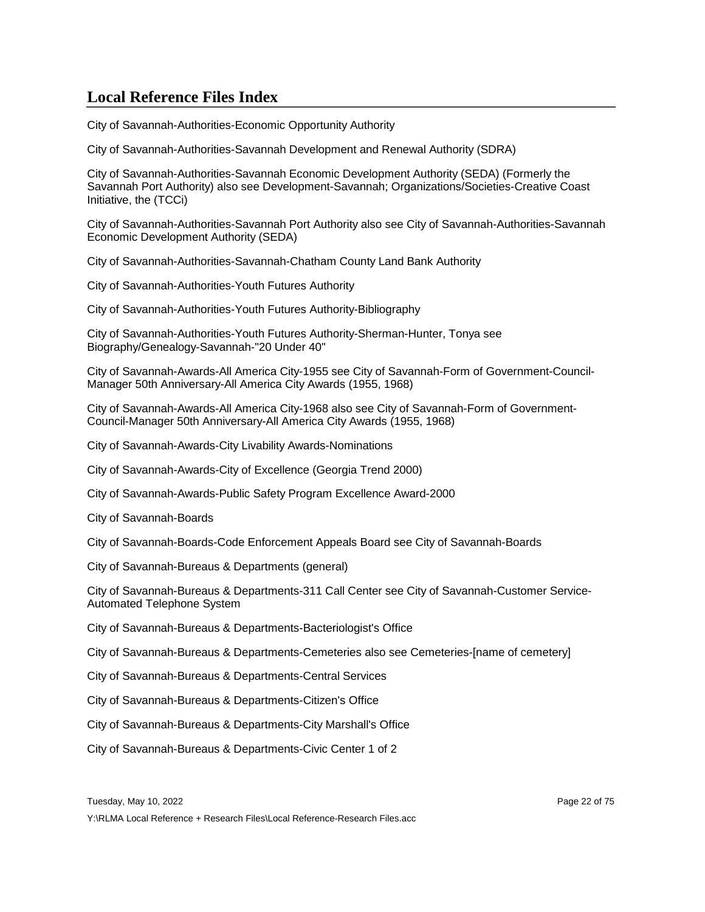## Local Reference Files Index

City of Savannah-Authorities-Economic Opportunity Authority

City of Savannah-Authorities-Savannah Development and Renewal Authority (SDRA)

City of Savannah-Authorities-Savannah Economic Development Authority (SEDA) (Formerly the Savannah Port Authority) also see Development-Savannah; Organizations/Societies-Creative Coast Initiative, the (TCCi)

City of Savannah-Authorities-Savannah Port Authority also see City of Savannah-Authorities-Savannah Economic Development Authority (SEDA)

City of Savannah-Authorities-Savannah-Chatham County Land Bank Authority

City of Savannah-Authorities-Youth Futures Authority

City of Savannah-Authorities-Youth Futures Authority-Bibliography

City of Savannah-Authorities-Youth Futures Authority-Sherman-Hunter, Tonya see Biography/Genealogy-Savannah-"20 Under 40"

City of Savannah-Awards-All America City-1955 see City of Savannah-Form of Government-Council-Manager 50th Anniversary-All America City Awards (1955, 1968)

City of Savannah-Awards-All America City-1968 also see City of Savannah-Form of Government-Council-Manager 50th Anniversary-All America City Awards (1955, 1968)

City of Savannah-Awards-City Livability Awards-Nominations

City of Savannah-Awards-City of Excellence (Georgia Trend 2000)

City of Savannah-Awards-Public Safety Program Excellence Award-2000

City of Savannah-Boards

City of Savannah-Boards-Code Enforcement Appeals Board see City of Savannah-Boards

City of Savannah-Bureaus & Departments (general)

City of Savannah-Bureaus & Departments-311 Call Center see City of Savannah-Customer Service-Automated Telephone System

City of Savannah-Bureaus & Departments-Bacteriologist's Office

City of Savannah-Bureaus & Departments-Cemeteries also see Cemeteries-[name of cemetery]

City of Savannah-Bureaus & Departments-Central Services

City of Savannah-Bureaus & Departments-Citizen's Office

City of Savannah-Bureaus & Departments-City Marshall's Office

City of Savannah-Bureaus & Departments-Civic Center 1 of 2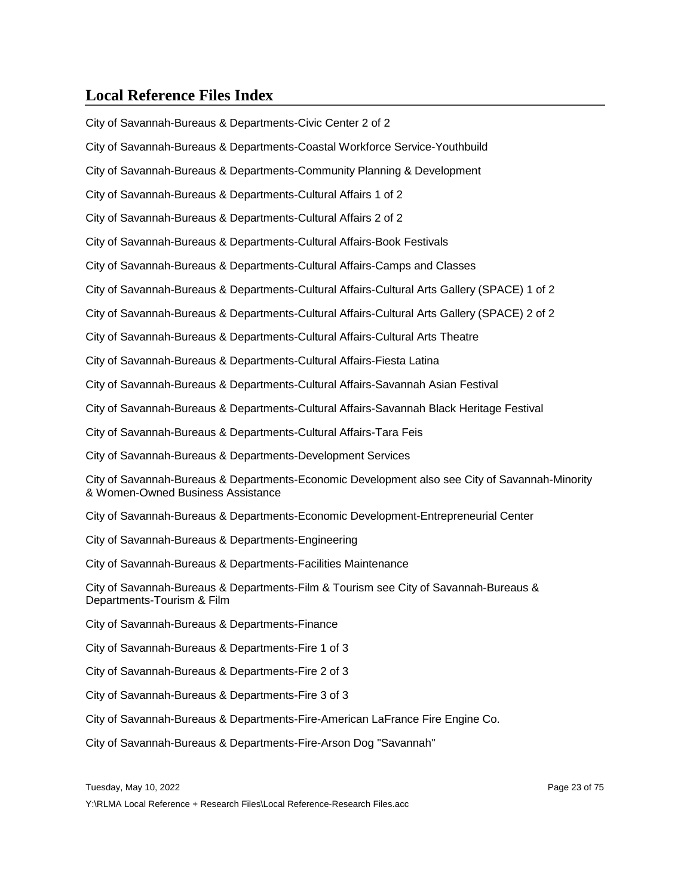## Local Reference Files Index

City of Savannah-Bureaus & Departments-Civic Center 2 of 2

City of Savannah-Bureaus & Departments-Coastal Workforce Service-Youthbuild

City of Savannah-Bureaus & Departments-Community Planning & Development

City of Savannah-Bureaus & Departments-Cultural Affairs 1 of 2

City of Savannah-Bureaus & Departments-Cultural Affairs 2 of 2

City of Savannah-Bureaus & Departments-Cultural Affairs-Book Festivals

City of Savannah-Bureaus & Departments-Cultural Affairs-Camps and Classes

City of Savannah-Bureaus & Departments-Cultural Affairs-Cultural Arts Gallery (SPACE) 1 of 2

City of Savannah-Bureaus & Departments-Cultural Affairs-Cultural Arts Gallery (SPACE) 2 of 2

City of Savannah-Bureaus & Departments-Cultural Affairs-Cultural Arts Theatre

City of Savannah-Bureaus & Departments-Cultural Affairs-Fiesta Latina

City of Savannah-Bureaus & Departments-Cultural Affairs-Savannah Asian Festival

City of Savannah-Bureaus & Departments-Cultural Affairs-Savannah Black Heritage Festival

City of Savannah-Bureaus & Departments-Cultural Affairs-Tara Feis

City of Savannah-Bureaus & Departments-Development Services

City of Savannah-Bureaus & Departments-Economic Development also see City of Savannah-Minority & Women-Owned Business Assistance

City of Savannah-Bureaus & Departments-Economic Development-Entrepreneurial Center

City of Savannah-Bureaus & Departments-Engineering

City of Savannah-Bureaus & Departments-Facilities Maintenance

City of Savannah-Bureaus & Departments-Film & Tourism see City of Savannah-Bureaus & Departments-Tourism & Film

City of Savannah-Bureaus & Departments-Finance

City of Savannah-Bureaus & Departments-Fire 1 of 3

City of Savannah-Bureaus & Departments-Fire 2 of 3

City of Savannah-Bureaus & Departments-Fire 3 of 3

City of Savannah-Bureaus & Departments-Fire-American LaFrance Fire Engine Co.

City of Savannah-Bureaus & Departments-Fire-Arson Dog "Savannah"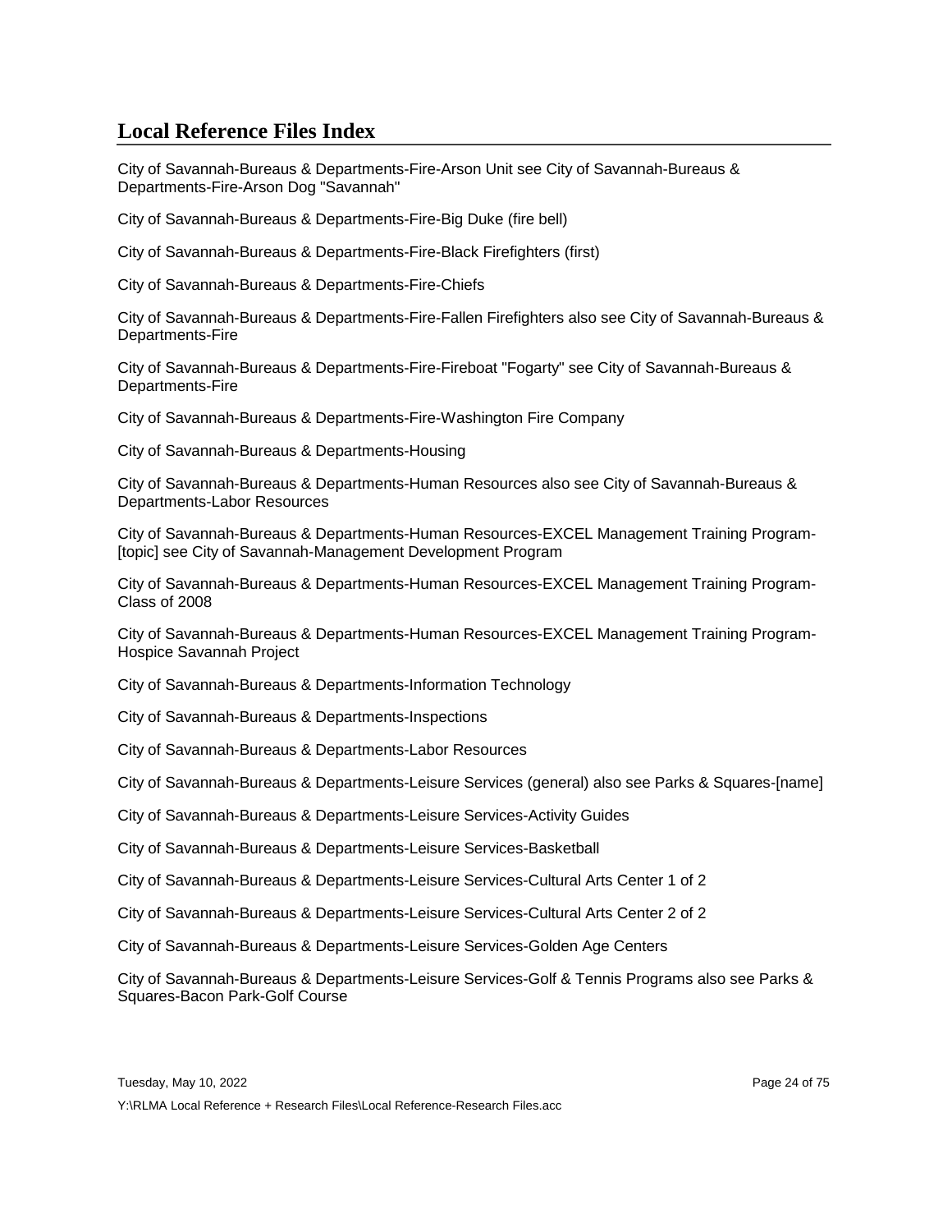## Local Reference Files Index

City of Savannah-Bureaus & Departments-Fire-Arson Unit see City of Savannah-Bureaus & Departments-Fire-Arson Dog "Savannah"

City of Savannah-Bureaus & Departments-Fire-Big Duke (fire bell)

City of Savannah-Bureaus & Departments-Fire-Black Firefighters (first)

City of Savannah-Bureaus & Departments-Fire-Chiefs

City of Savannah-Bureaus & Departments-Fire-Fallen Firefighters also see City of Savannah-Bureaus & Departments-Fire

City of Savannah-Bureaus & Departments-Fire-Fireboat "Fogarty" see City of Savannah-Bureaus & Departments-Fire

City of Savannah-Bureaus & Departments-Fire-Washington Fire Company

City of Savannah-Bureaus & Departments-Housing

City of Savannah-Bureaus & Departments-Human Resources also see City of Savannah-Bureaus & Departments-Labor Resources

City of Savannah-Bureaus & Departments-Human Resources-EXCEL Management Training Program-[topic] see City of Savannah-Management Development Program

City of Savannah-Bureaus & Departments-Human Resources-EXCEL Management Training Program-Class of 2008

City of Savannah-Bureaus & Departments-Human Resources-EXCEL Management Training Program-Hospice Savannah Project

City of Savannah-Bureaus & Departments-Information Technology

City of Savannah-Bureaus & Departments-Inspections

City of Savannah-Bureaus & Departments-Labor Resources

City of Savannah-Bureaus & Departments-Leisure Services (general) also see Parks & Squares-[name]

City of Savannah-Bureaus & Departments-Leisure Services-Activity Guides

City of Savannah-Bureaus & Departments-Leisure Services-Basketball

City of Savannah-Bureaus & Departments-Leisure Services-Cultural Arts Center 1 of 2

City of Savannah-Bureaus & Departments-Leisure Services-Cultural Arts Center 2 of 2

City of Savannah-Bureaus & Departments-Leisure Services-Golden Age Centers

City of Savannah-Bureaus & Departments-Leisure Services-Golf & Tennis Programs also see Parks & Squares-Bacon Park-Golf Course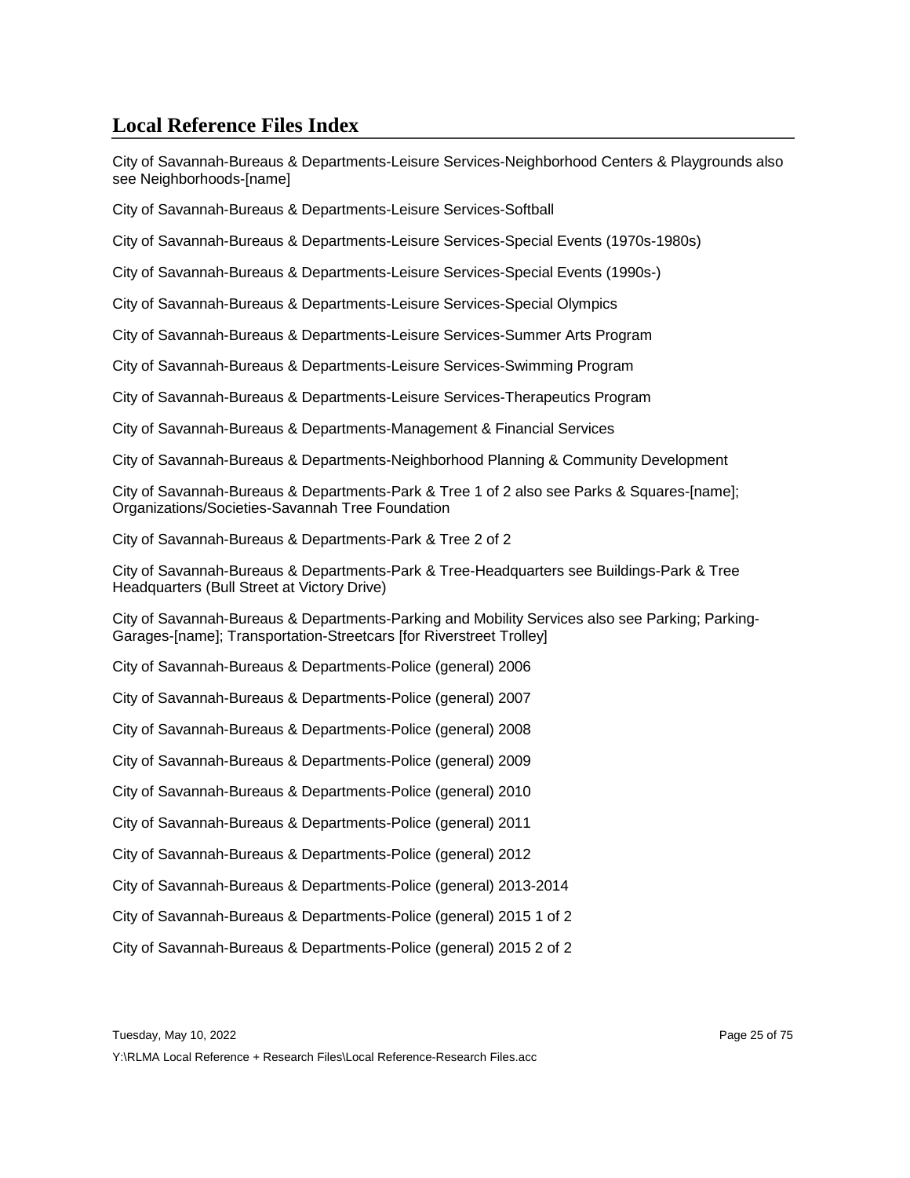## Local Reference Files Index

City of Savannah-Bureaus & Departments-Leisure Services-Neighborhood Centers & Playgrounds also see Neighborhoods-[name]

City of Savannah-Bureaus & Departments-Leisure Services-Softball

City of Savannah-Bureaus & Departments-Leisure Services-Special Events (1970s-1980s)

City of Savannah-Bureaus & Departments-Leisure Services-Special Events (1990s-)

City of Savannah-Bureaus & Departments-Leisure Services-Special Olympics

City of Savannah-Bureaus & Departments-Leisure Services-Summer Arts Program

City of Savannah-Bureaus & Departments-Leisure Services-Swimming Program

City of Savannah-Bureaus & Departments-Leisure Services-Therapeutics Program

City of Savannah-Bureaus & Departments-Management & Financial Services

City of Savannah-Bureaus & Departments-Neighborhood Planning & Community Development

City of Savannah-Bureaus & Departments-Park & Tree 1 of 2 also see Parks & Squares-[name]; Organizations/Societies-Savannah Tree Foundation

City of Savannah-Bureaus & Departments-Park & Tree 2 of 2

City of Savannah-Bureaus & Departments-Park & Tree-Headquarters see Buildings-Park & Tree Headquarters (Bull Street at Victory Drive)

City of Savannah-Bureaus & Departments-Parking and Mobility Services also see Parking; Parking-Garages-[name]; Transportation-Streetcars [for Riverstreet Trolley]

City of Savannah-Bureaus & Departments-Police (general) 2006

City of Savannah-Bureaus & Departments-Police (general) 2007

City of Savannah-Bureaus & Departments-Police (general) 2008

City of Savannah-Bureaus & Departments-Police (general) 2009

City of Savannah-Bureaus & Departments-Police (general) 2010

City of Savannah-Bureaus & Departments-Police (general) 2011

City of Savannah-Bureaus & Departments-Police (general) 2012

City of Savannah-Bureaus & Departments-Police (general) 2013-2014

City of Savannah-Bureaus & Departments-Police (general) 2015 1 of 2

City of Savannah-Bureaus & Departments-Police (general) 2015 2 of 2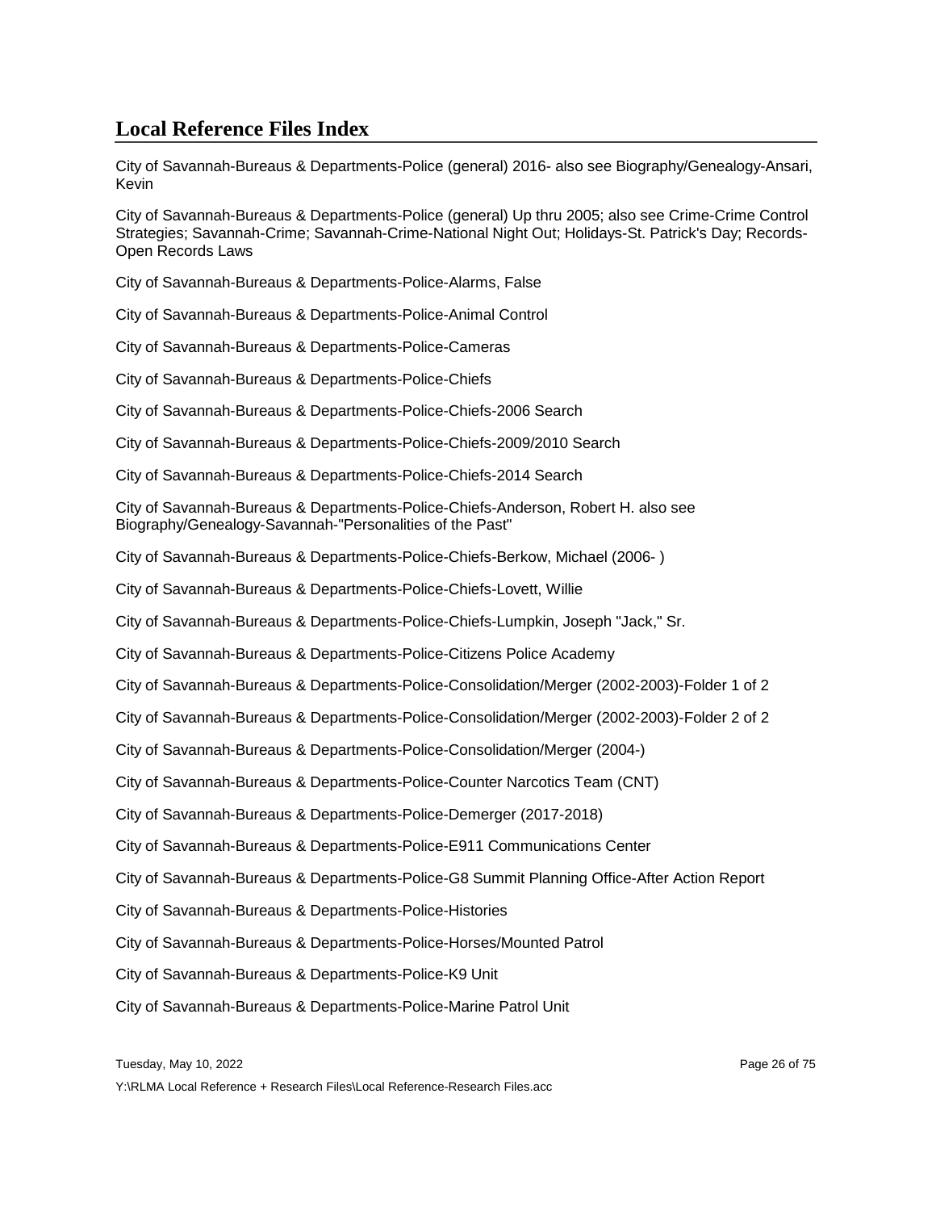## Local Reference Files Index

City of Savannah-Bureaus & Departments-Police (general) 2016- also see Biography/Genealogy-Ansari, Kevin

City of Savannah-Bureaus & Departments-Police (general) Up thru 2005; also see Crime-Crime Control Strategies; Savannah-Crime; Savannah-Crime-National Night Out; Holidays-St. Patrick's Day; Records-Open Records Laws

City of Savannah-Bureaus & Departments-Police-Alarms, False

City of Savannah-Bureaus & Departments-Police-Animal Control

City of Savannah-Bureaus & Departments-Police-Cameras

City of Savannah-Bureaus & Departments-Police-Chiefs

City of Savannah-Bureaus & Departments-Police-Chiefs-2006 Search

City of Savannah-Bureaus & Departments-Police-Chiefs-2009/2010 Search

City of Savannah-Bureaus & Departments-Police-Chiefs-2014 Search

City of Savannah-Bureaus & Departments-Police-Chiefs-Anderson, Robert H. also see Biography/Genealogy-Savannah-"Personalities of the Past"

City of Savannah-Bureaus & Departments-Police-Chiefs-Berkow, Michael (2006- )

City of Savannah-Bureaus & Departments-Police-Chiefs-Lovett, Willie

City of Savannah-Bureaus & Departments-Police-Chiefs-Lumpkin, Joseph "Jack," Sr.

City of Savannah-Bureaus & Departments-Police-Citizens Police Academy

City of Savannah-Bureaus & Departments-Police-Consolidation/Merger (2002-2003)-Folder 1 of 2

City of Savannah-Bureaus & Departments-Police-Consolidation/Merger (2002-2003)-Folder 2 of 2

City of Savannah-Bureaus & Departments-Police-Consolidation/Merger (2004-)

City of Savannah-Bureaus & Departments-Police-Counter Narcotics Team (CNT)

City of Savannah-Bureaus & Departments-Police-Demerger (2017-2018)

City of Savannah-Bureaus & Departments-Police-E911 Communications Center

City of Savannah-Bureaus & Departments-Police-G8 Summit Planning Office-After Action Report

City of Savannah-Bureaus & Departments-Police-Histories

City of Savannah-Bureaus & Departments-Police-Horses/Mounted Patrol

City of Savannah-Bureaus & Departments-Police-K9 Unit

City of Savannah-Bureaus & Departments-Police-Marine Patrol Unit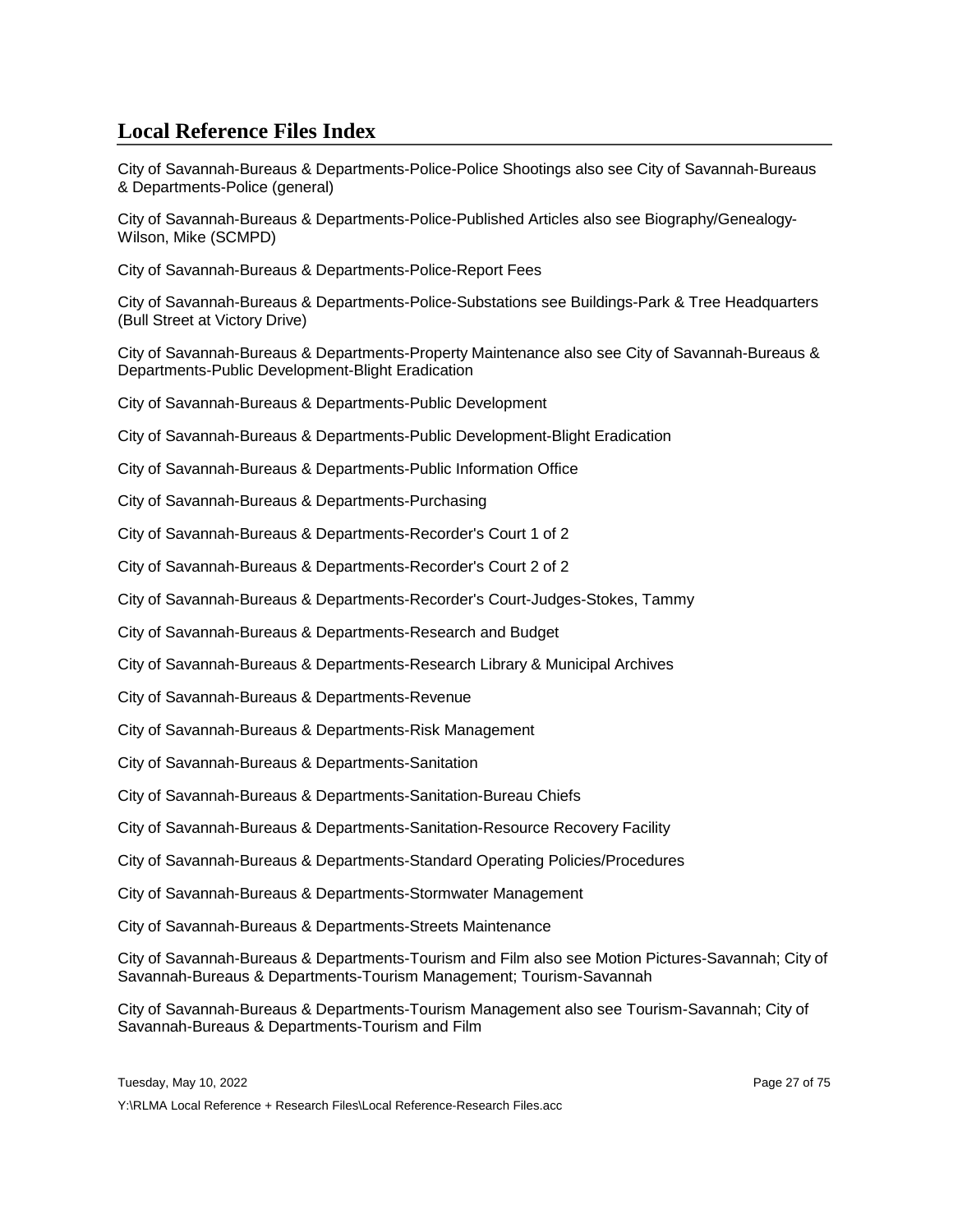## Local Reference Files Index

City of Savannah-Bureaus & Departments-Police-Police Shootings also see City of Savannah-Bureaus & Departments-Police (general)

City of Savannah-Bureaus & Departments-Police-Published Articles also see Biography/Genealogy-Wilson, Mike (SCMPD)

City of Savannah-Bureaus & Departments-Police-Report Fees

City of Savannah-Bureaus & Departments-Police-Substations see Buildings-Park & Tree Headquarters (Bull Street at Victory Drive)

City of Savannah-Bureaus & Departments-Property Maintenance also see City of Savannah-Bureaus & Departments-Public Development-Blight Eradication

City of Savannah-Bureaus & Departments-Public Development

City of Savannah-Bureaus & Departments-Public Development-Blight Eradication

City of Savannah-Bureaus & Departments-Public Information Office

City of Savannah-Bureaus & Departments-Purchasing

City of Savannah-Bureaus & Departments-Recorder's Court 1 of 2

City of Savannah-Bureaus & Departments-Recorder's Court 2 of 2

City of Savannah-Bureaus & Departments-Recorder's Court-Judges-Stokes, Tammy

City of Savannah-Bureaus & Departments-Research and Budget

City of Savannah-Bureaus & Departments-Research Library & Municipal Archives

City of Savannah-Bureaus & Departments-Revenue

City of Savannah-Bureaus & Departments-Risk Management

City of Savannah-Bureaus & Departments-Sanitation

City of Savannah-Bureaus & Departments-Sanitation-Bureau Chiefs

City of Savannah-Bureaus & Departments-Sanitation-Resource Recovery Facility

City of Savannah-Bureaus & Departments-Standard Operating Policies/Procedures

City of Savannah-Bureaus & Departments-Stormwater Management

City of Savannah-Bureaus & Departments-Streets Maintenance

City of Savannah-Bureaus & Departments-Tourism and Film also see Motion Pictures-Savannah; City of Savannah-Bureaus & Departments-Tourism Management; Tourism-Savannah

City of Savannah-Bureaus & Departments-Tourism Management also see Tourism-Savannah; City of Savannah-Bureaus & Departments-Tourism and Film

Tuesday, May 10, 2022

Y:\RLMA Local Reference + Research Files\Local Reference-Research Files.acc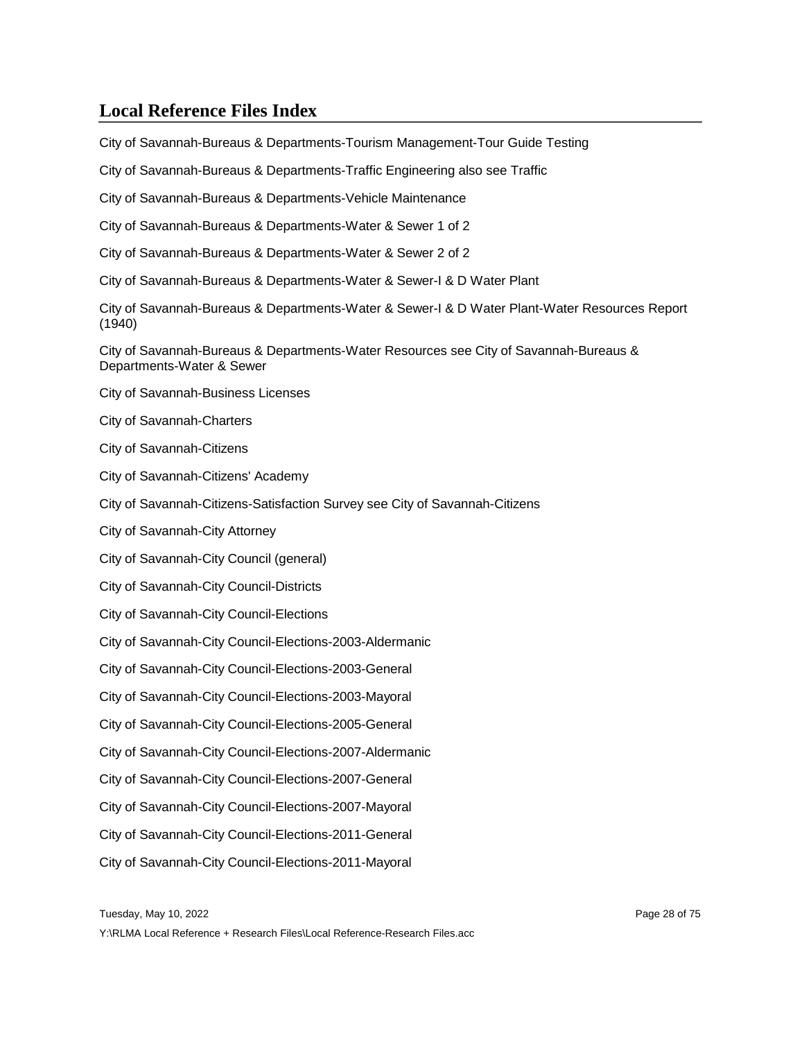## Local Reference Files Index

City of Savannah-Bureaus & Departments-Tourism Management-Tour Guide Testing

City of Savannah-Bureaus & Departments-Traffic Engineering also see Traffic

City of Savannah-Bureaus & Departments-Vehicle Maintenance

City of Savannah-Bureaus & Departments-Water & Sewer 1 of 2

City of Savannah-Bureaus & Departments-Water & Sewer 2 of 2

City of Savannah-Bureaus & Departments-Water & Sewer-I & D Water Plant

City of Savannah-Bureaus & Departments-Water & Sewer-I & D Water Plant-Water Resources Report (1940)

City of Savannah-Bureaus & Departments-Water Resources see City of Savannah-Bureaus & Departments-Water & Sewer

City of Savannah-Business Licenses

City of Savannah-Charters

City of Savannah-Citizens

City of Savannah-Citizens' Academy

City of Savannah-Citizens-Satisfaction Survey see City of Savannah-Citizens

City of Savannah-City Attorney

City of Savannah-City Council (general)

City of Savannah-City Council-Districts

City of Savannah-City Council-Elections

City of Savannah-City Council-Elections-2003-Aldermanic

City of Savannah-City Council-Elections-2003-General

City of Savannah-City Council-Elections-2003-Mayoral

City of Savannah-City Council-Elections-2005-General

City of Savannah-City Council-Elections-2007-Aldermanic

City of Savannah-City Council-Elections-2007-General

City of Savannah-City Council-Elections-2007-Mayoral

City of Savannah-City Council-Elections-2011-General

City of Savannah-City Council-Elections-2011-Mayoral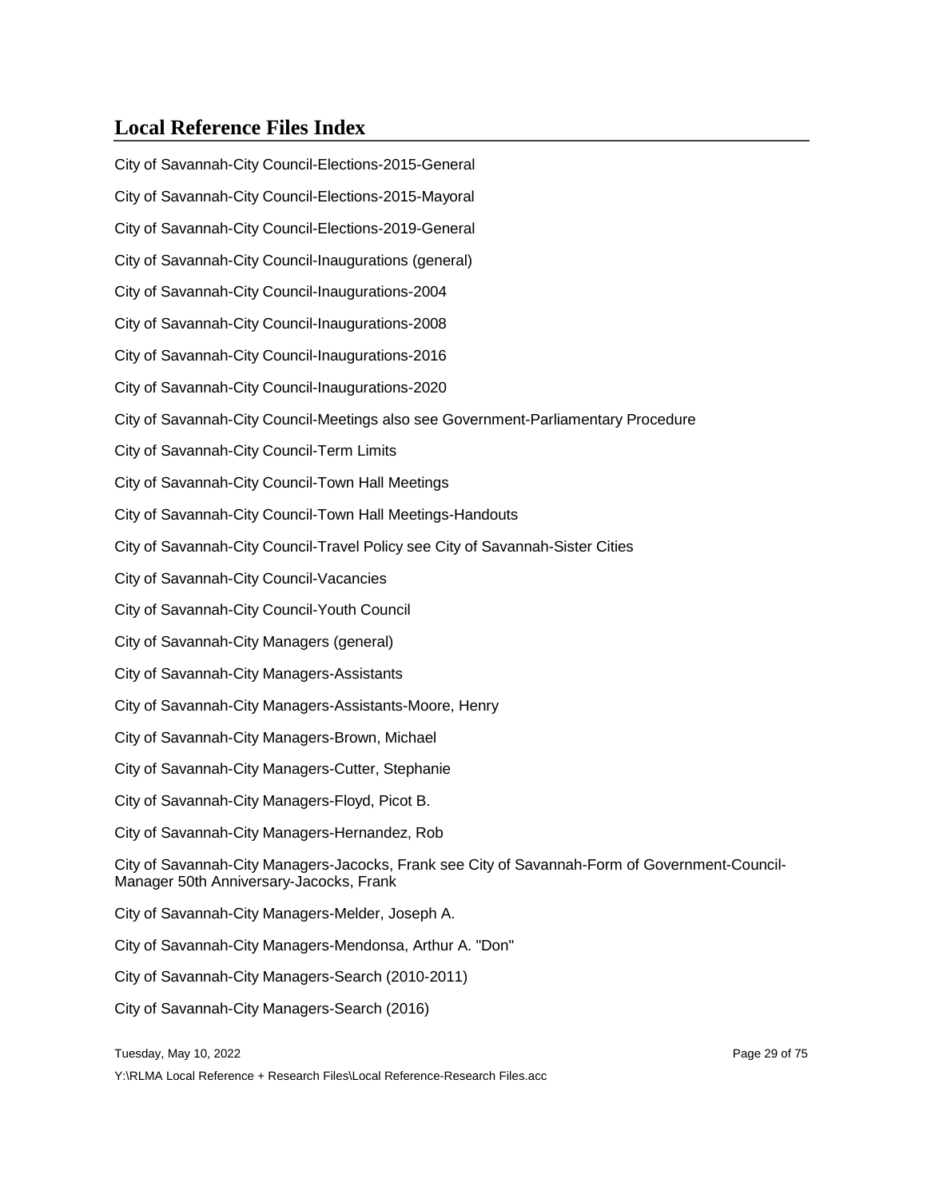# Local Reference Files Index

City of Savannah-City Council-Elections-2015-General

City of Savannah-City Council-Elections-2015-Mayoral

City of Savannah-City Council-Elections-2019-General

City of Savannah-City Council-Inaugurations (general)

City of Savannah-City Council-Inaugurations-2004

City of Savannah-City Council-Inaugurations-2008

City of Savannah-City Council-Inaugurations-2016

City of Savannah-City Council-Inaugurations-2020

City of Savannah-City Council-Meetings also see Government-Parliamentary Procedure

City of Savannah-City Council-Term Limits

City of Savannah-City Council-Town Hall Meetings

City of Savannah-City Council-Town Hall Meetings-Handouts

City of Savannah-City Council-Travel Policy see City of Savannah-Sister Cities

City of Savannah-City Council-Vacancies

City of Savannah-City Council-Youth Council

City of Savannah-City Managers (general)

City of Savannah-City Managers-Assistants

City of Savannah-City Managers-Assistants-Moore, Henry

City of Savannah-City Managers-Brown, Michael

City of Savannah-City Managers-Cutter, Stephanie

City of Savannah-City Managers-Floyd, Picot B.

City of Savannah-City Managers-Hernandez, Rob

City of Savannah-City Managers-Jacocks, Frank see City of Savannah-Form of Government-Council-Manager 50th Anniversary-Jacocks, Frank

City of Savannah-City Managers-Melder, Joseph A.

City of Savannah-City Managers-Mendonsa, Arthur A. "Don"

City of Savannah-City Managers-Search (2010-2011)

City of Savannah-City Managers-Search (2016)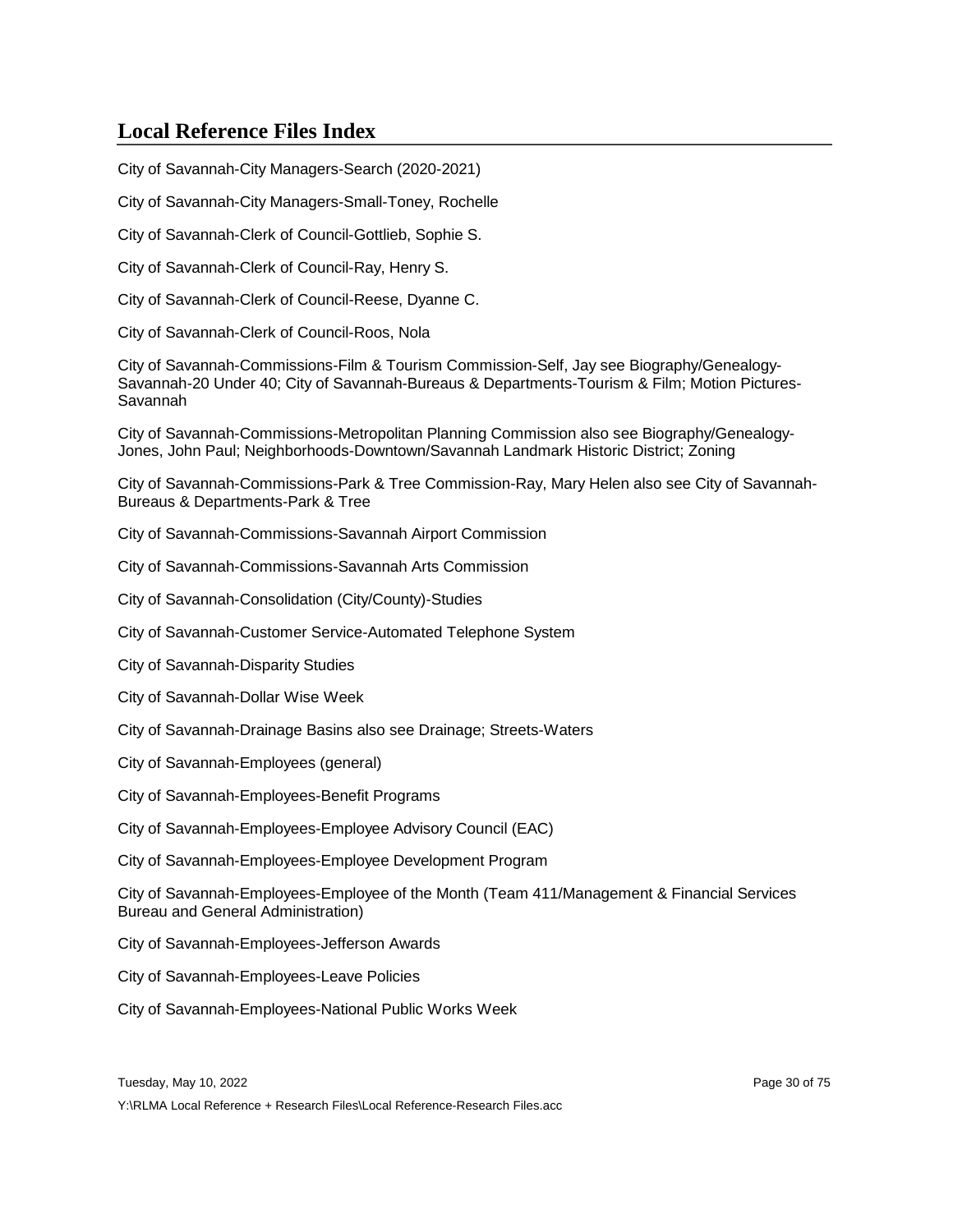## Local Reference Files Index

City of Savannah-City Managers-Search (2020-2021)

City of Savannah-City Managers-Small-Toney, Rochelle

City of Savannah-Clerk of Council-Gottlieb, Sophie S.

City of Savannah-Clerk of Council-Ray, Henry S.

City of Savannah-Clerk of Council-Reese, Dyanne C.

City of Savannah-Clerk of Council-Roos, Nola

City of Savannah-Commissions-Film & Tourism Commission-Self, Jay see Biography/Genealogy-Savannah-20 Under 40; City of Savannah-Bureaus & Departments-Tourism & Film; Motion Pictures-Savannah

City of Savannah-Commissions-Metropolitan Planning Commission also see Biography/Genealogy-Jones, John Paul; Neighborhoods-Downtown/Savannah Landmark Historic District; Zoning

City of Savannah-Commissions-Park & Tree Commission-Ray, Mary Helen also see City of Savannah-Bureaus & Departments-Park & Tree

City of Savannah-Commissions-Savannah Airport Commission

City of Savannah-Commissions-Savannah Arts Commission

City of Savannah-Consolidation (City/County)-Studies

City of Savannah-Customer Service-Automated Telephone System

City of Savannah-Disparity Studies

City of Savannah-Dollar Wise Week

City of Savannah-Drainage Basins also see Drainage; Streets-Waters

City of Savannah-Employees (general)

City of Savannah-Employees-Benefit Programs

City of Savannah-Employees-Employee Advisory Council (EAC)

City of Savannah-Employees-Employee Development Program

City of Savannah-Employees-Employee of the Month (Team 411/Management & Financial Services Bureau and General Administration)

City of Savannah-Employees-Jefferson Awards

City of Savannah-Employees-Leave Policies

City of Savannah-Employees-National Public Works Week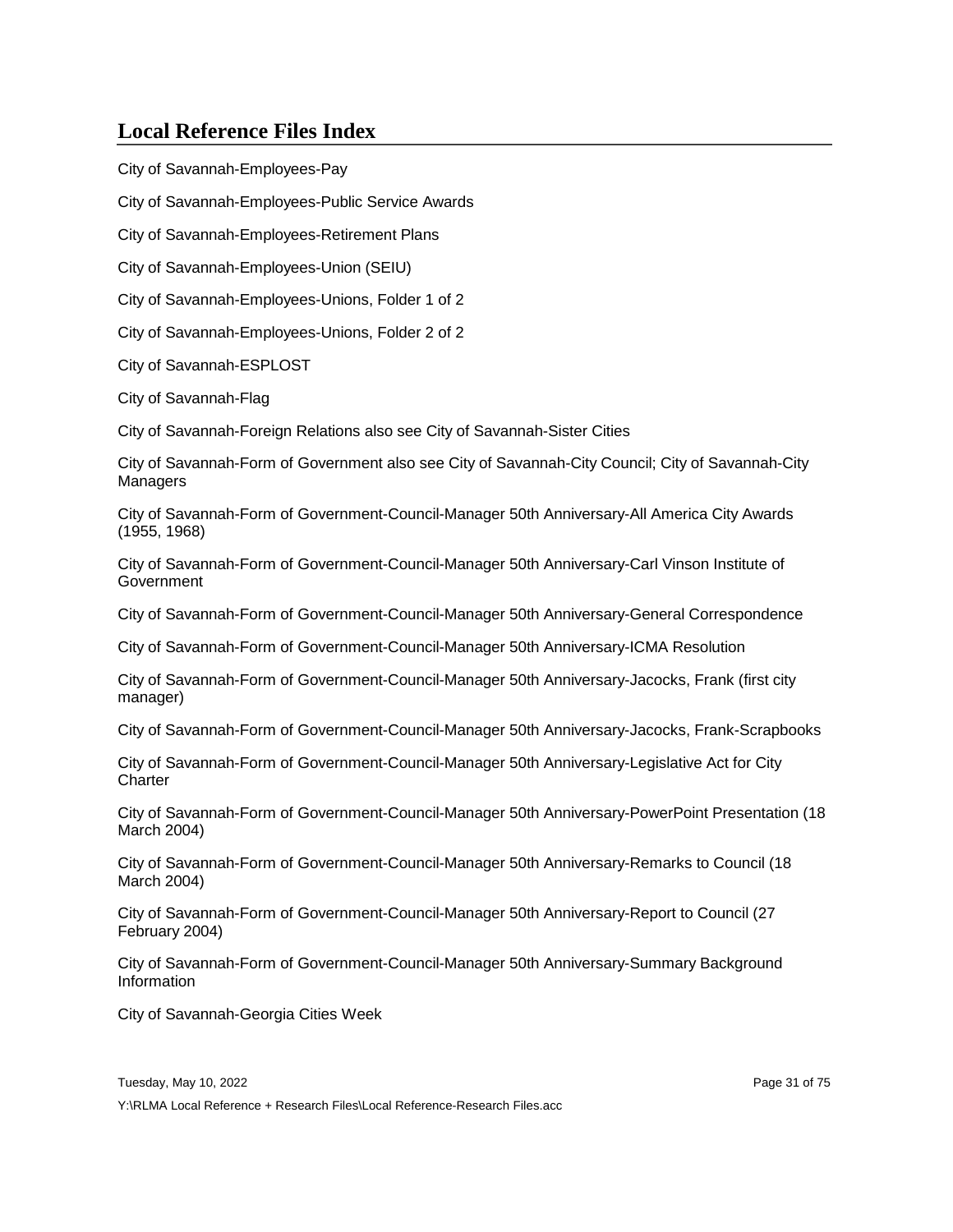## Local Reference Files Index

City of Savannah-Employees-Pay

City of Savannah-Employees-Public Service Awards

City of Savannah-Employees-Retirement Plans

City of Savannah-Employees-Union (SEIU)

City of Savannah-Employees-Unions, Folder 1 of 2

City of Savannah-Employees-Unions, Folder 2 of 2

City of Savannah-ESPLOST

City of Savannah-Flag

City of Savannah-Foreign Relations also see City of Savannah-Sister Cities

City of Savannah-Form of Government also see City of Savannah-City Council; City of Savannah-City Managers

City of Savannah-Form of Government-Council-Manager 50th Anniversary-All America City Awards (1955, 1968)

City of Savannah-Form of Government-Council-Manager 50th Anniversary-Carl Vinson Institute of Government

City of Savannah-Form of Government-Council-Manager 50th Anniversary-General Correspondence

City of Savannah-Form of Government-Council-Manager 50th Anniversary-ICMA Resolution

City of Savannah-Form of Government-Council-Manager 50th Anniversary-Jacocks, Frank (first city manager)

City of Savannah-Form of Government-Council-Manager 50th Anniversary-Jacocks, Frank-Scrapbooks

City of Savannah-Form of Government-Council-Manager 50th Anniversary-Legislative Act for City Charter

City of Savannah-Form of Government-Council-Manager 50th Anniversary-PowerPoint Presentation (18 March 2004)

City of Savannah-Form of Government-Council-Manager 50th Anniversary-Remarks to Council (18 March 2004)

City of Savannah-Form of Government-Council-Manager 50th Anniversary-Report to Council (27 February 2004)

City of Savannah-Form of Government-Council-Manager 50th Anniversary-Summary Background Information

City of Savannah-Georgia Cities Week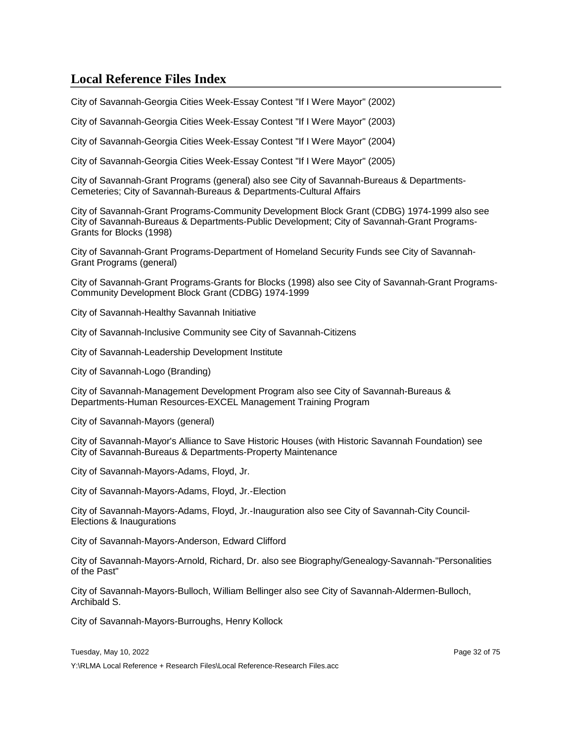## Local Reference Files Index

City of Savannah-Georgia Cities Week-Essay Contest "If I Were Mayor" (2002)

City of Savannah-Georgia Cities Week-Essay Contest "If I Were Mayor" (2003)

City of Savannah-Georgia Cities Week-Essay Contest "If I Were Mayor" (2004)

City of Savannah-Georgia Cities Week-Essay Contest "If I Were Mayor" (2005)

City of Savannah-Grant Programs (general) also see City of Savannah-Bureaus & Departments-Cemeteries; City of Savannah-Bureaus & Departments-Cultural Affairs

City of Savannah-Grant Programs-Community Development Block Grant (CDBG) 1974-1999 also see City of Savannah-Bureaus & Departments-Public Development; City of Savannah-Grant Programs-Grants for Blocks (1998)

City of Savannah-Grant Programs-Department of Homeland Security Funds see City of Savannah-Grant Programs (general)

City of Savannah-Grant Programs-Grants for Blocks (1998) also see City of Savannah-Grant Programs-Community Development Block Grant (CDBG) 1974-1999

City of Savannah-Healthy Savannah Initiative

City of Savannah-Inclusive Community see City of Savannah-Citizens

City of Savannah-Leadership Development Institute

City of Savannah-Logo (Branding)

City of Savannah-Management Development Program also see City of Savannah-Bureaus & Departments-Human Resources-EXCEL Management Training Program

City of Savannah-Mayors (general)

City of Savannah-Mayor's Alliance to Save Historic Houses (with Historic Savannah Foundation) see City of Savannah-Bureaus & Departments-Property Maintenance

City of Savannah-Mayors-Adams, Floyd, Jr.

City of Savannah-Mayors-Adams, Floyd, Jr.-Election

City of Savannah-Mayors-Adams, Floyd, Jr.-Inauguration also see City of Savannah-City Council-Elections & Inaugurations

City of Savannah-Mayors-Anderson, Edward Clifford

City of Savannah-Mayors-Arnold, Richard, Dr. also see Biography/Genealogy-Savannah-"Personalities of the Past"

City of Savannah-Mayors-Bulloch, William Bellinger also see City of Savannah-Aldermen-Bulloch, Archibald S.

City of Savannah-Mayors-Burroughs, Henry Kollock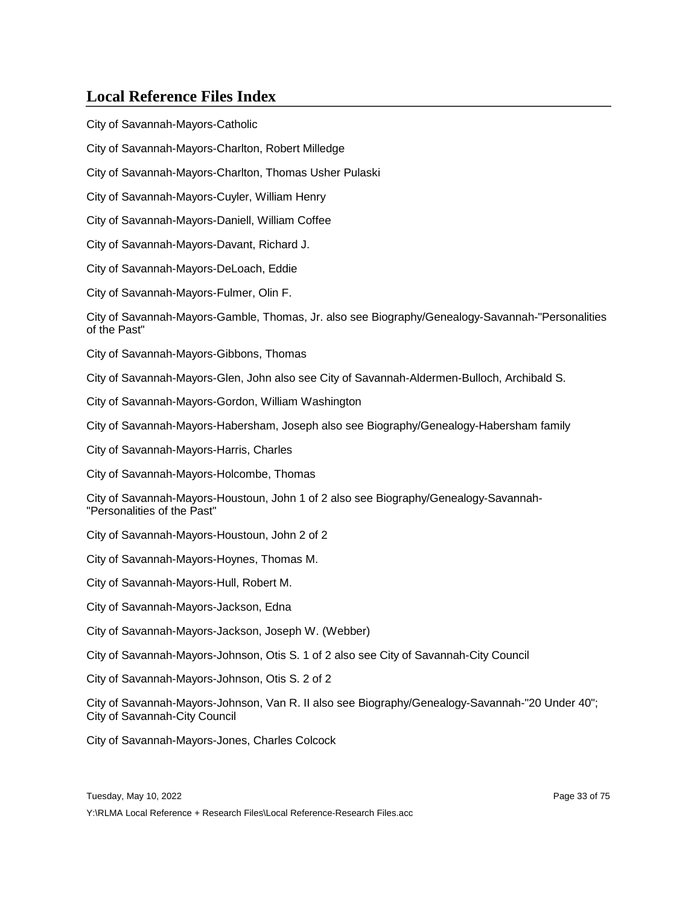## Local Reference Files Index

City of Savannah-Mayors-Catholic

City of Savannah-Mayors-Charlton, Robert Milledge

City of Savannah-Mayors-Charlton, Thomas Usher Pulaski

City of Savannah-Mayors-Cuyler, William Henry

City of Savannah-Mayors-Daniell, William Coffee

City of Savannah-Mayors-Davant, Richard J.

City of Savannah-Mayors-DeLoach, Eddie

City of Savannah-Mayors-Fulmer, Olin F.

City of Savannah-Mayors-Gamble, Thomas, Jr. also see Biography/Genealogy-Savannah-"Personalities of the Past"

City of Savannah-Mayors-Gibbons, Thomas

City of Savannah-Mayors-Glen, John also see City of Savannah-Aldermen-Bulloch, Archibald S.

City of Savannah-Mayors-Gordon, William Washington

City of Savannah-Mayors-Habersham, Joseph also see Biography/Genealogy-Habersham family

City of Savannah-Mayors-Harris, Charles

City of Savannah-Mayors-Holcombe, Thomas

City of Savannah-Mayors-Houstoun, John 1 of 2 also see Biography/Genealogy-Savannah-"Personalities of the Past"

City of Savannah-Mayors-Houstoun, John 2 of 2

City of Savannah-Mayors-Hoynes, Thomas M.

City of Savannah-Mayors-Hull, Robert M.

City of Savannah-Mayors-Jackson, Edna

City of Savannah-Mayors-Jackson, Joseph W. (Webber)

City of Savannah-Mayors-Johnson, Otis S. 1 of 2 also see City of Savannah-City Council

City of Savannah-Mayors-Johnson, Otis S. 2 of 2

City of Savannah-Mayors-Johnson, Van R. II also see Biography/Genealogy-Savannah-"20 Under 40"; City of Savannah-City Council

City of Savannah-Mayors-Jones, Charles Colcock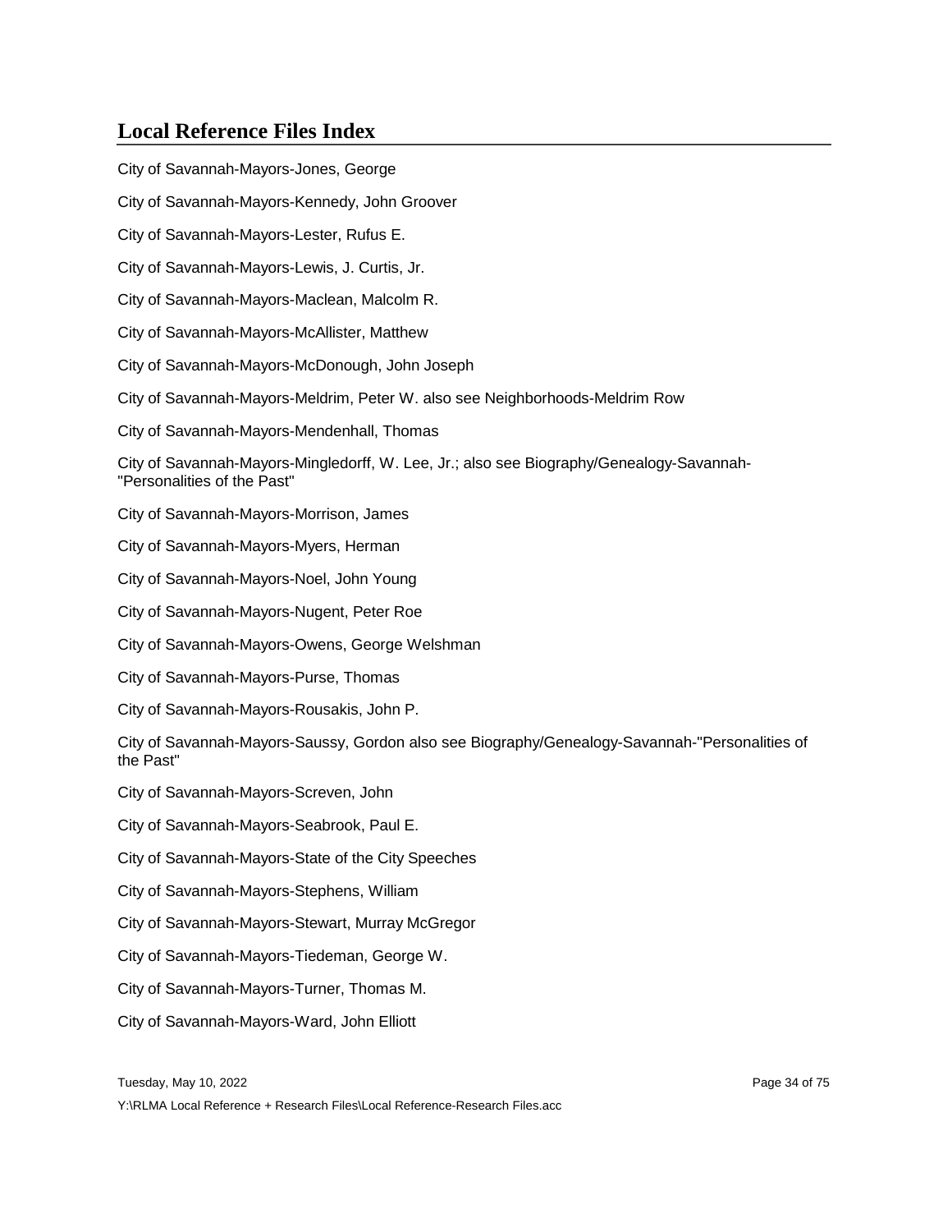## Local Reference Files Index

City of Savannah-Mayors-Jones, George

City of Savannah-Mayors-Kennedy, John Groover

City of Savannah-Mayors-Lester, Rufus E.

City of Savannah-Mayors-Lewis, J. Curtis, Jr.

City of Savannah-Mayors-Maclean, Malcolm R.

City of Savannah-Mayors-McAllister, Matthew

City of Savannah-Mayors-McDonough, John Joseph

City of Savannah-Mayors-Meldrim, Peter W. also see Neighborhoods-Meldrim Row

City of Savannah-Mayors-Mendenhall, Thomas

City of Savannah-Mayors-Mingledorff, W. Lee, Jr.; also see Biography/Genealogy-Savannah-"Personalities of the Past"

City of Savannah-Mayors-Morrison, James

City of Savannah-Mayors-Myers, Herman

City of Savannah-Mayors-Noel, John Young

City of Savannah-Mayors-Nugent, Peter Roe

City of Savannah-Mayors-Owens, George Welshman

City of Savannah-Mayors-Purse, Thomas

City of Savannah-Mayors-Rousakis, John P.

City of Savannah-Mayors-Saussy, Gordon also see Biography/Genealogy-Savannah-"Personalities of the Past"

City of Savannah-Mayors-Screven, John

City of Savannah-Mayors-Seabrook, Paul E.

City of Savannah-Mayors-State of the City Speeches

City of Savannah-Mayors-Stephens, William

City of Savannah-Mayors-Stewart, Murray McGregor

City of Savannah-Mayors-Tiedeman, George W.

City of Savannah-Mayors-Turner, Thomas M.

City of Savannah-Mayors-Ward, John Elliott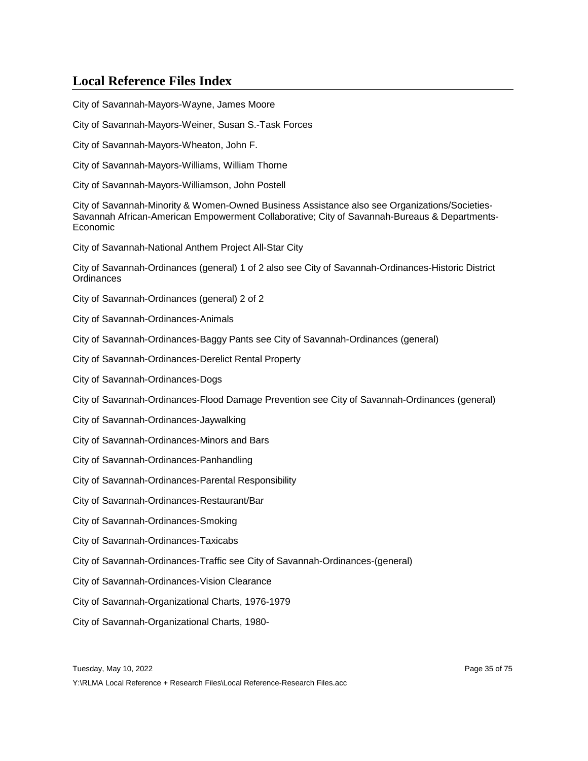## Local Reference Files Index

City of Savannah-Mayors-Wayne, James Moore

City of Savannah-Mayors-Weiner, Susan S.-Task Forces

City of Savannah-Mayors-Wheaton, John F.

City of Savannah-Mayors-Williams, William Thorne

City of Savannah-Mayors-Williamson, John Postell

City of Savannah-Minority & Women-Owned Business Assistance also see Organizations/Societies-Savannah African-American Empowerment Collaborative; City of Savannah-Bureaus & Departments-Economic

City of Savannah-National Anthem Project All-Star City

City of Savannah-Ordinances (general) 1 of 2 also see City of Savannah-Ordinances-Historic District Ordinances

City of Savannah-Ordinances (general) 2 of 2

City of Savannah-Ordinances-Animals

City of Savannah-Ordinances-Baggy Pants see City of Savannah-Ordinances (general)

City of Savannah-Ordinances-Derelict Rental Property

City of Savannah-Ordinances-Dogs

City of Savannah-Ordinances-Flood Damage Prevention see City of Savannah-Ordinances (general)

City of Savannah-Ordinances-Jaywalking

City of Savannah-Ordinances-Minors and Bars

City of Savannah-Ordinances-Panhandling

City of Savannah-Ordinances-Parental Responsibility

City of Savannah-Ordinances-Restaurant/Bar

City of Savannah-Ordinances-Smoking

City of Savannah-Ordinances-Taxicabs

City of Savannah-Ordinances-Traffic see City of Savannah-Ordinances-(general)

City of Savannah-Ordinances-Vision Clearance

City of Savannah-Organizational Charts, 1976-1979

City of Savannah-Organizational Charts, 1980-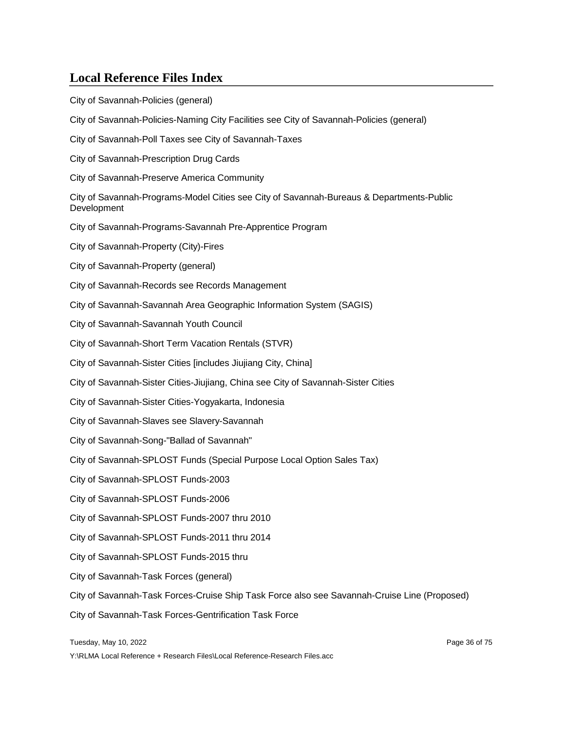## Local Reference Files Index

City of Savannah-Policies (general)

City of Savannah-Policies-Naming City Facilities see City of Savannah-Policies (general)

City of Savannah-Poll Taxes see City of Savannah-Taxes

City of Savannah-Prescription Drug Cards

City of Savannah-Preserve America Community

City of Savannah-Programs-Model Cities see City of Savannah-Bureaus & Departments-Public Development

City of Savannah-Programs-Savannah Pre-Apprentice Program

City of Savannah-Property (City)-Fires

City of Savannah-Property (general)

City of Savannah-Records see Records Management

City of Savannah-Savannah Area Geographic Information System (SAGIS)

City of Savannah-Savannah Youth Council

City of Savannah-Short Term Vacation Rentals (STVR)

City of Savannah-Sister Cities [includes Jiujiang City, China]

City of Savannah-Sister Cities-Jiujiang, China see City of Savannah-Sister Cities

City of Savannah-Sister Cities-Yogyakarta, Indonesia

City of Savannah-Slaves see Slavery-Savannah

City of Savannah-Song-"Ballad of Savannah"

City of Savannah-SPLOST Funds (Special Purpose Local Option Sales Tax)

City of Savannah-SPLOST Funds-2003

City of Savannah-SPLOST Funds-2006

City of Savannah-SPLOST Funds-2007 thru 2010

City of Savannah-SPLOST Funds-2011 thru 2014

City of Savannah-SPLOST Funds-2015 thru

City of Savannah-Task Forces (general)

City of Savannah-Task Forces-Cruise Ship Task Force also see Savannah-Cruise Line (Proposed)

City of Savannah-Task Forces-Gentrification Task Force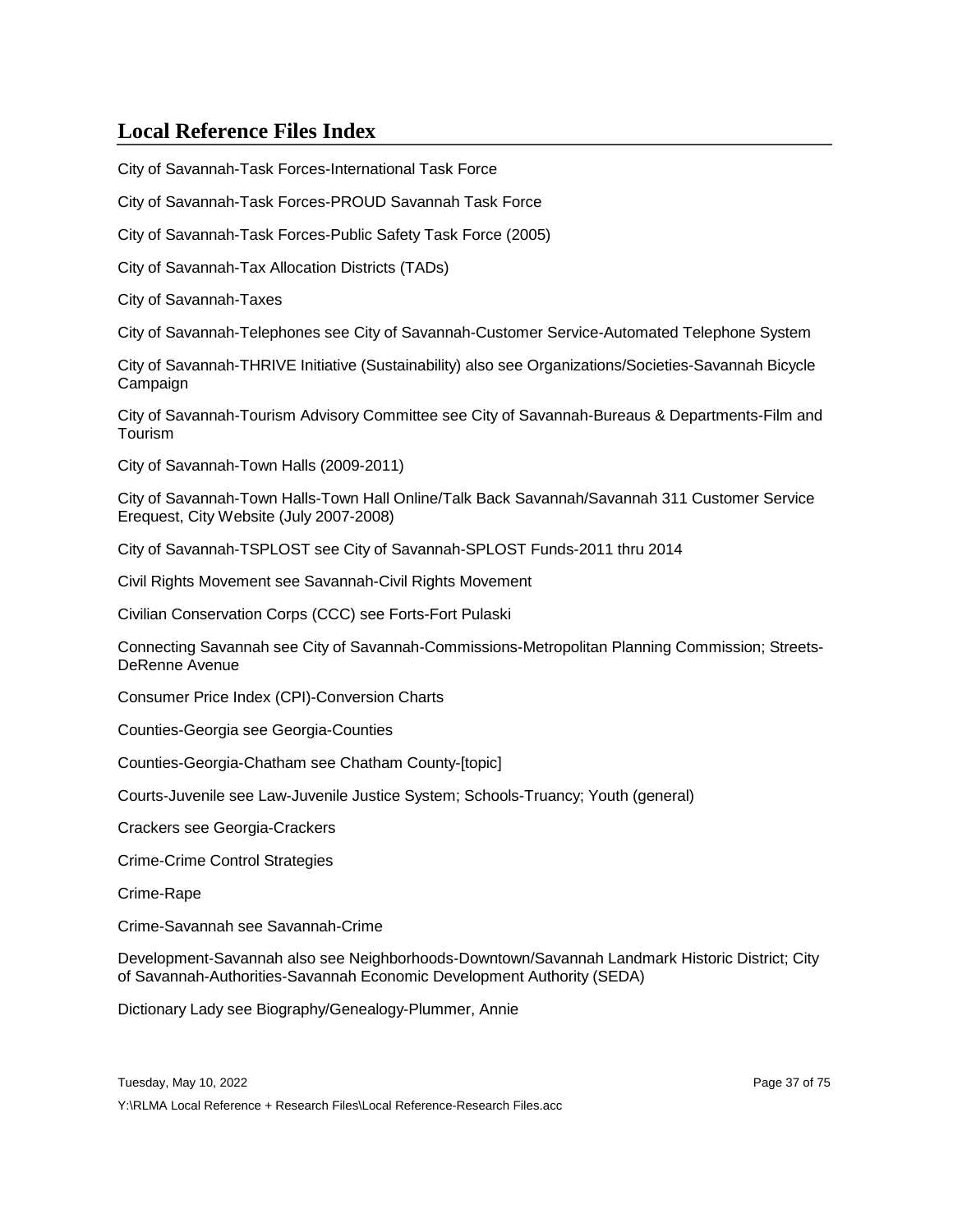## Local Reference Files Index

City of Savannah-Task Forces-International Task Force

City of Savannah-Task Forces-PROUD Savannah Task Force

City of Savannah-Task Forces-Public Safety Task Force (2005)

City of Savannah-Tax Allocation Districts (TADs)

City of Savannah-Taxes

City of Savannah-Telephones see City of Savannah-Customer Service-Automated Telephone System

City of Savannah-THRIVE Initiative (Sustainability) also see Organizations/Societies-Savannah Bicycle Campaign

City of Savannah-Tourism Advisory Committee see City of Savannah-Bureaus & Departments-Film and Tourism

City of Savannah-Town Halls (2009-2011)

City of Savannah-Town Halls-Town Hall Online/Talk Back Savannah/Savannah 311 Customer Service Erequest, City Website (July 2007-2008)

City of Savannah-TSPLOST see City of Savannah-SPLOST Funds-2011 thru 2014

Civil Rights Movement see Savannah-Civil Rights Movement

Civilian Conservation Corps (CCC) see Forts-Fort Pulaski

Connecting Savannah see City of Savannah-Commissions-Metropolitan Planning Commission; Streets-DeRenne Avenue

Consumer Price Index (CPI)-Conversion Charts

Counties-Georgia see Georgia-Counties

Counties-Georgia-Chatham see Chatham County-[topic]

Courts-Juvenile see Law-Juvenile Justice System; Schools-Truancy; Youth (general)

Crackers see Georgia-Crackers

Crime-Crime Control Strategies

Crime-Rape

Crime-Savannah see Savannah-Crime

Development-Savannah also see Neighborhoods-Downtown/Savannah Landmark Historic District; City of Savannah-Authorities-Savannah Economic Development Authority (SEDA)

Dictionary Lady see Biography/Genealogy-Plummer, Annie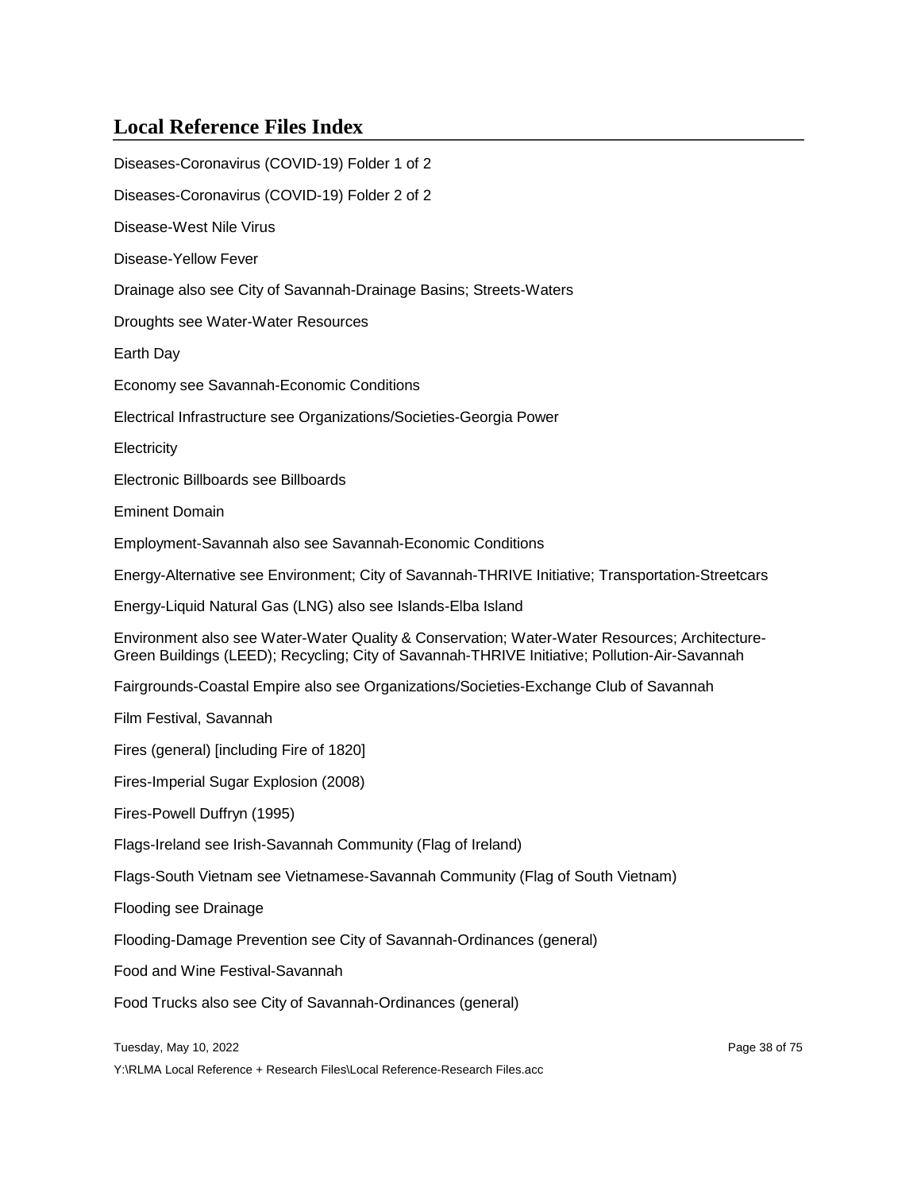## Local Reference Files Index

Diseases-Coronavirus (COVID-19) Folder 1 of 2

Diseases-Coronavirus (COVID-19) Folder 2 of 2

Disease-West Nile Virus

Disease-Yellow Fever

Drainage also see City of Savannah-Drainage Basins; Streets-Waters

Droughts see Water-Water Resources

Earth Day

Economy see Savannah-Economic Conditions

Electrical Infrastructure see Organizations/Societies-Georgia Power

Electricity

Electronic Billboards see Billboards

Eminent Domain

Employment-Savannah also see Savannah-Economic Conditions

Energy-Alternative see Environment; City of Savannah-THRIVE Initiative; Transportation-Streetcars

Energy-Liquid Natural Gas (LNG) also see Islands-Elba Island

Environment also see Water-Water Quality & Conservation; Water-Water Resources; Architecture-Green Buildings (LEED); Recycling; City of Savannah-THRIVE Initiative; Pollution-Air-Savannah

Fairgrounds-Coastal Empire also see Organizations/Societies-Exchange Club of Savannah

Film Festival, Savannah

Fires (general) [including Fire of 1820]

Fires-Imperial Sugar Explosion (2008)

Fires-Powell Duffryn (1995)

Flags-Ireland see Irish-Savannah Community (Flag of Ireland)

Flags-South Vietnam see Vietnamese-Savannah Community (Flag of South Vietnam)

Flooding see Drainage

Flooding-Damage Prevention see City of Savannah-Ordinances (general)

Food and Wine Festival-Savannah

Food Trucks also see City of Savannah-Ordinances (general)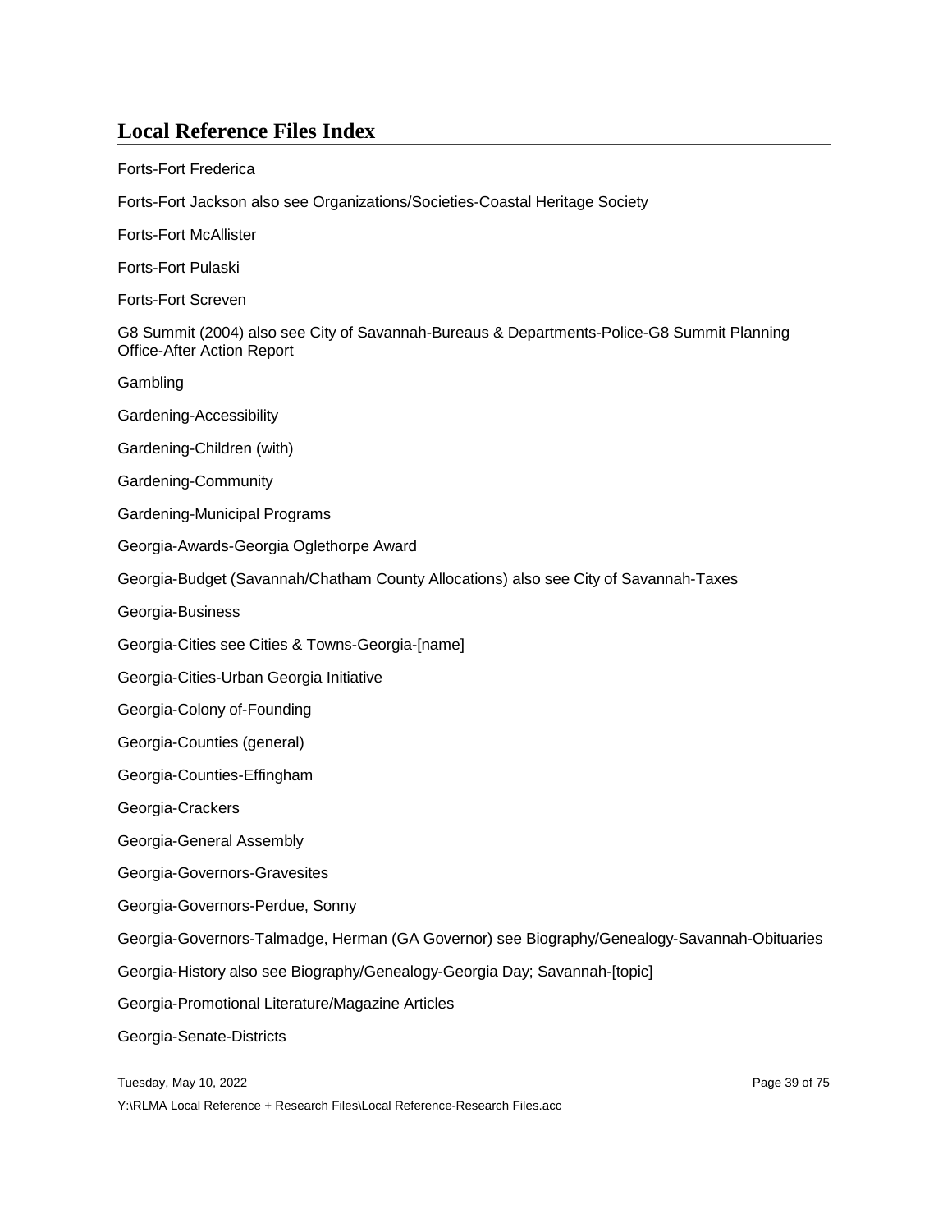# Local Reference Files Index

Forts-Fort Frederica

Forts-Fort Jackson also see Organizations/Societies-Coastal Heritage Society

Forts-Fort McAllister

Forts-Fort Pulaski

Forts-Fort Screven

G8 Summit (2004) also see City of Savannah-Bureaus & Departments-Police-G8 Summit Planning Office-After Action Report

Gambling

Gardening-Accessibility

Gardening-Children (with)

Gardening-Community

Gardening-Municipal Programs

Georgia-Awards-Georgia Oglethorpe Award

Georgia-Budget (Savannah/Chatham County Allocations) also see City of Savannah-Taxes

Georgia-Business

Georgia-Cities see Cities & Towns-Georgia-[name]

Georgia-Cities-Urban Georgia Initiative

Georgia-Colony of-Founding

Georgia-Counties (general)

Georgia-Counties-Effingham

Georgia-Crackers

Georgia-General Assembly

Georgia-Governors-Gravesites

Georgia-Governors-Perdue, Sonny

Georgia-Governors-Talmadge, Herman (GA Governor) see Biography/Genealogy-Savannah-Obituaries

Georgia-History also see Biography/Genealogy-Georgia Day; Savannah-[topic]

Georgia-Promotional Literature/Magazine Articles

Georgia-Senate-Districts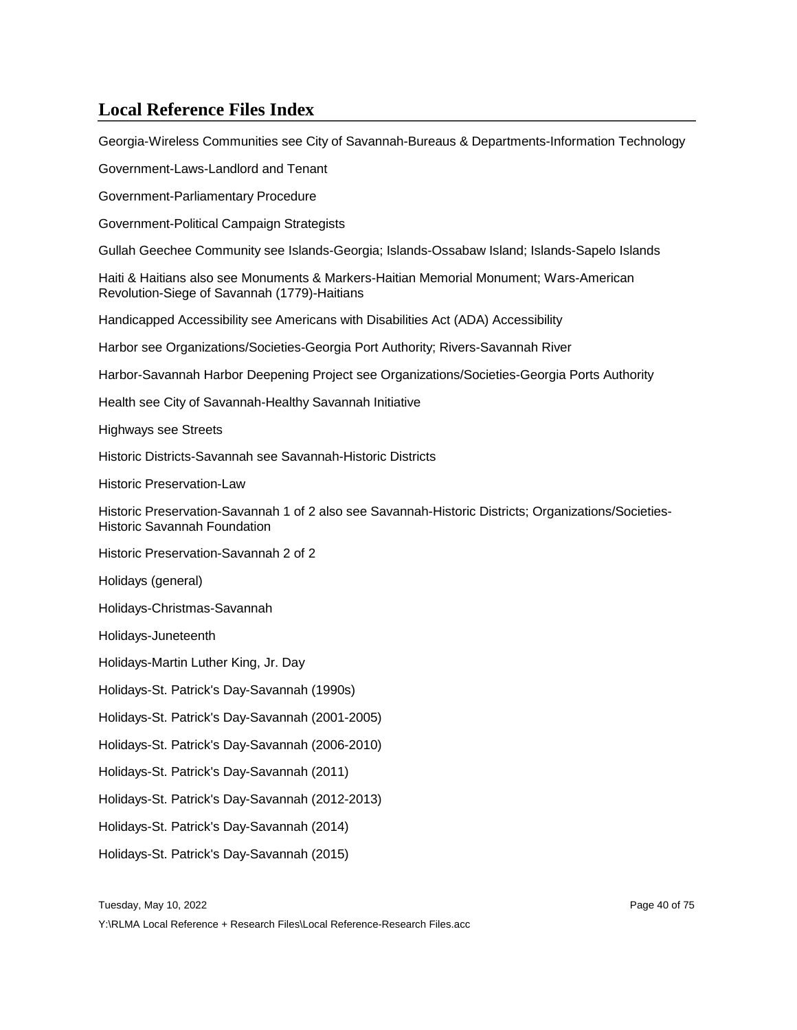## Local Reference Files Index

Georgia-Wireless Communities see City of Savannah-Bureaus & Departments-Information Technology

Government-Laws-Landlord and Tenant

Government-Parliamentary Procedure

Government-Political Campaign Strategists

Gullah Geechee Community see Islands-Georgia; Islands-Ossabaw Island; Islands-Sapelo Islands

Haiti & Haitians also see Monuments & Markers-Haitian Memorial Monument; Wars-American Revolution-Siege of Savannah (1779)-Haitians

Handicapped Accessibility see Americans with Disabilities Act (ADA) Accessibility

Harbor see Organizations/Societies-Georgia Port Authority; Rivers-Savannah River

Harbor-Savannah Harbor Deepening Project see Organizations/Societies-Georgia Ports Authority

Health see City of Savannah-Healthy Savannah Initiative

Highways see Streets

Historic Districts-Savannah see Savannah-Historic Districts

Historic Preservation-Law

Historic Preservation-Savannah 1 of 2 also see Savannah-Historic Districts; Organizations/Societies-Historic Savannah Foundation

Historic Preservation-Savannah 2 of 2

Holidays (general)

Holidays-Christmas-Savannah

Holidays-Juneteenth

Holidays-Martin Luther King, Jr. Day

Holidays-St. Patrick's Day-Savannah (1990s)

Holidays-St. Patrick's Day-Savannah (2001-2005)

Holidays-St. Patrick's Day-Savannah (2006-2010)

Holidays-St. Patrick's Day-Savannah (2011)

Holidays-St. Patrick's Day-Savannah (2012-2013)

Holidays-St. Patrick's Day-Savannah (2014)

Holidays-St. Patrick's Day-Savannah (2015)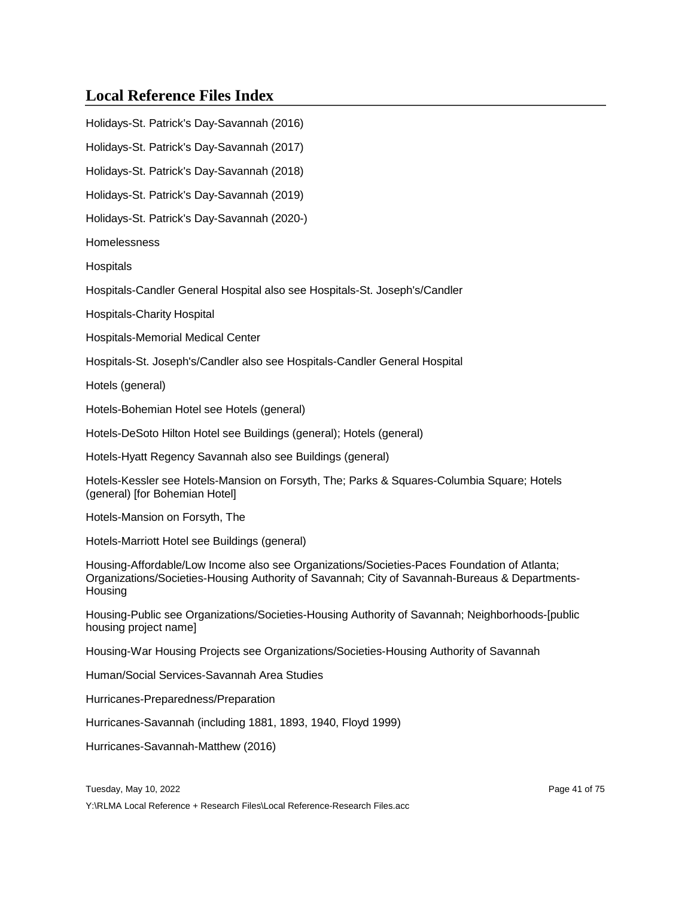## Local Reference Files Index

Holidays-St. Patrick's Day-Savannah (2016)

Holidays-St. Patrick's Day-Savannah (2017)

Holidays-St. Patrick's Day-Savannah (2018)

Holidays-St. Patrick's Day-Savannah (2019)

Holidays-St. Patrick's Day-Savannah (2020-)

Homelessness

Hospitals

Hospitals-Candler General Hospital also see Hospitals-St. Joseph's/Candler

Hospitals-Charity Hospital

Hospitals-Memorial Medical Center

Hospitals-St. Joseph's/Candler also see Hospitals-Candler General Hospital

Hotels (general)

Hotels-Bohemian Hotel see Hotels (general)

Hotels-DeSoto Hilton Hotel see Buildings (general); Hotels (general)

Hotels-Hyatt Regency Savannah also see Buildings (general)

Hotels-Kessler see Hotels-Mansion on Forsyth, The; Parks & Squares-Columbia Square; Hotels (general) [for Bohemian Hotel]

Hotels-Mansion on Forsyth, The

Hotels-Marriott Hotel see Buildings (general)

Housing-Affordable/Low Income also see Organizations/Societies-Paces Foundation of Atlanta; Organizations/Societies-Housing Authority of Savannah; City of Savannah-Bureaus & Departments-Housing

Housing-Public see Organizations/Societies-Housing Authority of Savannah; Neighborhoods-[public housing project name]

Housing-War Housing Projects see Organizations/Societies-Housing Authority of Savannah

Human/Social Services-Savannah Area Studies

Hurricanes-Preparedness/Preparation

Hurricanes-Savannah (including 1881, 1893, 1940, Floyd 1999)

Hurricanes-Savannah-Matthew (2016)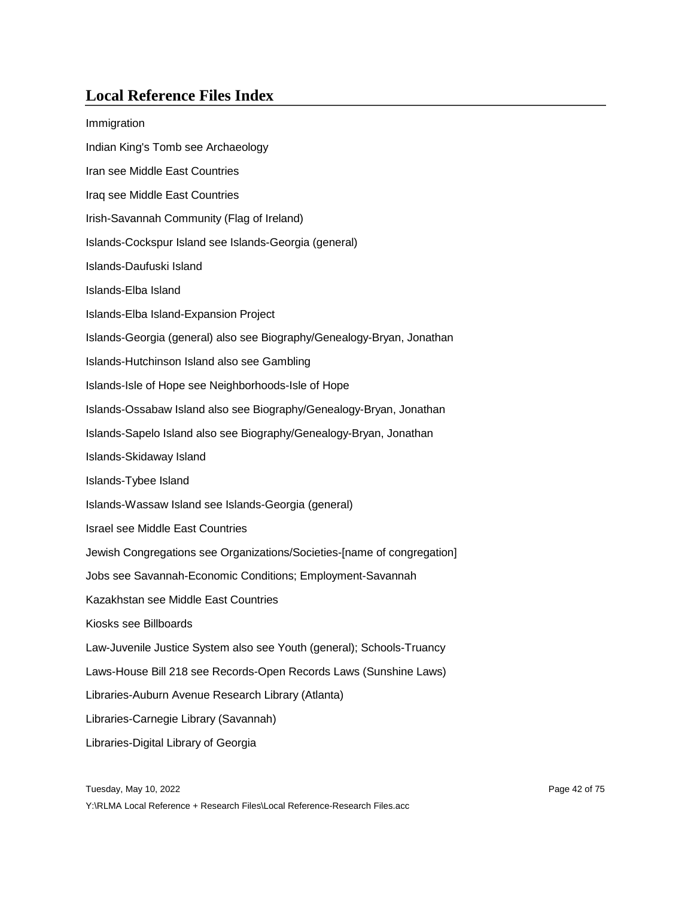## Local Reference Files Index

Immigration

Indian King's Tomb see Archaeology

Iran see Middle East Countries

Iraq see Middle East Countries

Irish-Savannah Community (Flag of Ireland)

Islands-Cockspur Island see Islands-Georgia (general)

Islands-Daufuski Island

Islands-Elba Island

Islands-Elba Island-Expansion Project

Islands-Georgia (general) also see Biography/Genealogy-Bryan, Jonathan

Islands-Hutchinson Island also see Gambling

Islands-Isle of Hope see Neighborhoods-Isle of Hope

Islands-Ossabaw Island also see Biography/Genealogy-Bryan, Jonathan

Islands-Sapelo Island also see Biography/Genealogy-Bryan, Jonathan

Islands-Skidaway Island

Islands-Tybee Island

Islands-Wassaw Island see Islands-Georgia (general)

Israel see Middle East Countries

Jewish Congregations see Organizations/Societies-[name of congregation]

Jobs see Savannah-Economic Conditions; Employment-Savannah

Kazakhstan see Middle East Countries

Kiosks see Billboards

Law-Juvenile Justice System also see Youth (general); Schools-Truancy

Laws-House Bill 218 see Records-Open Records Laws (Sunshine Laws)

Libraries-Auburn Avenue Research Library (Atlanta)

Libraries-Carnegie Library (Savannah)

Libraries-Digital Library of Georgia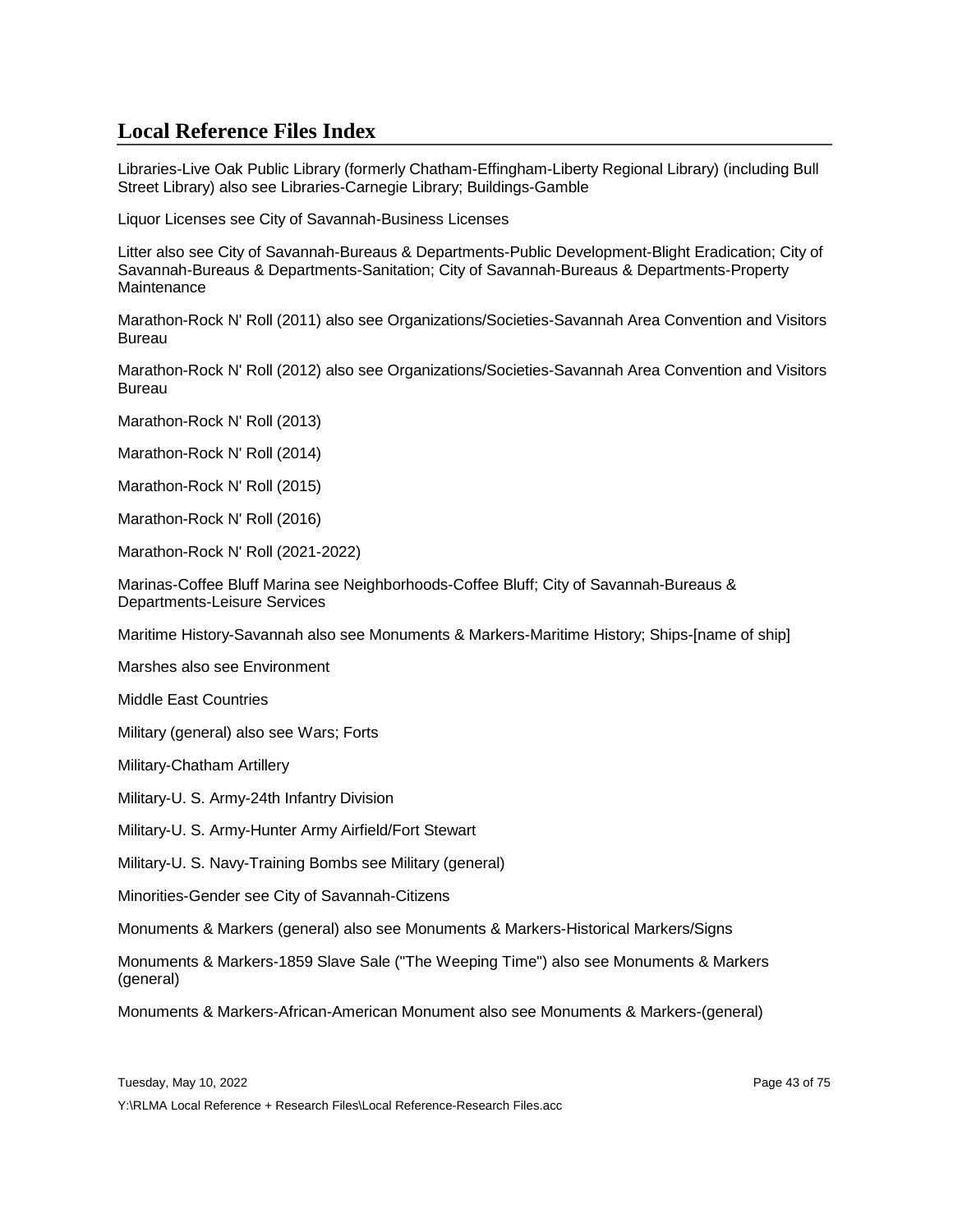## Local Reference Files Index

Libraries-Live Oak Public Library (formerly Chatham-Effingham-Liberty Regional Library) (including Bull Street Library) also see Libraries-Carnegie Library; Buildings-Gamble

Liquor Licenses see City of Savannah-Business Licenses

Litter also see City of Savannah-Bureaus & Departments-Public Development-Blight Eradication; City of Savannah-Bureaus & Departments-Sanitation; City of Savannah-Bureaus & Departments-Property Maintenance

Marathon-Rock N' Roll (2011) also see Organizations/Societies-Savannah Area Convention and Visitors Bureau

Marathon-Rock N' Roll (2012) also see Organizations/Societies-Savannah Area Convention and Visitors Bureau

Marathon-Rock N' Roll (2013)

Marathon-Rock N' Roll (2014)

Marathon-Rock N' Roll (2015)

Marathon-Rock N' Roll (2016)

Marathon-Rock N' Roll (2021-2022)

Marinas-Coffee Bluff Marina see Neighborhoods-Coffee Bluff; City of Savannah-Bureaus & Departments-Leisure Services

Maritime History-Savannah also see Monuments & Markers-Maritime History; Ships-[name of ship]

Marshes also see Environment

Middle East Countries

Military (general) also see Wars; Forts

Military-Chatham Artillery

Military-U. S. Army-24th Infantry Division

Military-U. S. Army-Hunter Army Airfield/Fort Stewart

Military-U. S. Navy-Training Bombs see Military (general)

Minorities-Gender see City of Savannah-Citizens

Monuments & Markers (general) also see Monuments & Markers-Historical Markers/Signs

Monuments & Markers-1859 Slave Sale ("The Weeping Time") also see Monuments & Markers (general)

Monuments & Markers-African-American Monument also see Monuments & Markers-(general)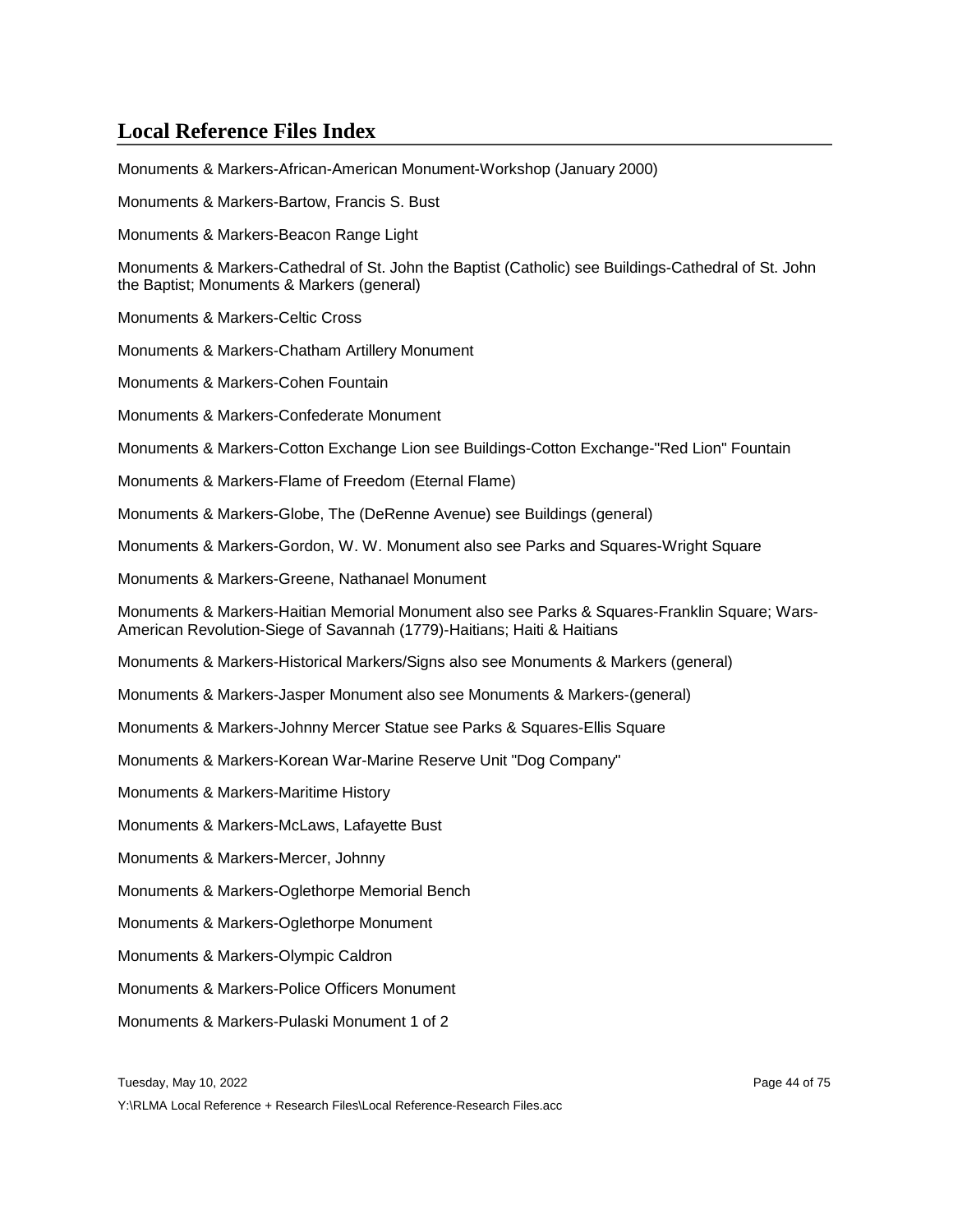## Local Reference Files Index

Monuments & Markers-African-American Monument-Workshop (January 2000)

Monuments & Markers-Bartow, Francis S. Bust

Monuments & Markers-Beacon Range Light

Monuments & Markers-Cathedral of St. John the Baptist (Catholic) see Buildings-Cathedral of St. John the Baptist; Monuments & Markers (general)

Monuments & Markers-Celtic Cross

Monuments & Markers-Chatham Artillery Monument

Monuments & Markers-Cohen Fountain

Monuments & Markers-Confederate Monument

Monuments & Markers-Cotton Exchange Lion see Buildings-Cotton Exchange-"Red Lion" Fountain

Monuments & Markers-Flame of Freedom (Eternal Flame)

Monuments & Markers-Globe, The (DeRenne Avenue) see Buildings (general)

Monuments & Markers-Gordon, W. W. Monument also see Parks and Squares-Wright Square

Monuments & Markers-Greene, Nathanael Monument

Monuments & Markers-Haitian Memorial Monument also see Parks & Squares-Franklin Square; Wars-American Revolution-Siege of Savannah (1779)-Haitians; Haiti & Haitians

Monuments & Markers-Historical Markers/Signs also see Monuments & Markers (general)

Monuments & Markers-Jasper Monument also see Monuments & Markers-(general)

Monuments & Markers-Johnny Mercer Statue see Parks & Squares-Ellis Square

Monuments & Markers-Korean War-Marine Reserve Unit "Dog Company"

Monuments & Markers-Maritime History

Monuments & Markers-McLaws, Lafayette Bust

Monuments & Markers-Mercer, Johnny

Monuments & Markers-Oglethorpe Memorial Bench

Monuments & Markers-Oglethorpe Monument

Monuments & Markers-Olympic Caldron

Monuments & Markers-Police Officers Monument

Monuments & Markers-Pulaski Monument 1 of 2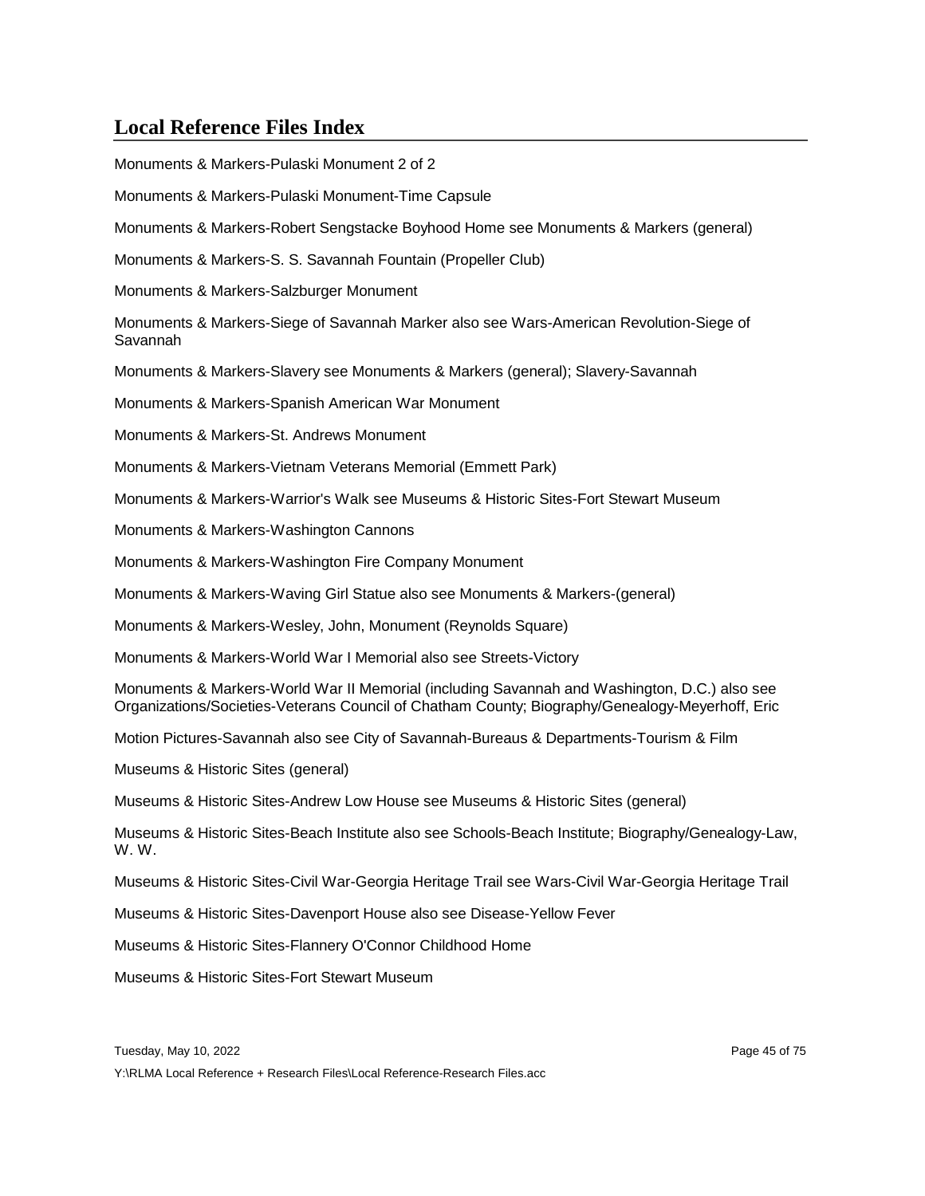## Local Reference Files Index

Monuments & Markers-Pulaski Monument 2 of 2

Monuments & Markers-Pulaski Monument-Time Capsule

Monuments & Markers-Robert Sengstacke Boyhood Home see Monuments & Markers (general)

Monuments & Markers-S. S. Savannah Fountain (Propeller Club)

Monuments & Markers-Salzburger Monument

Monuments & Markers-Siege of Savannah Marker also see Wars-American Revolution-Siege of Savannah

Monuments & Markers-Slavery see Monuments & Markers (general); Slavery-Savannah

Monuments & Markers-Spanish American War Monument

Monuments & Markers-St. Andrews Monument

Monuments & Markers-Vietnam Veterans Memorial (Emmett Park)

Monuments & Markers-Warrior's Walk see Museums & Historic Sites-Fort Stewart Museum

Monuments & Markers-Washington Cannons

Monuments & Markers-Washington Fire Company Monument

Monuments & Markers-Waving Girl Statue also see Monuments & Markers-(general)

Monuments & Markers-Wesley, John, Monument (Reynolds Square)

Monuments & Markers-World War I Memorial also see Streets-Victory

Monuments & Markers-World War II Memorial (including Savannah and Washington, D.C.) also see Organizations/Societies-Veterans Council of Chatham County; Biography/Genealogy-Meyerhoff, Eric

Motion Pictures-Savannah also see City of Savannah-Bureaus & Departments-Tourism & Film

Museums & Historic Sites (general)

Museums & Historic Sites-Andrew Low House see Museums & Historic Sites (general)

Museums & Historic Sites-Beach Institute also see Schools-Beach Institute; Biography/Genealogy-Law, W. W.

Museums & Historic Sites-Civil War-Georgia Heritage Trail see Wars-Civil War-Georgia Heritage Trail

Museums & Historic Sites-Davenport House also see Disease-Yellow Fever

Museums & Historic Sites-Flannery O'Connor Childhood Home

Museums & Historic Sites-Fort Stewart Museum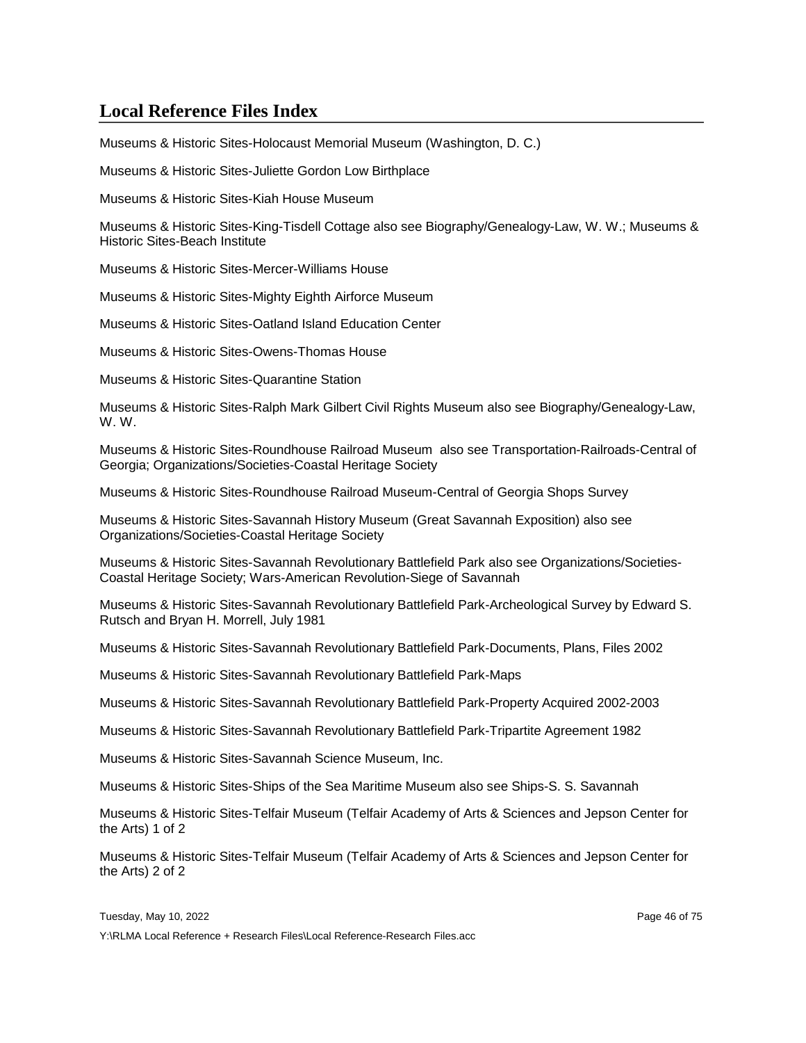## Local Reference Files Index

Museums & Historic Sites-Holocaust Memorial Museum (Washington, D. C.)

Museums & Historic Sites-Juliette Gordon Low Birthplace

Museums & Historic Sites-Kiah House Museum

Museums & Historic Sites-King-Tisdell Cottage also see Biography/Genealogy-Law, W. W.; Museums & Historic Sites-Beach Institute

Museums & Historic Sites-Mercer-Williams House

Museums & Historic Sites-Mighty Eighth Airforce Museum

Museums & Historic Sites-Oatland Island Education Center

Museums & Historic Sites-Owens-Thomas House

Museums & Historic Sites-Quarantine Station

Museums & Historic Sites-Ralph Mark Gilbert Civil Rights Museum also see Biography/Genealogy-Law, W. W.

Museums & Historic Sites-Roundhouse Railroad Museum also see Transportation-Railroads-Central of Georgia; Organizations/Societies-Coastal Heritage Society

Museums & Historic Sites-Roundhouse Railroad Museum-Central of Georgia Shops Survey

Museums & Historic Sites-Savannah History Museum (Great Savannah Exposition) also see Organizations/Societies-Coastal Heritage Society

Museums & Historic Sites-Savannah Revolutionary Battlefield Park also see Organizations/Societies-Coastal Heritage Society; Wars-American Revolution-Siege of Savannah

Museums & Historic Sites-Savannah Revolutionary Battlefield Park-Archeological Survey by Edward S. Rutsch and Bryan H. Morrell, July 1981

Museums & Historic Sites-Savannah Revolutionary Battlefield Park-Documents, Plans, Files 2002

Museums & Historic Sites-Savannah Revolutionary Battlefield Park-Maps

Museums & Historic Sites-Savannah Revolutionary Battlefield Park-Property Acquired 2002-2003

Museums & Historic Sites-Savannah Revolutionary Battlefield Park-Tripartite Agreement 1982

Museums & Historic Sites-Savannah Science Museum, Inc.

Museums & Historic Sites-Ships of the Sea Maritime Museum also see Ships-S. S. Savannah

Museums & Historic Sites-Telfair Museum (Telfair Academy of Arts & Sciences and Jepson Center for the Arts) 1 of 2

Museums & Historic Sites-Telfair Museum (Telfair Academy of Arts & Sciences and Jepson Center for the Arts) 2 of 2

Tuesday, May 10, 2022

Y:\RLMA Local Reference + Research Files\Local Reference-Research Files.acc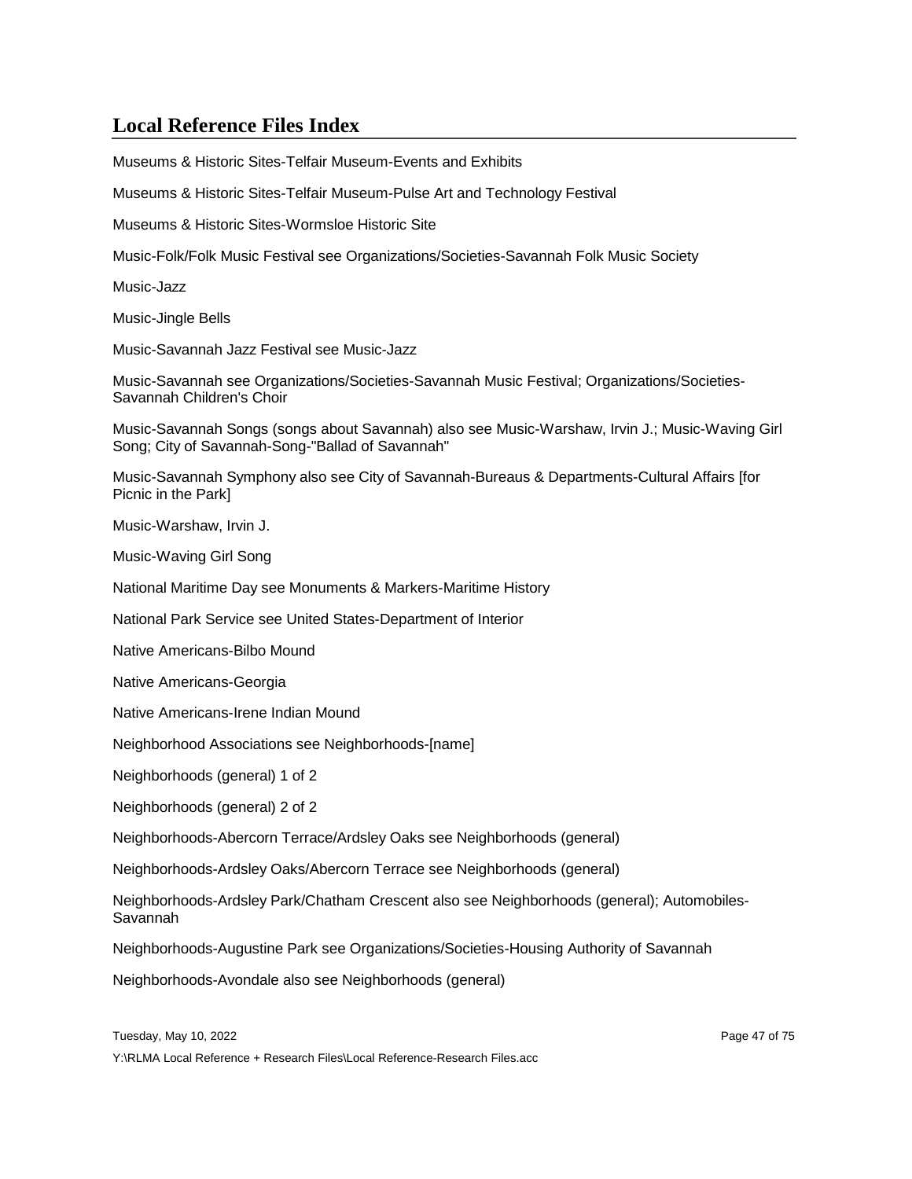## Local Reference Files Index

Museums & Historic Sites-Telfair Museum-Events and Exhibits

Museums & Historic Sites-Telfair Museum-Pulse Art and Technology Festival

Museums & Historic Sites-Wormsloe Historic Site

Music-Folk/Folk Music Festival see Organizations/Societies-Savannah Folk Music Society

Music-Jazz

Music-Jingle Bells

Music-Savannah Jazz Festival see Music-Jazz

Music-Savannah see Organizations/Societies-Savannah Music Festival; Organizations/Societies-Savannah Children's Choir

Music-Savannah Songs (songs about Savannah) also see Music-Warshaw, Irvin J.; Music-Waving Girl Song; City of Savannah-Song-"Ballad of Savannah"

Music-Savannah Symphony also see City of Savannah-Bureaus & Departments-Cultural Affairs [for Picnic in the Park]

Music-Warshaw, Irvin J.

Music-Waving Girl Song

National Maritime Day see Monuments & Markers-Maritime History

National Park Service see United States-Department of Interior

Native Americans-Bilbo Mound

Native Americans-Georgia

Native Americans-Irene Indian Mound

Neighborhood Associations see Neighborhoods-[name]

Neighborhoods (general) 1 of 2

Neighborhoods (general) 2 of 2

Neighborhoods-Abercorn Terrace/Ardsley Oaks see Neighborhoods (general)

Neighborhoods-Ardsley Oaks/Abercorn Terrace see Neighborhoods (general)

Neighborhoods-Ardsley Park/Chatham Crescent also see Neighborhoods (general); Automobiles-Savannah

Neighborhoods-Augustine Park see Organizations/Societies-Housing Authority of Savannah

Neighborhoods-Avondale also see Neighborhoods (general)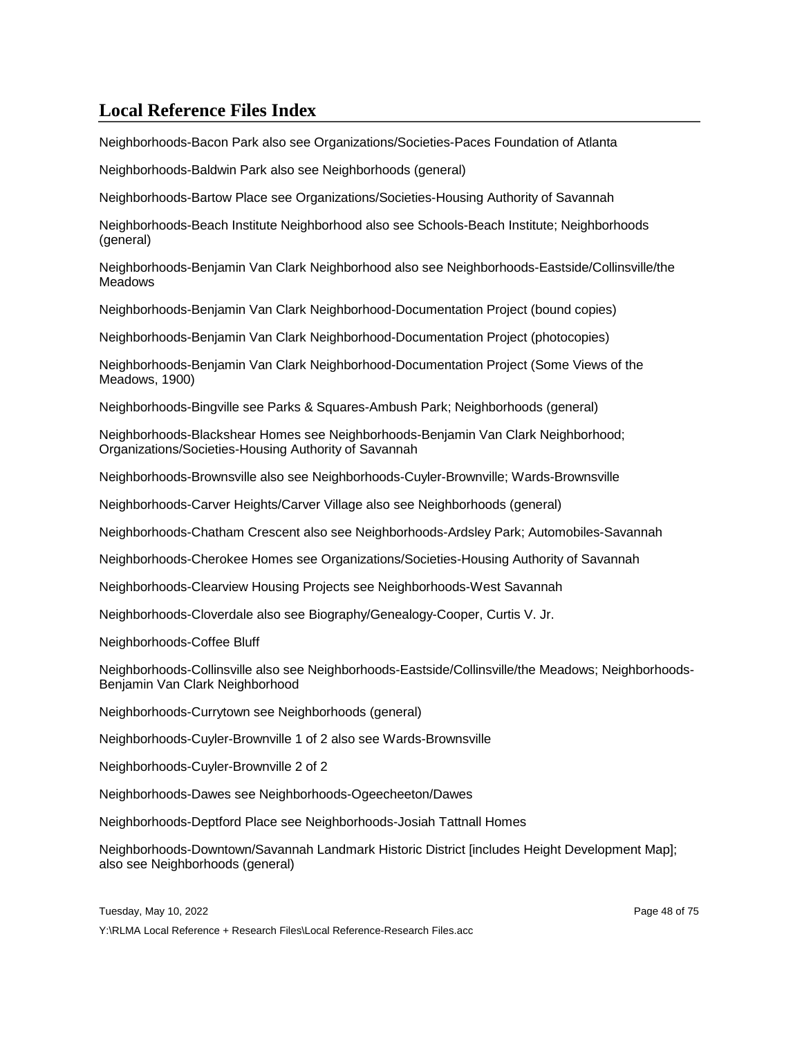## Local Reference Files Index

Neighborhoods-Bacon Park also see Organizations/Societies-Paces Foundation of Atlanta

Neighborhoods-Baldwin Park also see Neighborhoods (general)

Neighborhoods-Bartow Place see Organizations/Societies-Housing Authority of Savannah

Neighborhoods-Beach Institute Neighborhood also see Schools-Beach Institute; Neighborhoods (general)

Neighborhoods-Benjamin Van Clark Neighborhood also see Neighborhoods-Eastside/Collinsville/the Meadows

Neighborhoods-Benjamin Van Clark Neighborhood-Documentation Project (bound copies)

Neighborhoods-Benjamin Van Clark Neighborhood-Documentation Project (photocopies)

Neighborhoods-Benjamin Van Clark Neighborhood-Documentation Project (Some Views of the Meadows, 1900)

Neighborhoods-Bingville see Parks & Squares-Ambush Park; Neighborhoods (general)

Neighborhoods-Blackshear Homes see Neighborhoods-Benjamin Van Clark Neighborhood; Organizations/Societies-Housing Authority of Savannah

Neighborhoods-Brownsville also see Neighborhoods-Cuyler-Brownville; Wards-Brownsville

Neighborhoods-Carver Heights/Carver Village also see Neighborhoods (general)

Neighborhoods-Chatham Crescent also see Neighborhoods-Ardsley Park; Automobiles-Savannah

Neighborhoods-Cherokee Homes see Organizations/Societies-Housing Authority of Savannah

Neighborhoods-Clearview Housing Projects see Neighborhoods-West Savannah

Neighborhoods-Cloverdale also see Biography/Genealogy-Cooper, Curtis V. Jr.

Neighborhoods-Coffee Bluff

Neighborhoods-Collinsville also see Neighborhoods-Eastside/Collinsville/the Meadows; Neighborhoods-Benjamin Van Clark Neighborhood

Neighborhoods-Currytown see Neighborhoods (general)

Neighborhoods-Cuyler-Brownville 1 of 2 also see Wards-Brownsville

Neighborhoods-Cuyler-Brownville 2 of 2

Neighborhoods-Dawes see Neighborhoods-Ogeecheeton/Dawes

Neighborhoods-Deptford Place see Neighborhoods-Josiah Tattnall Homes

Neighborhoods-Downtown/Savannah Landmark Historic District [includes Height Development Map]; also see Neighborhoods (general)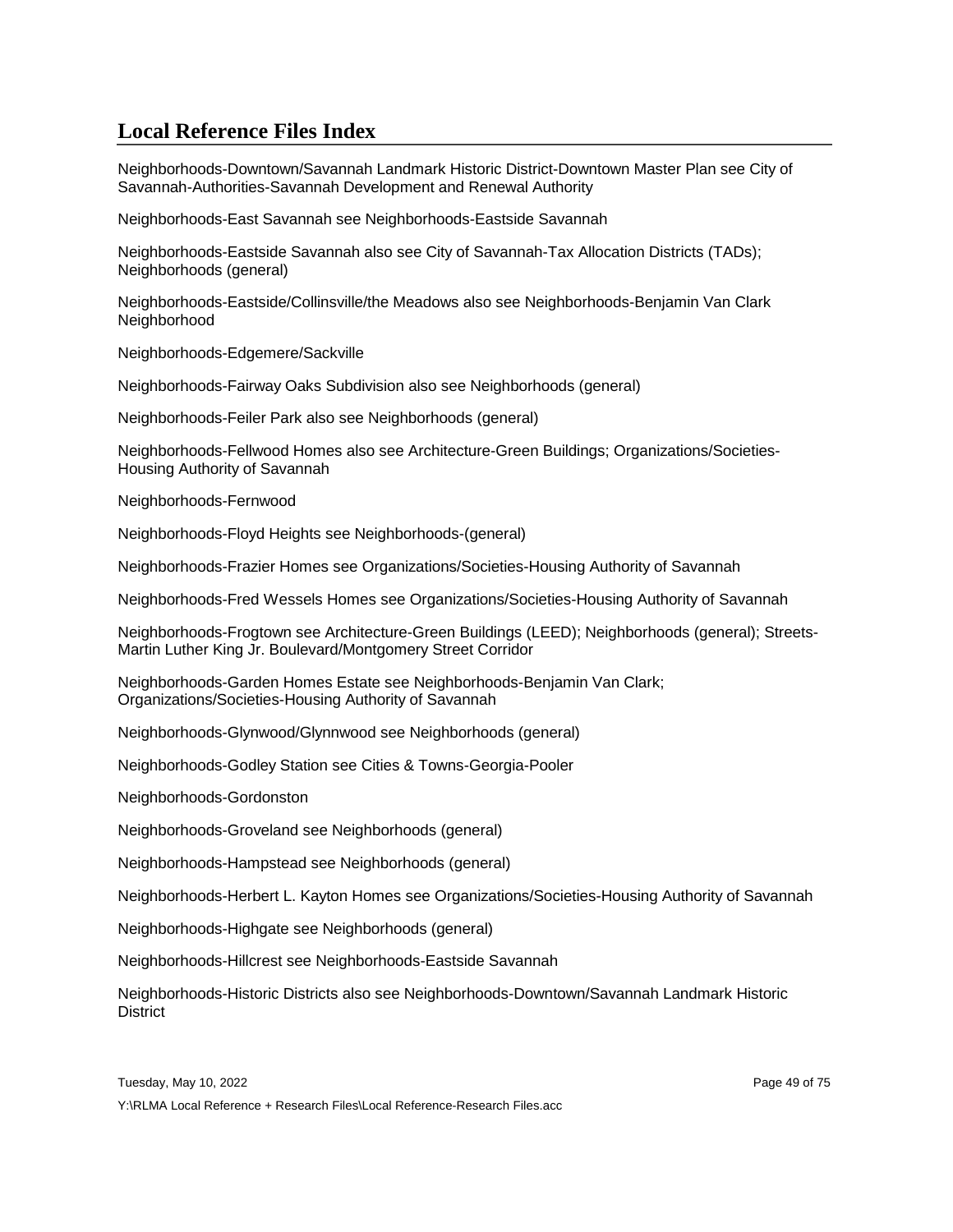## Local Reference Files Index

Neighborhoods-Downtown/Savannah Landmark Historic District-Downtown Master Plan see City of Savannah-Authorities-Savannah Development and Renewal Authority

Neighborhoods-East Savannah see Neighborhoods-Eastside Savannah

Neighborhoods-Eastside Savannah also see City of Savannah-Tax Allocation Districts (TADs); Neighborhoods (general)

Neighborhoods-Eastside/Collinsville/the Meadows also see Neighborhoods-Benjamin Van Clark Neighborhood

Neighborhoods-Edgemere/Sackville

Neighborhoods-Fairway Oaks Subdivision also see Neighborhoods (general)

Neighborhoods-Feiler Park also see Neighborhoods (general)

Neighborhoods-Fellwood Homes also see Architecture-Green Buildings; Organizations/Societies-Housing Authority of Savannah

Neighborhoods-Fernwood

Neighborhoods-Floyd Heights see Neighborhoods-(general)

Neighborhoods-Frazier Homes see Organizations/Societies-Housing Authority of Savannah

Neighborhoods-Fred Wessels Homes see Organizations/Societies-Housing Authority of Savannah

Neighborhoods-Frogtown see Architecture-Green Buildings (LEED); Neighborhoods (general); Streets-Martin Luther King Jr. Boulevard/Montgomery Street Corridor

Neighborhoods-Garden Homes Estate see Neighborhoods-Benjamin Van Clark; Organizations/Societies-Housing Authority of Savannah

Neighborhoods-Glynwood/Glynnwood see Neighborhoods (general)

Neighborhoods-Godley Station see Cities & Towns-Georgia-Pooler

Neighborhoods-Gordonston

Neighborhoods-Groveland see Neighborhoods (general)

Neighborhoods-Hampstead see Neighborhoods (general)

Neighborhoods-Herbert L. Kayton Homes see Organizations/Societies-Housing Authority of Savannah

Neighborhoods-Highgate see Neighborhoods (general)

Neighborhoods-Hillcrest see Neighborhoods-Eastside Savannah

Neighborhoods-Historic Districts also see Neighborhoods-Downtown/Savannah Landmark Historic District

Tuesday, May 10, 2022

Y:\RLMA Local Reference + Research Files\Local Reference-Research Files.acc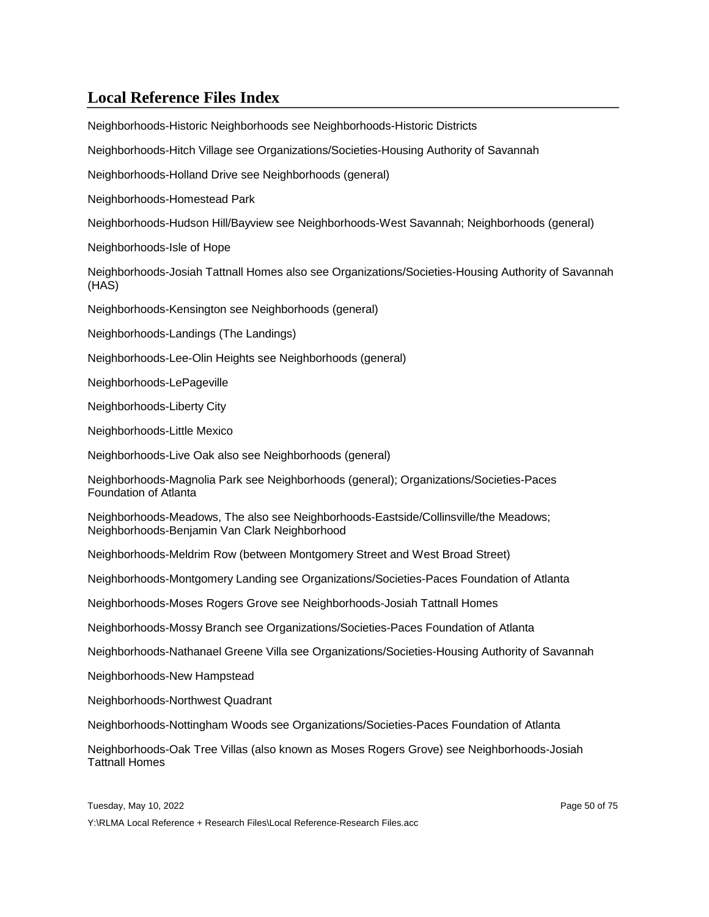## Local Reference Files Index

Neighborhoods-Historic Neighborhoods see Neighborhoods-Historic Districts

Neighborhoods-Hitch Village see Organizations/Societies-Housing Authority of Savannah

Neighborhoods-Holland Drive see Neighborhoods (general)

Neighborhoods-Homestead Park

Neighborhoods-Hudson Hill/Bayview see Neighborhoods-West Savannah; Neighborhoods (general)

Neighborhoods-Isle of Hope

Neighborhoods-Josiah Tattnall Homes also see Organizations/Societies-Housing Authority of Savannah (HAS)

Neighborhoods-Kensington see Neighborhoods (general)

Neighborhoods-Landings (The Landings)

Neighborhoods-Lee-Olin Heights see Neighborhoods (general)

Neighborhoods-LePageville

Neighborhoods-Liberty City

Neighborhoods-Little Mexico

Neighborhoods-Live Oak also see Neighborhoods (general)

Neighborhoods-Magnolia Park see Neighborhoods (general); Organizations/Societies-Paces Foundation of Atlanta

Neighborhoods-Meadows, The also see Neighborhoods-Eastside/Collinsville/the Meadows; Neighborhoods-Benjamin Van Clark Neighborhood

Neighborhoods-Meldrim Row (between Montgomery Street and West Broad Street)

Neighborhoods-Montgomery Landing see Organizations/Societies-Paces Foundation of Atlanta

Neighborhoods-Moses Rogers Grove see Neighborhoods-Josiah Tattnall Homes

Neighborhoods-Mossy Branch see Organizations/Societies-Paces Foundation of Atlanta

Neighborhoods-Nathanael Greene Villa see Organizations/Societies-Housing Authority of Savannah

Neighborhoods-New Hampstead

Neighborhoods-Northwest Quadrant

Neighborhoods-Nottingham Woods see Organizations/Societies-Paces Foundation of Atlanta

Neighborhoods-Oak Tree Villas (also known as Moses Rogers Grove) see Neighborhoods-Josiah Tattnall Homes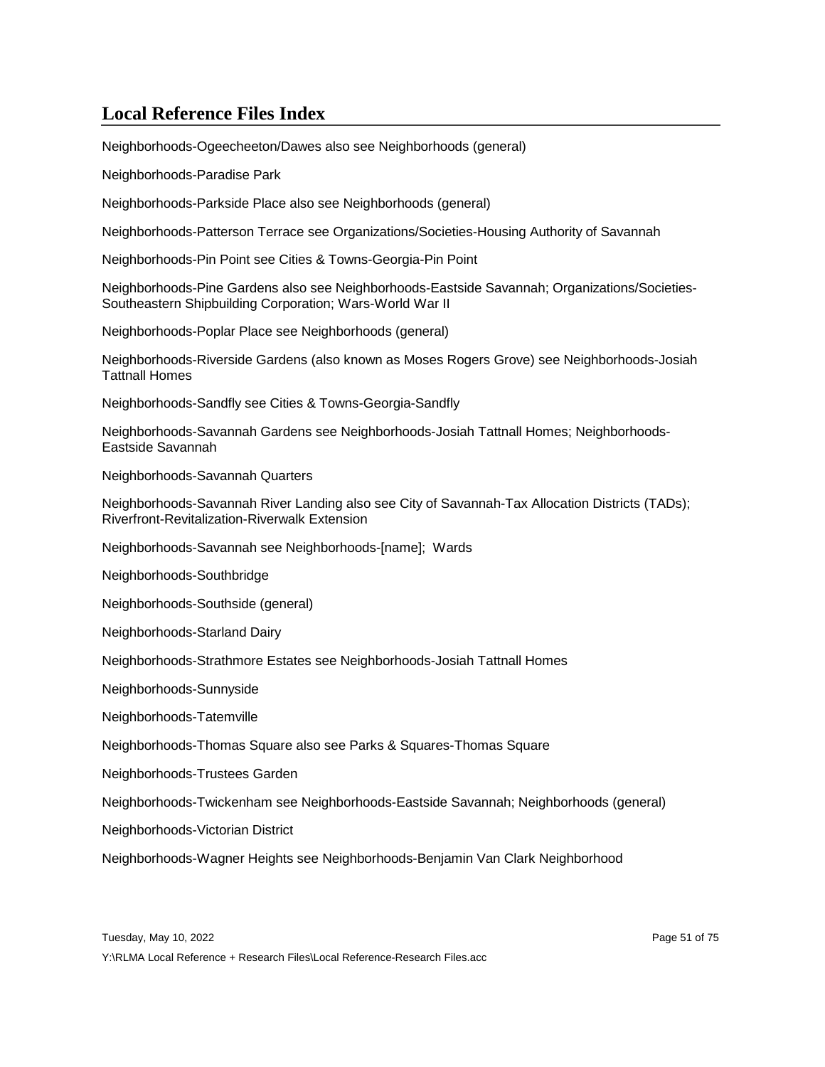## Local Reference Files Index

Neighborhoods-Ogeecheeton/Dawes also see Neighborhoods (general)

Neighborhoods-Paradise Park

Neighborhoods-Parkside Place also see Neighborhoods (general)

Neighborhoods-Patterson Terrace see Organizations/Societies-Housing Authority of Savannah

Neighborhoods-Pin Point see Cities & Towns-Georgia-Pin Point

Neighborhoods-Pine Gardens also see Neighborhoods-Eastside Savannah; Organizations/Societies-Southeastern Shipbuilding Corporation; Wars-World War II

Neighborhoods-Poplar Place see Neighborhoods (general)

Neighborhoods-Riverside Gardens (also known as Moses Rogers Grove) see Neighborhoods-Josiah Tattnall Homes

Neighborhoods-Sandfly see Cities & Towns-Georgia-Sandfly

Neighborhoods-Savannah Gardens see Neighborhoods-Josiah Tattnall Homes; Neighborhoods-Eastside Savannah

Neighborhoods-Savannah Quarters

Neighborhoods-Savannah River Landing also see City of Savannah-Tax Allocation Districts (TADs); Riverfront-Revitalization-Riverwalk Extension

Neighborhoods-Savannah see Neighborhoods-[name]; Wards

Neighborhoods-Southbridge

Neighborhoods-Southside (general)

Neighborhoods-Starland Dairy

Neighborhoods-Strathmore Estates see Neighborhoods-Josiah Tattnall Homes

Neighborhoods-Sunnyside

Neighborhoods-Tatemville

Neighborhoods-Thomas Square also see Parks & Squares-Thomas Square

Neighborhoods-Trustees Garden

Neighborhoods-Twickenham see Neighborhoods-Eastside Savannah; Neighborhoods (general)

Neighborhoods-Victorian District

Neighborhoods-Wagner Heights see Neighborhoods-Benjamin Van Clark Neighborhood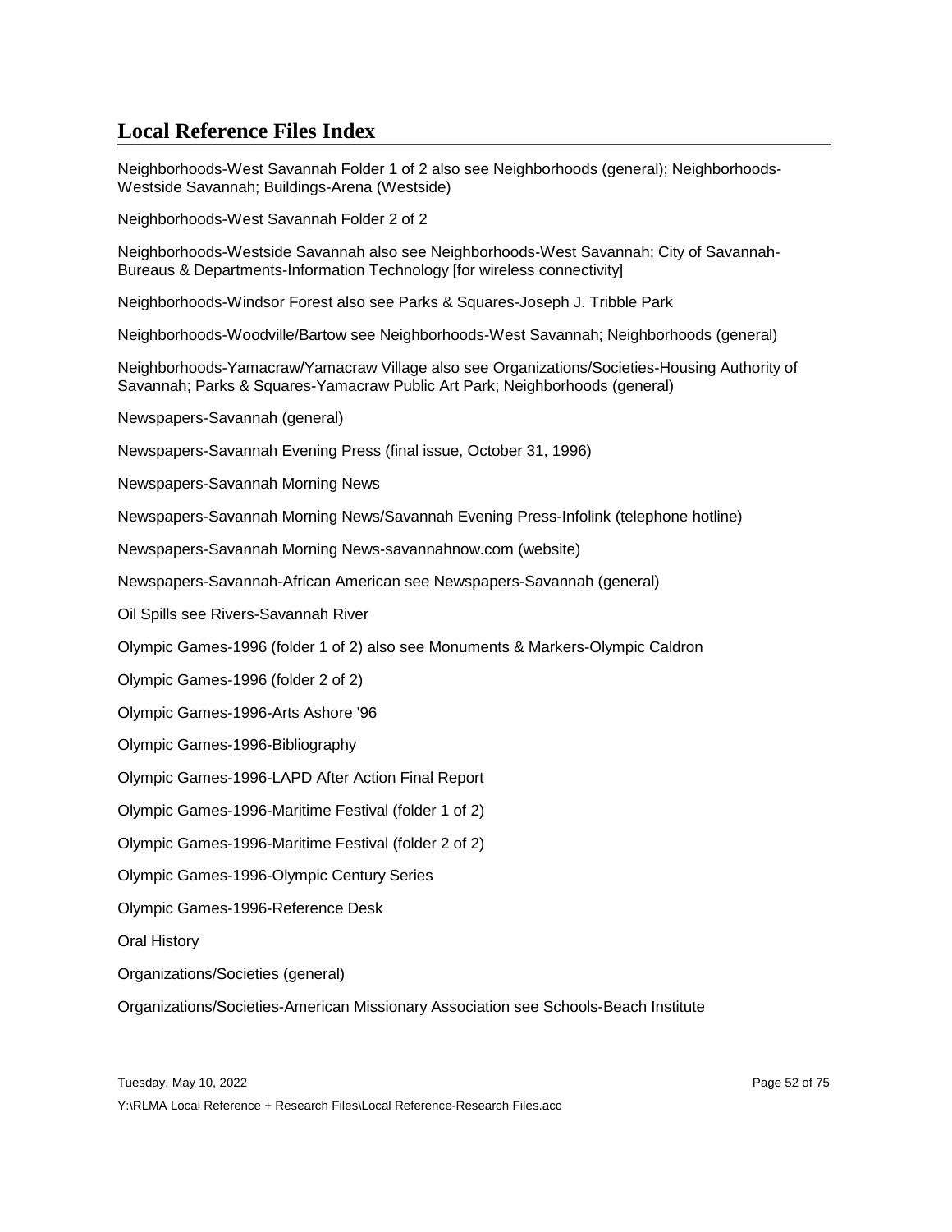## Local Reference Files Index

Neighborhoods-West Savannah Folder 1 of 2 also see Neighborhoods (general); Neighborhoods-Westside Savannah; Buildings-Arena (Westside)

Neighborhoods-West Savannah Folder 2 of 2

Neighborhoods-Westside Savannah also see Neighborhoods-West Savannah; City of Savannah-Bureaus & Departments-Information Technology [for wireless connectivity]

Neighborhoods-Windsor Forest also see Parks & Squares-Joseph J. Tribble Park

Neighborhoods-Woodville/Bartow see Neighborhoods-West Savannah; Neighborhoods (general)

Neighborhoods-Yamacraw/Yamacraw Village also see Organizations/Societies-Housing Authority of Savannah; Parks & Squares-Yamacraw Public Art Park; Neighborhoods (general)

Newspapers-Savannah (general)

Newspapers-Savannah Evening Press (final issue, October 31, 1996)

Newspapers-Savannah Morning News

Newspapers-Savannah Morning News/Savannah Evening Press-Infolink (telephone hotline)

Newspapers-Savannah Morning News-savannahnow.com (website)

Newspapers-Savannah-African American see Newspapers-Savannah (general)

Oil Spills see Rivers-Savannah River

Olympic Games-1996 (folder 1 of 2) also see Monuments & Markers-Olympic Caldron

Olympic Games-1996 (folder 2 of 2)

Olympic Games-1996-Arts Ashore '96

Olympic Games-1996-Bibliography

Olympic Games-1996-LAPD After Action Final Report

Olympic Games-1996-Maritime Festival (folder 1 of 2)

Olympic Games-1996-Maritime Festival (folder 2 of 2)

Olympic Games-1996-Olympic Century Series

Olympic Games-1996-Reference Desk

Oral History

Organizations/Societies (general)

Organizations/Societies-American Missionary Association see Schools-Beach Institute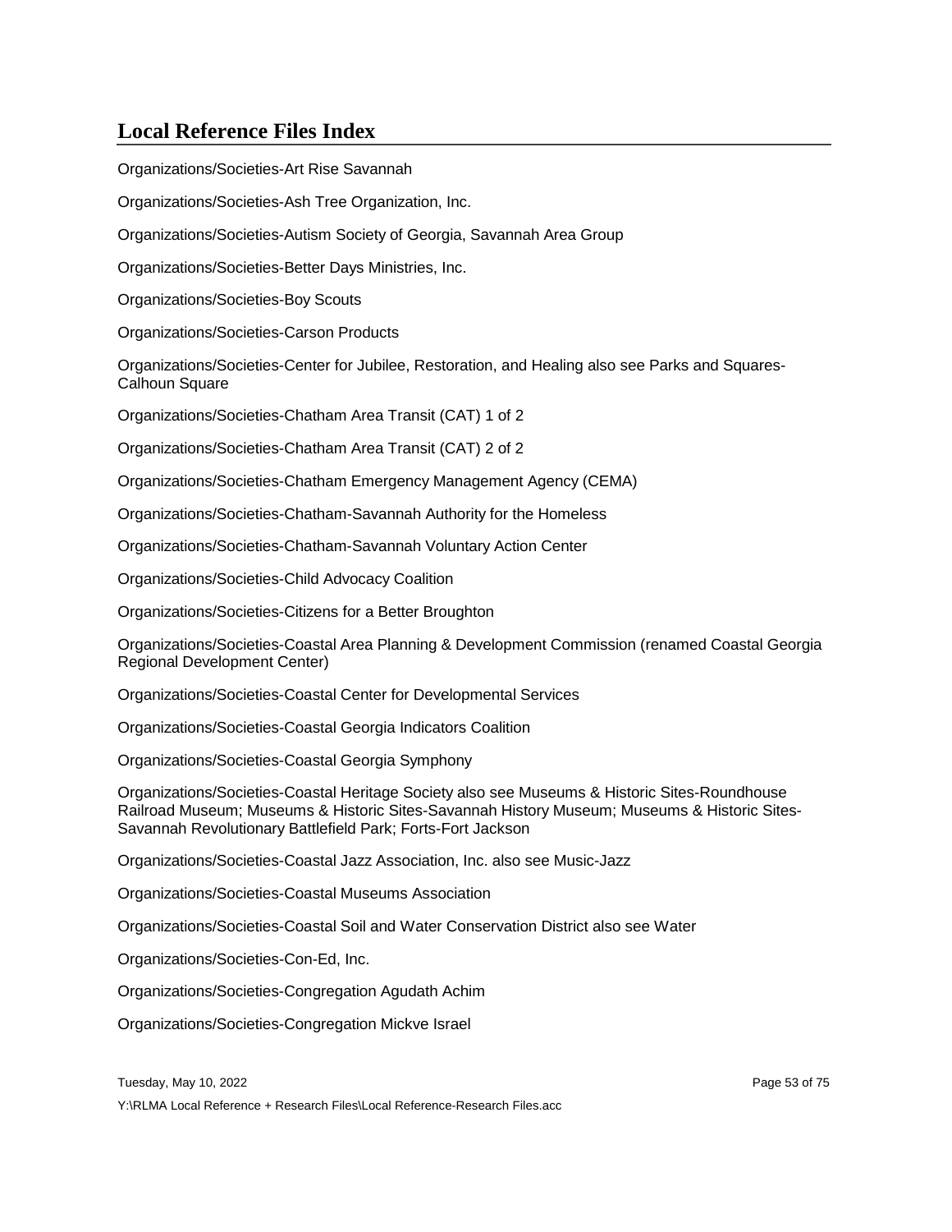## Local Reference Files Index

Organizations/Societies-Art Rise Savannah

Organizations/Societies-Ash Tree Organization, Inc.

Organizations/Societies-Autism Society of Georgia, Savannah Area Group

Organizations/Societies-Better Days Ministries, Inc.

Organizations/Societies-Boy Scouts

Organizations/Societies-Carson Products

Organizations/Societies-Center for Jubilee, Restoration, and Healing also see Parks and Squares-Calhoun Square

Organizations/Societies-Chatham Area Transit (CAT) 1 of 2

Organizations/Societies-Chatham Area Transit (CAT) 2 of 2

Organizations/Societies-Chatham Emergency Management Agency (CEMA)

Organizations/Societies-Chatham-Savannah Authority for the Homeless

Organizations/Societies-Chatham-Savannah Voluntary Action Center

Organizations/Societies-Child Advocacy Coalition

Organizations/Societies-Citizens for a Better Broughton

Organizations/Societies-Coastal Area Planning & Development Commission (renamed Coastal Georgia Regional Development Center)

Organizations/Societies-Coastal Center for Developmental Services

Organizations/Societies-Coastal Georgia Indicators Coalition

Organizations/Societies-Coastal Georgia Symphony

Organizations/Societies-Coastal Heritage Society also see Museums & Historic Sites-Roundhouse Railroad Museum; Museums & Historic Sites-Savannah History Museum; Museums & Historic Sites-Savannah Revolutionary Battlefield Park; Forts-Fort Jackson

Organizations/Societies-Coastal Jazz Association, Inc. also see Music-Jazz

Organizations/Societies-Coastal Museums Association

Organizations/Societies-Coastal Soil and Water Conservation District also see Water

Organizations/Societies-Con-Ed, Inc.

Organizations/Societies-Congregation Agudath Achim

Organizations/Societies-Congregation Mickve Israel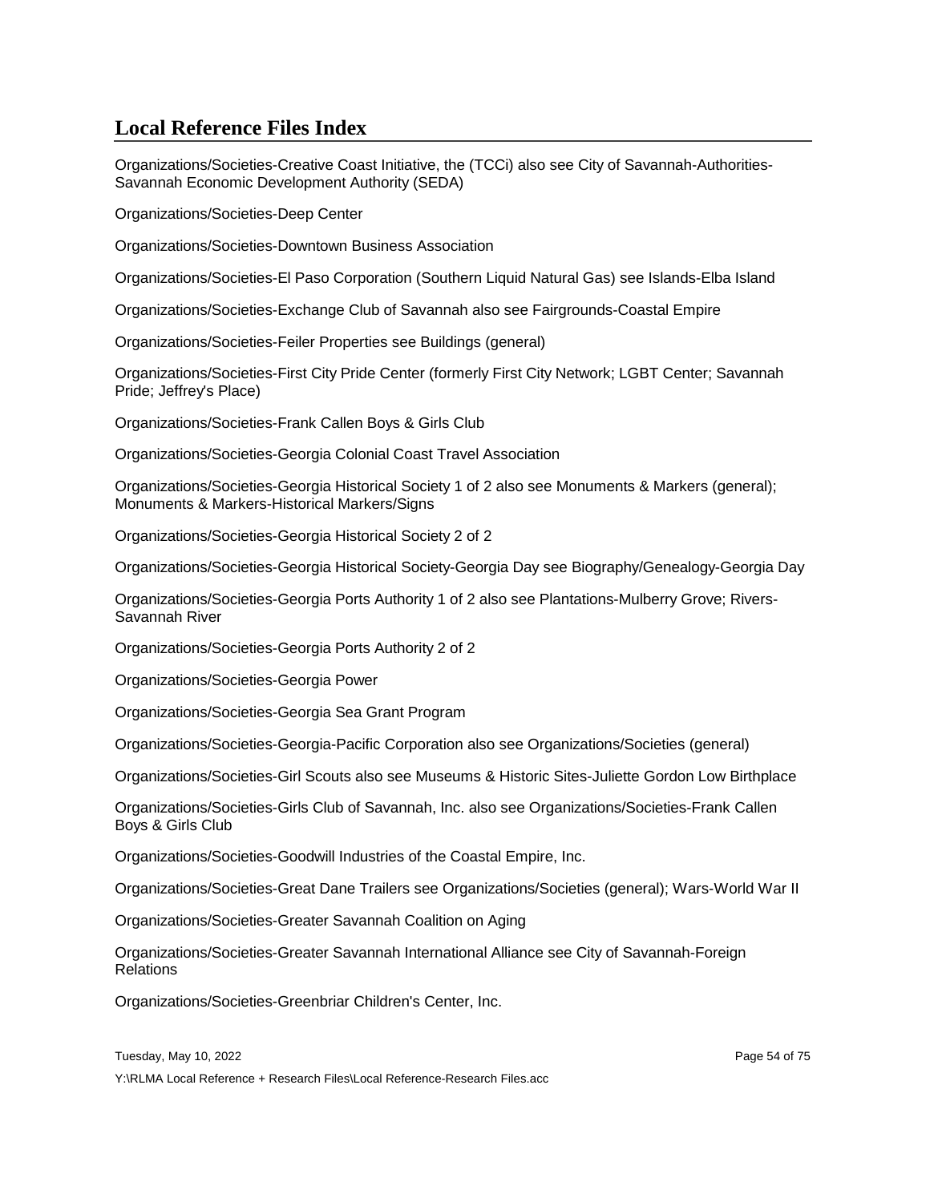## Local Reference Files Index

Organizations/Societies-Creative Coast Initiative, the (TCCi) also see City of Savannah-Authorities-Savannah Economic Development Authority (SEDA)

Organizations/Societies-Deep Center

Organizations/Societies-Downtown Business Association

Organizations/Societies-El Paso Corporation (Southern Liquid Natural Gas) see Islands-Elba Island

Organizations/Societies-Exchange Club of Savannah also see Fairgrounds-Coastal Empire

Organizations/Societies-Feiler Properties see Buildings (general)

Organizations/Societies-First City Pride Center (formerly First City Network; LGBT Center; Savannah Pride; Jeffrey's Place)

Organizations/Societies-Frank Callen Boys & Girls Club

Organizations/Societies-Georgia Colonial Coast Travel Association

Organizations/Societies-Georgia Historical Society 1 of 2 also see Monuments & Markers (general); Monuments & Markers-Historical Markers/Signs

Organizations/Societies-Georgia Historical Society 2 of 2

Organizations/Societies-Georgia Historical Society-Georgia Day see Biography/Genealogy-Georgia Day

Organizations/Societies-Georgia Ports Authority 1 of 2 also see Plantations-Mulberry Grove; Rivers-Savannah River

Organizations/Societies-Georgia Ports Authority 2 of 2

Organizations/Societies-Georgia Power

Organizations/Societies-Georgia Sea Grant Program

Organizations/Societies-Georgia-Pacific Corporation also see Organizations/Societies (general)

Organizations/Societies-Girl Scouts also see Museums & Historic Sites-Juliette Gordon Low Birthplace

Organizations/Societies-Girls Club of Savannah, Inc. also see Organizations/Societies-Frank Callen Boys & Girls Club

Organizations/Societies-Goodwill Industries of the Coastal Empire, Inc.

Organizations/Societies-Great Dane Trailers see Organizations/Societies (general); Wars-World War II

Organizations/Societies-Greater Savannah Coalition on Aging

Organizations/Societies-Greater Savannah International Alliance see City of Savannah-Foreign Relations

Organizations/Societies-Greenbriar Children's Center, Inc.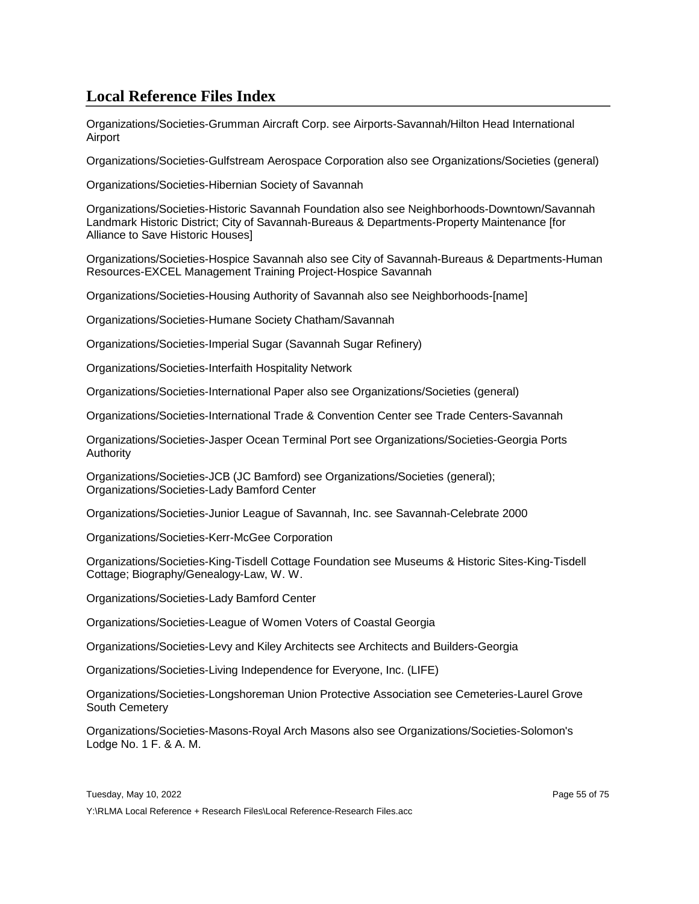## Local Reference Files Index

Organizations/Societies-Grumman Aircraft Corp. see Airports-Savannah/Hilton Head International Airport

Organizations/Societies-Gulfstream Aerospace Corporation also see Organizations/Societies (general)

Organizations/Societies-Hibernian Society of Savannah

Organizations/Societies-Historic Savannah Foundation also see Neighborhoods-Downtown/Savannah Landmark Historic District; City of Savannah-Bureaus & Departments-Property Maintenance [for Alliance to Save Historic Houses]

Organizations/Societies-Hospice Savannah also see City of Savannah-Bureaus & Departments-Human Resources-EXCEL Management Training Project-Hospice Savannah

Organizations/Societies-Housing Authority of Savannah also see Neighborhoods-[name]

Organizations/Societies-Humane Society Chatham/Savannah

Organizations/Societies-Imperial Sugar (Savannah Sugar Refinery)

Organizations/Societies-Interfaith Hospitality Network

Organizations/Societies-International Paper also see Organizations/Societies (general)

Organizations/Societies-International Trade & Convention Center see Trade Centers-Savannah

Organizations/Societies-Jasper Ocean Terminal Port see Organizations/Societies-Georgia Ports Authority

Organizations/Societies-JCB (JC Bamford) see Organizations/Societies (general); Organizations/Societies-Lady Bamford Center

Organizations/Societies-Junior League of Savannah, Inc. see Savannah-Celebrate 2000

Organizations/Societies-Kerr-McGee Corporation

Organizations/Societies-King-Tisdell Cottage Foundation see Museums & Historic Sites-King-Tisdell Cottage; Biography/Genealogy-Law, W. W.

Organizations/Societies-Lady Bamford Center

Organizations/Societies-League of Women Voters of Coastal Georgia

Organizations/Societies-Levy and Kiley Architects see Architects and Builders-Georgia

Organizations/Societies-Living Independence for Everyone, Inc. (LIFE)

Organizations/Societies-Longshoreman Union Protective Association see Cemeteries-Laurel Grove South Cemetery

Organizations/Societies-Masons-Royal Arch Masons also see Organizations/Societies-Solomon's Lodge No. 1 F. & A. M.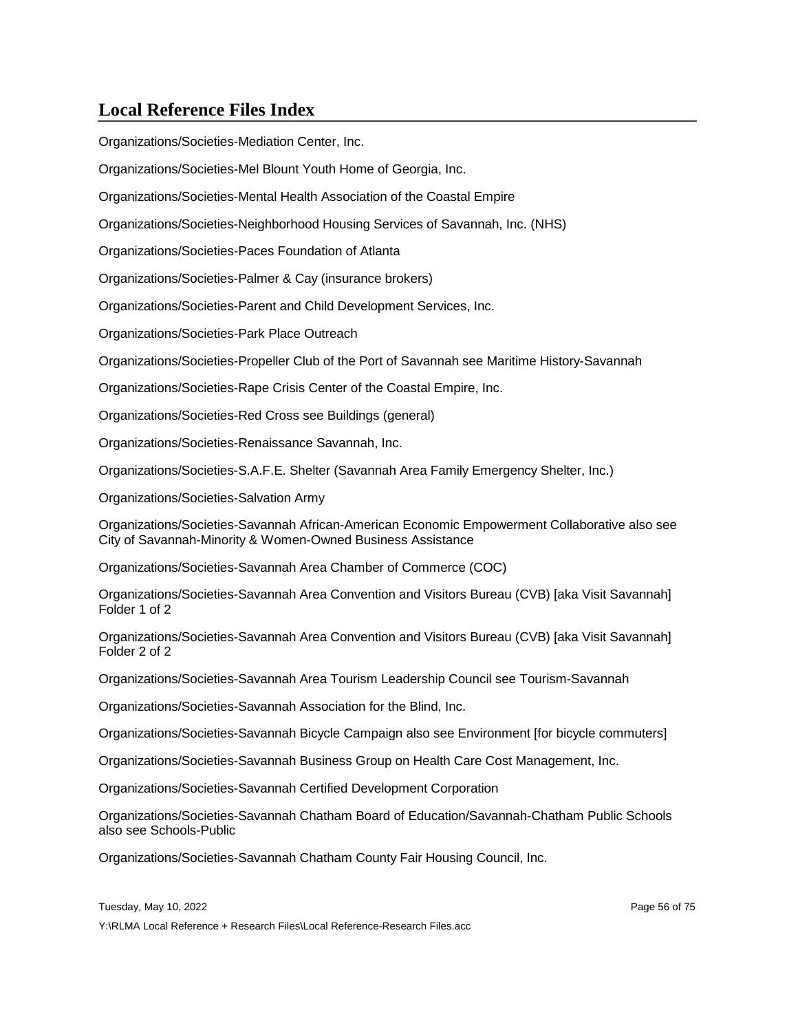## Local Reference Files Index

Organizations/Societies-Mediation Center, Inc.

Organizations/Societies-Mel Blount Youth Home of Georgia, Inc.

Organizations/Societies-Mental Health Association of the Coastal Empire

Organizations/Societies-Neighborhood Housing Services of Savannah, Inc. (NHS)

Organizations/Societies-Paces Foundation of Atlanta

Organizations/Societies-Palmer & Cay (insurance brokers)

Organizations/Societies-Parent and Child Development Services, Inc.

Organizations/Societies-Park Place Outreach

Organizations/Societies-Propeller Club of the Port of Savannah see Maritime History-Savannah

Organizations/Societies-Rape Crisis Center of the Coastal Empire, Inc.

Organizations/Societies-Red Cross see Buildings (general)

Organizations/Societies-Renaissance Savannah, Inc.

Organizations/Societies-S.A.F.E. Shelter (Savannah Area Family Emergency Shelter, Inc.)

Organizations/Societies-Salvation Army

Organizations/Societies-Savannah African-American Economic Empowerment Collaborative also see City of Savannah-Minority & Women-Owned Business Assistance

Organizations/Societies-Savannah Area Chamber of Commerce (COC)

Organizations/Societies-Savannah Area Convention and Visitors Bureau (CVB) [aka Visit Savannah] Folder 1 of 2

Organizations/Societies-Savannah Area Convention and Visitors Bureau (CVB) [aka Visit Savannah] Folder 2 of 2

Organizations/Societies-Savannah Area Tourism Leadership Council see Tourism-Savannah

Organizations/Societies-Savannah Association for the Blind, Inc.

Organizations/Societies-Savannah Bicycle Campaign also see Environment [for bicycle commuters]

Organizations/Societies-Savannah Business Group on Health Care Cost Management, Inc.

Organizations/Societies-Savannah Certified Development Corporation

Organizations/Societies-Savannah Chatham Board of Education/Savannah-Chatham Public Schools also see Schools-Public

Organizations/Societies-Savannah Chatham County Fair Housing Council, Inc.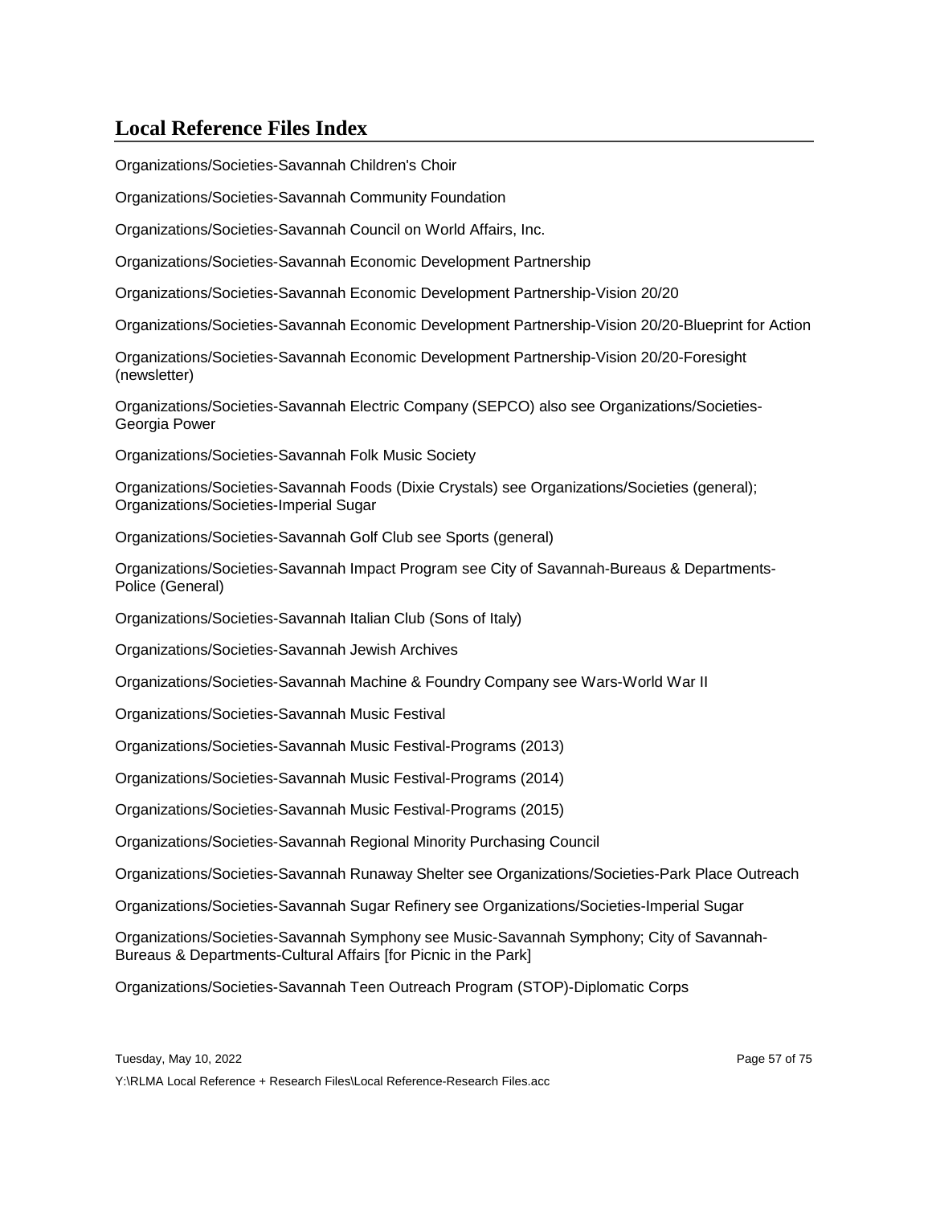## Local Reference Files Index

Organizations/Societies-Savannah Children's Choir

Organizations/Societies-Savannah Community Foundation

Organizations/Societies-Savannah Council on World Affairs, Inc.

Organizations/Societies-Savannah Economic Development Partnership

Organizations/Societies-Savannah Economic Development Partnership-Vision 20/20

Organizations/Societies-Savannah Economic Development Partnership-Vision 20/20-Blueprint for Action

Organizations/Societies-Savannah Economic Development Partnership-Vision 20/20-Foresight (newsletter)

Organizations/Societies-Savannah Electric Company (SEPCO) also see Organizations/Societies-Georgia Power

Organizations/Societies-Savannah Folk Music Society

Organizations/Societies-Savannah Foods (Dixie Crystals) see Organizations/Societies (general); Organizations/Societies-Imperial Sugar

Organizations/Societies-Savannah Golf Club see Sports (general)

Organizations/Societies-Savannah Impact Program see City of Savannah-Bureaus & Departments-Police (General)

Organizations/Societies-Savannah Italian Club (Sons of Italy)

Organizations/Societies-Savannah Jewish Archives

Organizations/Societies-Savannah Machine & Foundry Company see Wars-World War II

Organizations/Societies-Savannah Music Festival

Organizations/Societies-Savannah Music Festival-Programs (2013)

Organizations/Societies-Savannah Music Festival-Programs (2014)

Organizations/Societies-Savannah Music Festival-Programs (2015)

Organizations/Societies-Savannah Regional Minority Purchasing Council

Organizations/Societies-Savannah Runaway Shelter see Organizations/Societies-Park Place Outreach

Organizations/Societies-Savannah Sugar Refinery see Organizations/Societies-Imperial Sugar

Organizations/Societies-Savannah Symphony see Music-Savannah Symphony; City of Savannah-Bureaus & Departments-Cultural Affairs [for Picnic in the Park]

Organizations/Societies-Savannah Teen Outreach Program (STOP)-Diplomatic Corps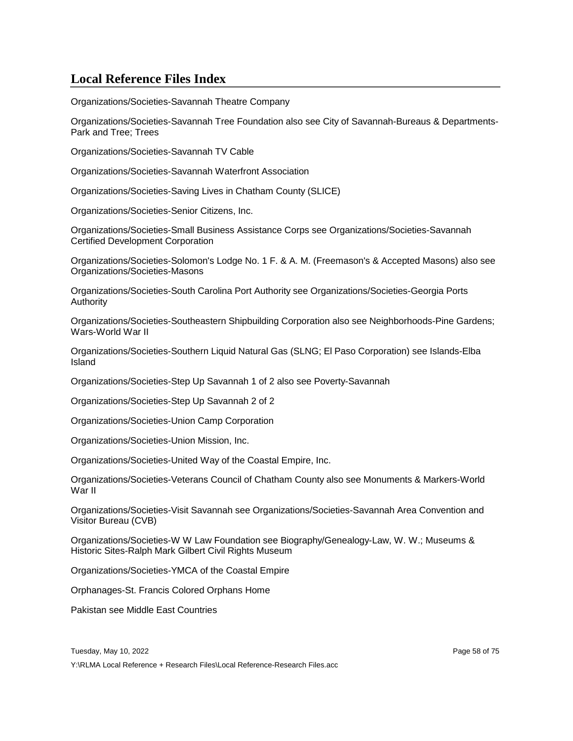# Local Reference Files Index

Organizations/Societies-Savannah Theatre Company

Organizations/Societies-Savannah Tree Foundation also see City of Savannah-Bureaus & Departments-Park and Tree; Trees

Organizations/Societies-Savannah TV Cable

Organizations/Societies-Savannah Waterfront Association

Organizations/Societies-Saving Lives in Chatham County (SLICE)

Organizations/Societies-Senior Citizens, Inc.

Organizations/Societies-Small Business Assistance Corps see Organizations/Societies-Savannah Certified Development Corporation

Organizations/Societies-Solomon's Lodge No. 1 F. & A. M. (Freemason's & Accepted Masons) also see Organizations/Societies-Masons

Organizations/Societies-South Carolina Port Authority see Organizations/Societies-Georgia Ports Authority

Organizations/Societies-Southeastern Shipbuilding Corporation also see Neighborhoods-Pine Gardens; Wars-World War II

Organizations/Societies-Southern Liquid Natural Gas (SLNG; El Paso Corporation) see Islands-Elba Island

Organizations/Societies-Step Up Savannah 1 of 2 also see Poverty-Savannah

Organizations/Societies-Step Up Savannah 2 of 2

Organizations/Societies-Union Camp Corporation

Organizations/Societies-Union Mission, Inc.

Organizations/Societies-United Way of the Coastal Empire, Inc.

Organizations/Societies-Veterans Council of Chatham County also see Monuments & Markers-World War II

Organizations/Societies-Visit Savannah see Organizations/Societies-Savannah Area Convention and Visitor Bureau (CVB)

Organizations/Societies-W W Law Foundation see Biography/Genealogy-Law, W. W.; Museums & Historic Sites-Ralph Mark Gilbert Civil Rights Museum

Organizations/Societies-YMCA of the Coastal Empire

Orphanages-St. Francis Colored Orphans Home

Pakistan see Middle East Countries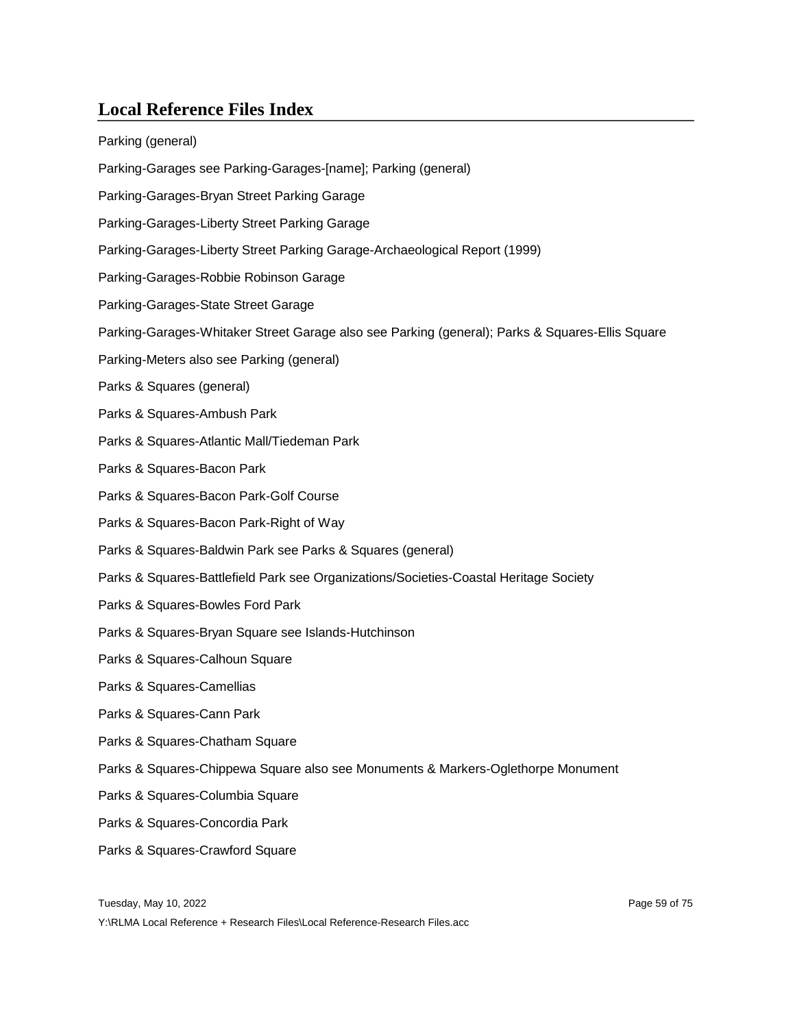## Local Reference Files Index

Parking (general)

Parking-Garages see Parking-Garages-[name]; Parking (general)

Parking-Garages-Bryan Street Parking Garage

Parking-Garages-Liberty Street Parking Garage

Parking-Garages-Liberty Street Parking Garage-Archaeological Report (1999)

Parking-Garages-Robbie Robinson Garage

Parking-Garages-State Street Garage

Parking-Garages-Whitaker Street Garage also see Parking (general); Parks & Squares-Ellis Square

Parking-Meters also see Parking (general)

Parks & Squares (general)

Parks & Squares-Ambush Park

Parks & Squares-Atlantic Mall/Tiedeman Park

Parks & Squares-Bacon Park

Parks & Squares-Bacon Park-Golf Course

Parks & Squares-Bacon Park-Right of Way

Parks & Squares-Baldwin Park see Parks & Squares (general)

Parks & Squares-Battlefield Park see Organizations/Societies-Coastal Heritage Society

Parks & Squares-Bowles Ford Park

Parks & Squares-Bryan Square see Islands-Hutchinson

Parks & Squares-Calhoun Square

Parks & Squares-Camellias

Parks & Squares-Cann Park

Parks & Squares-Chatham Square

Parks & Squares-Chippewa Square also see Monuments & Markers-Oglethorpe Monument

Parks & Squares-Columbia Square

Parks & Squares-Concordia Park

Parks & Squares-Crawford Square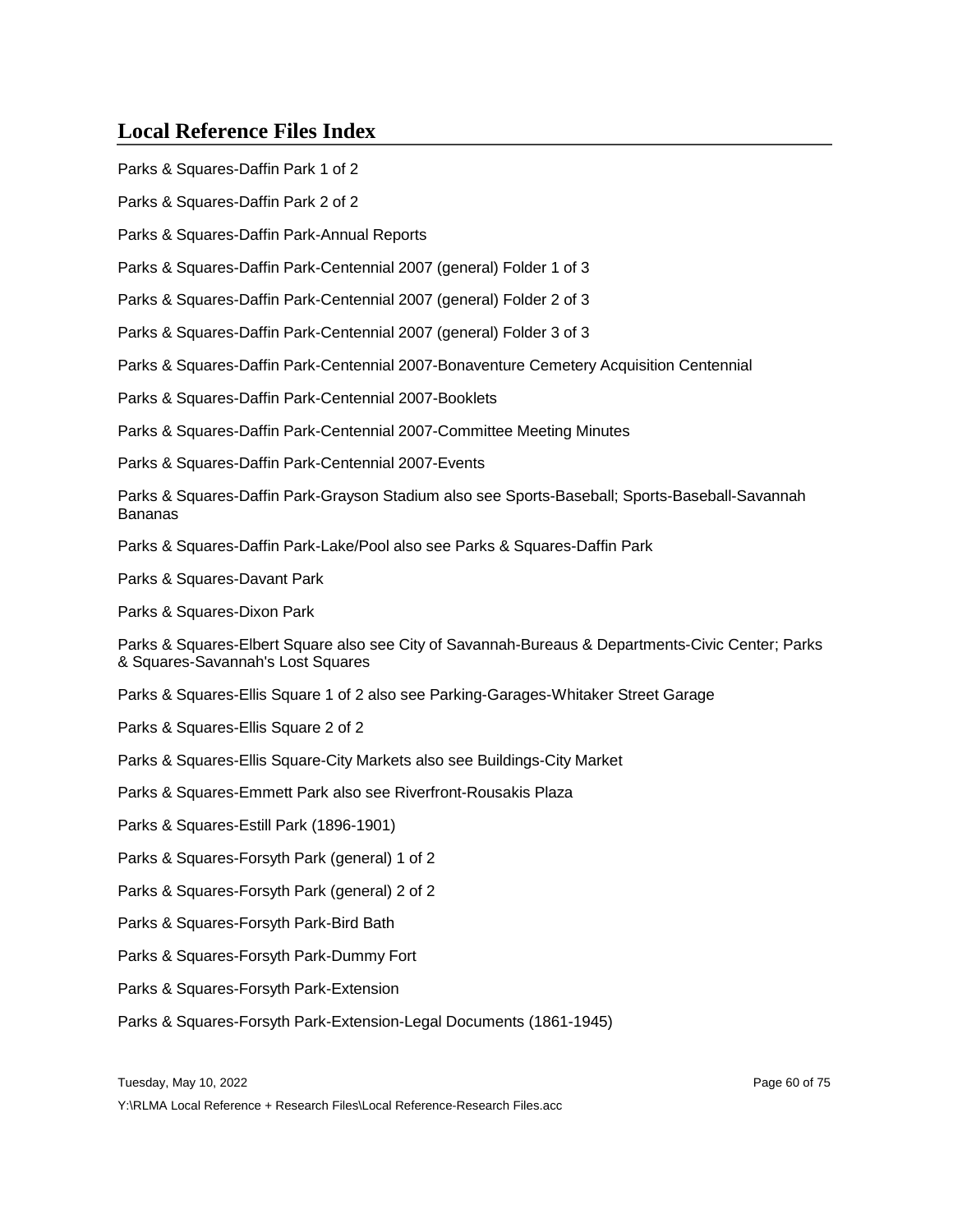## Local Reference Files Index

Parks & Squares-Daffin Park 1 of 2

Parks & Squares-Daffin Park 2 of 2

Parks & Squares-Daffin Park-Annual Reports

Parks & Squares-Daffin Park-Centennial 2007 (general) Folder 1 of 3

Parks & Squares-Daffin Park-Centennial 2007 (general) Folder 2 of 3

Parks & Squares-Daffin Park-Centennial 2007 (general) Folder 3 of 3

Parks & Squares-Daffin Park-Centennial 2007-Bonaventure Cemetery Acquisition Centennial

Parks & Squares-Daffin Park-Centennial 2007-Booklets

Parks & Squares-Daffin Park-Centennial 2007-Committee Meeting Minutes

Parks & Squares-Daffin Park-Centennial 2007-Events

Parks & Squares-Daffin Park-Grayson Stadium also see Sports-Baseball; Sports-Baseball-Savannah Bananas

Parks & Squares-Daffin Park-Lake/Pool also see Parks & Squares-Daffin Park

Parks & Squares-Davant Park

Parks & Squares-Dixon Park

Parks & Squares-Elbert Square also see City of Savannah-Bureaus & Departments-Civic Center; Parks & Squares-Savannah's Lost Squares

Parks & Squares-Ellis Square 1 of 2 also see Parking-Garages-Whitaker Street Garage

Parks & Squares-Ellis Square 2 of 2

Parks & Squares-Ellis Square-City Markets also see Buildings-City Market

Parks & Squares-Emmett Park also see Riverfront-Rousakis Plaza

Parks & Squares-Estill Park (1896-1901)

Parks & Squares-Forsyth Park (general) 1 of 2

Parks & Squares-Forsyth Park (general) 2 of 2

Parks & Squares-Forsyth Park-Bird Bath

Parks & Squares-Forsyth Park-Dummy Fort

Parks & Squares-Forsyth Park-Extension

Parks & Squares-Forsyth Park-Extension-Legal Documents (1861-1945)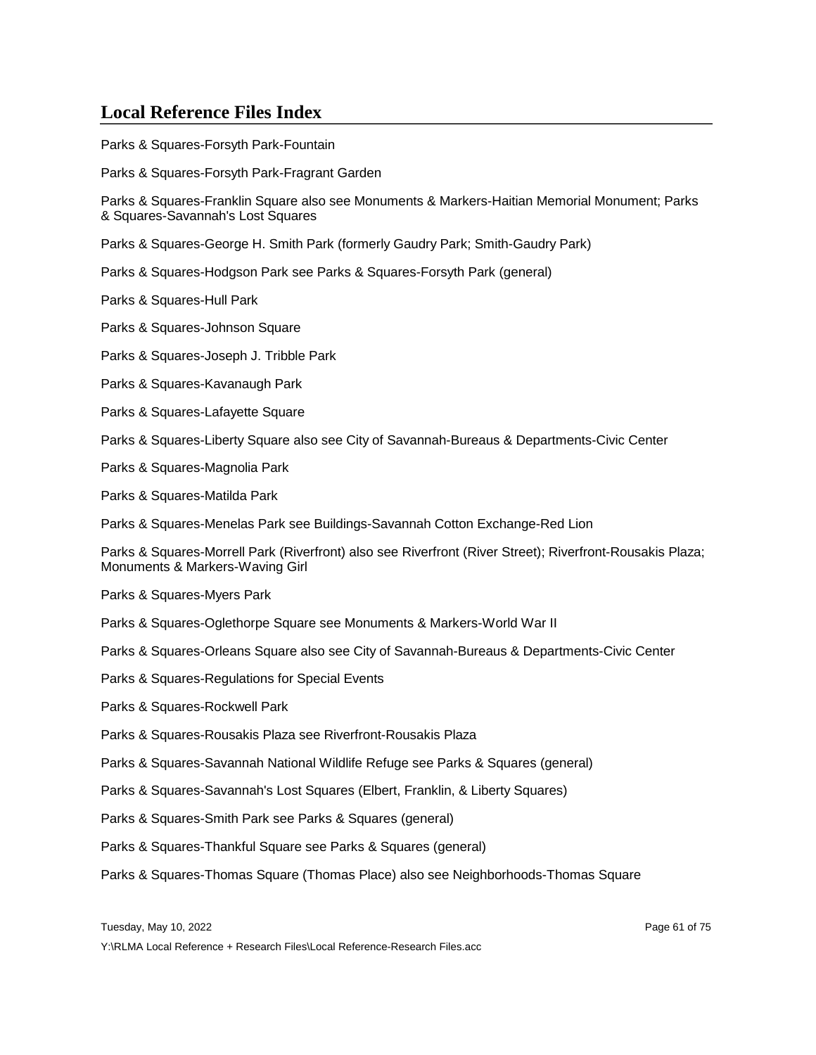## Local Reference Files Index

Parks & Squares-Forsyth Park-Fountain

Parks & Squares-Forsyth Park-Fragrant Garden

Parks & Squares-Franklin Square also see Monuments & Markers-Haitian Memorial Monument; Parks & Squares-Savannah's Lost Squares

Parks & Squares-George H. Smith Park (formerly Gaudry Park; Smith-Gaudry Park)

Parks & Squares-Hodgson Park see Parks & Squares-Forsyth Park (general)

Parks & Squares-Hull Park

Parks & Squares-Johnson Square

Parks & Squares-Joseph J. Tribble Park

Parks & Squares-Kavanaugh Park

Parks & Squares-Lafayette Square

Parks & Squares-Liberty Square also see City of Savannah-Bureaus & Departments-Civic Center

Parks & Squares-Magnolia Park

Parks & Squares-Matilda Park

Parks & Squares-Menelas Park see Buildings-Savannah Cotton Exchange-Red Lion

Parks & Squares-Morrell Park (Riverfront) also see Riverfront (River Street); Riverfront-Rousakis Plaza; Monuments & Markers-Waving Girl

Parks & Squares-Myers Park

Parks & Squares-Oglethorpe Square see Monuments & Markers-World War II

Parks & Squares-Orleans Square also see City of Savannah-Bureaus & Departments-Civic Center

Parks & Squares-Regulations for Special Events

Parks & Squares-Rockwell Park

Parks & Squares-Rousakis Plaza see Riverfront-Rousakis Plaza

Parks & Squares-Savannah National Wildlife Refuge see Parks & Squares (general)

Parks & Squares-Savannah's Lost Squares (Elbert, Franklin, & Liberty Squares)

Parks & Squares-Smith Park see Parks & Squares (general)

Parks & Squares-Thankful Square see Parks & Squares (general)

Parks & Squares-Thomas Square (Thomas Place) also see Neighborhoods-Thomas Square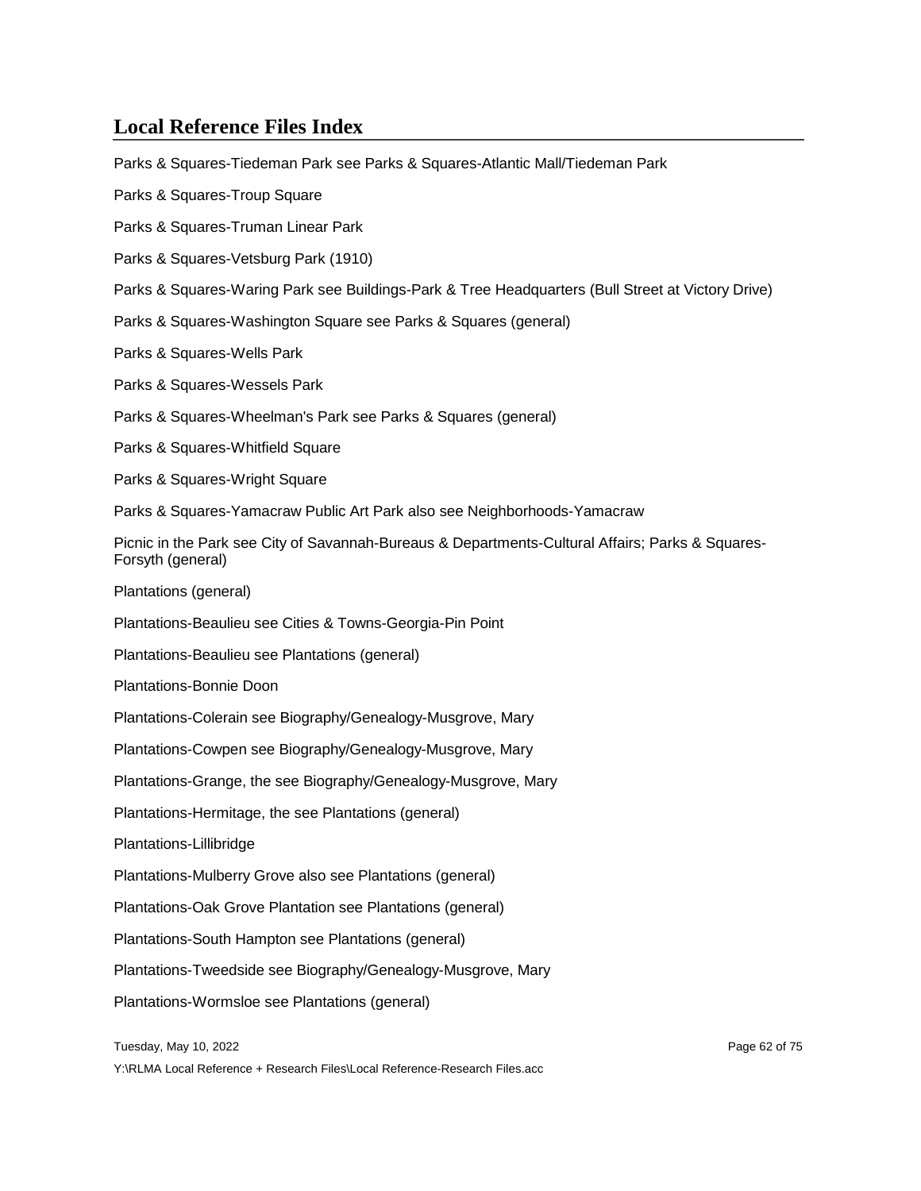# Local Reference Files Index

Parks & Squares-Tiedeman Park see Parks & Squares-Atlantic Mall/Tiedeman Park

Parks & Squares-Troup Square

Parks & Squares-Truman Linear Park

Parks & Squares-Vetsburg Park (1910)

Parks & Squares-Waring Park see Buildings-Park & Tree Headquarters (Bull Street at Victory Drive)

Parks & Squares-Washington Square see Parks & Squares (general)

Parks & Squares-Wells Park

Parks & Squares-Wessels Park

Parks & Squares-Wheelman's Park see Parks & Squares (general)

Parks & Squares-Whitfield Square

Parks & Squares-Wright Square

Parks & Squares-Yamacraw Public Art Park also see Neighborhoods-Yamacraw

Picnic in the Park see City of Savannah-Bureaus & Departments-Cultural Affairs; Parks & Squares-Forsyth (general)

Plantations (general)

Plantations-Beaulieu see Cities & Towns-Georgia-Pin Point

Plantations-Beaulieu see Plantations (general)

Plantations-Bonnie Doon

Plantations-Colerain see Biography/Genealogy-Musgrove, Mary

Plantations-Cowpen see Biography/Genealogy-Musgrove, Mary

Plantations-Grange, the see Biography/Genealogy-Musgrove, Mary

Plantations-Hermitage, the see Plantations (general)

Plantations-Lillibridge

Plantations-Mulberry Grove also see Plantations (general)

Plantations-Oak Grove Plantation see Plantations (general)

Plantations-South Hampton see Plantations (general)

Plantations-Tweedside see Biography/Genealogy-Musgrove, Mary

Plantations-Wormsloe see Plantations (general)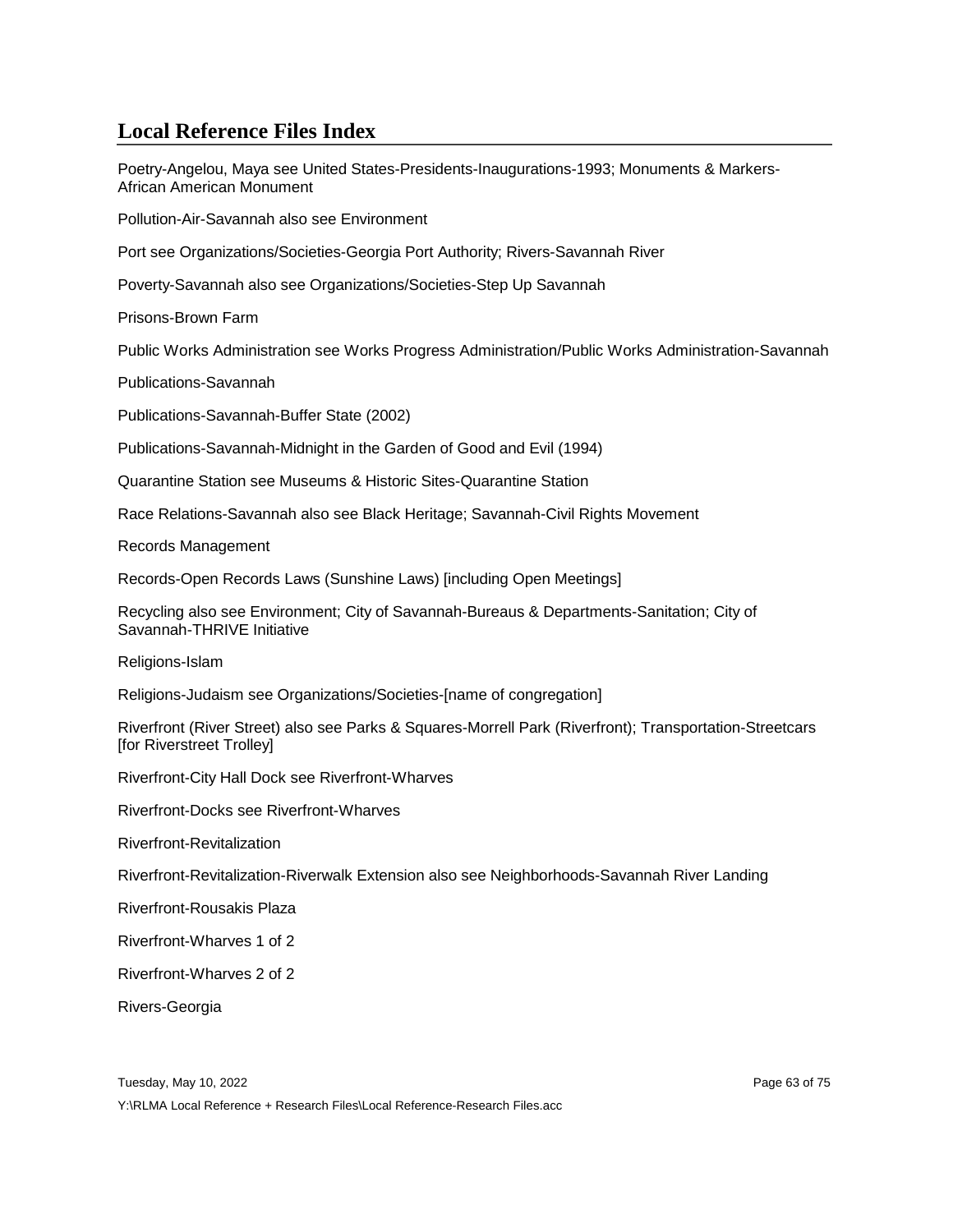## Local Reference Files Index

Poetry-Angelou, Maya see United States-Presidents-Inaugurations-1993; Monuments & Markers-African American Monument

Pollution-Air-Savannah also see Environment

Port see Organizations/Societies-Georgia Port Authority; Rivers-Savannah River

Poverty-Savannah also see Organizations/Societies-Step Up Savannah

Prisons-Brown Farm

Public Works Administration see Works Progress Administration/Public Works Administration-Savannah

Publications-Savannah

Publications-Savannah-Buffer State (2002)

Publications-Savannah-Midnight in the Garden of Good and Evil (1994)

Quarantine Station see Museums & Historic Sites-Quarantine Station

Race Relations-Savannah also see Black Heritage; Savannah-Civil Rights Movement

Records Management

Records-Open Records Laws (Sunshine Laws) [including Open Meetings]

Recycling also see Environment; City of Savannah-Bureaus & Departments-Sanitation; City of Savannah-THRIVE Initiative

Religions-Islam

Religions-Judaism see Organizations/Societies-[name of congregation]

Riverfront (River Street) also see Parks & Squares-Morrell Park (Riverfront); Transportation-Streetcars [for Riverstreet Trolley]

Riverfront-City Hall Dock see Riverfront-Wharves

Riverfront-Docks see Riverfront-Wharves

Riverfront-Revitalization

Riverfront-Revitalization-Riverwalk Extension also see Neighborhoods-Savannah River Landing

Riverfront-Rousakis Plaza

Riverfront-Wharves 1 of 2

Riverfront-Wharves 2 of 2

Rivers-Georgia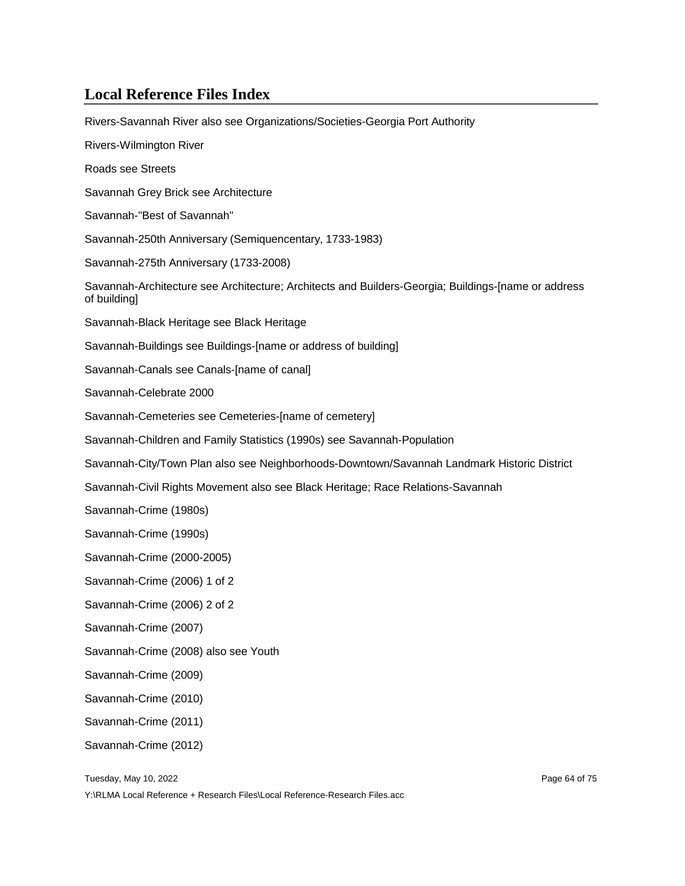## Local Reference Files Index

Rivers-Savannah River also see Organizations/Societies-Georgia Port Authority

Rivers-Wilmington River

Roads see Streets

Savannah Grey Brick see Architecture

Savannah-"Best of Savannah"

Savannah-250th Anniversary (Semiquencentary, 1733-1983)

Savannah-275th Anniversary (1733-2008)

Savannah-Architecture see Architecture; Architects and Builders-Georgia; Buildings-[name or address of building]

Savannah-Black Heritage see Black Heritage

Savannah-Buildings see Buildings-[name or address of building]

Savannah-Canals see Canals-[name of canal]

Savannah-Celebrate 2000

Savannah-Cemeteries see Cemeteries-[name of cemetery]

Savannah-Children and Family Statistics (1990s) see Savannah-Population

Savannah-City/Town Plan also see Neighborhoods-Downtown/Savannah Landmark Historic District

Savannah-Civil Rights Movement also see Black Heritage; Race Relations-Savannah

Savannah-Crime (1980s)

Savannah-Crime (1990s)

Savannah-Crime (2000-2005)

Savannah-Crime (2006) 1 of 2

Savannah-Crime (2006) 2 of 2

Savannah-Crime (2007)

Savannah-Crime (2008) also see Youth

Savannah-Crime (2009)

Savannah-Crime (2010)

Savannah-Crime (2011)

Savannah-Crime (2012)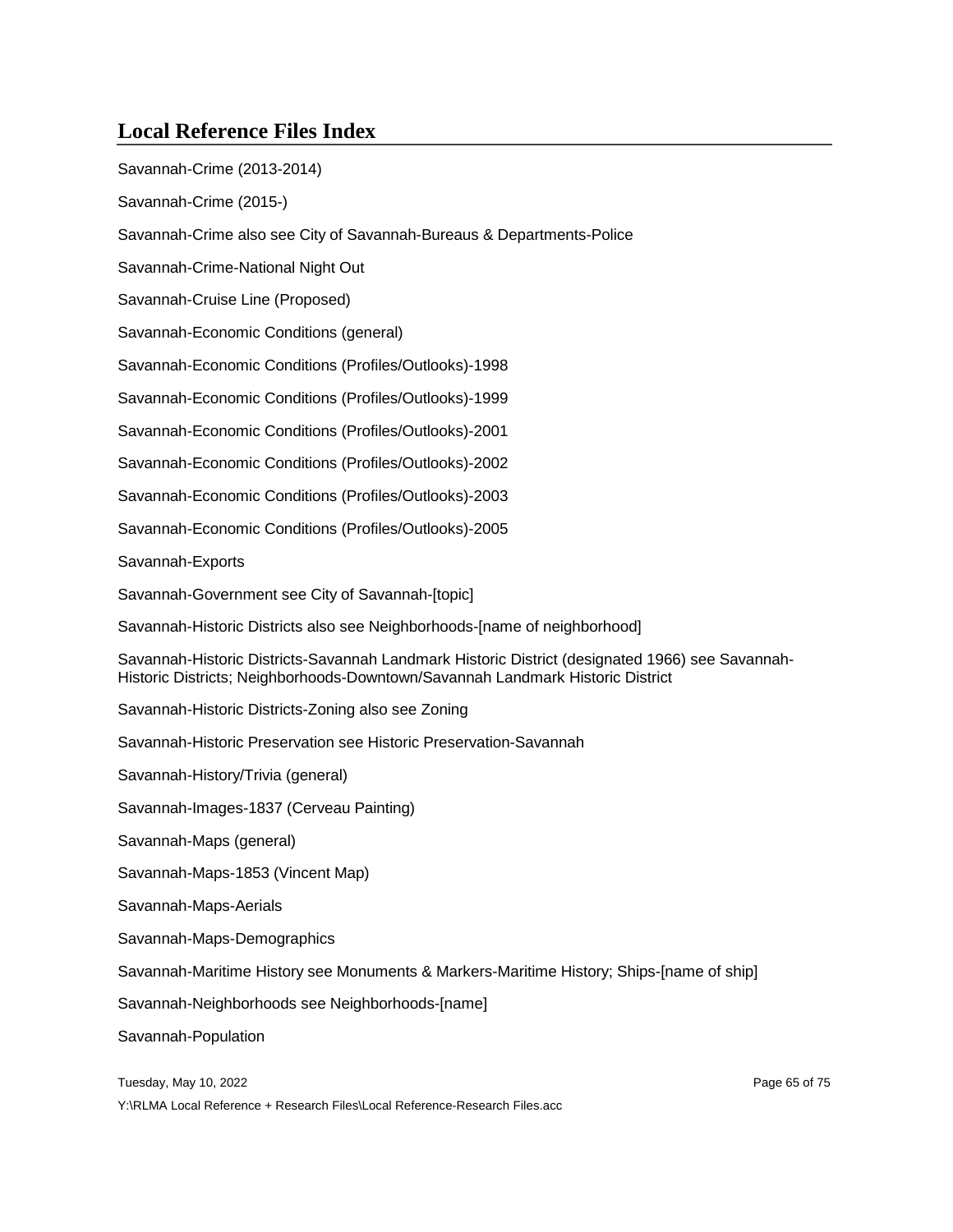## Local Reference Files Index

Savannah-Crime (2013-2014)

Savannah-Crime (2015-)

Savannah-Crime also see City of Savannah-Bureaus & Departments-Police

Savannah-Crime-National Night Out

Savannah-Cruise Line (Proposed)

Savannah-Economic Conditions (general)

Savannah-Economic Conditions (Profiles/Outlooks)-1998

Savannah-Economic Conditions (Profiles/Outlooks)-1999

Savannah-Economic Conditions (Profiles/Outlooks)-2001

Savannah-Economic Conditions (Profiles/Outlooks)-2002

Savannah-Economic Conditions (Profiles/Outlooks)-2003

Savannah-Economic Conditions (Profiles/Outlooks)-2005

Savannah-Exports

Savannah-Government see City of Savannah-[topic]

Savannah-Historic Districts also see Neighborhoods-[name of neighborhood]

Savannah-Historic Districts-Savannah Landmark Historic District (designated 1966) see Savannah-Historic Districts; Neighborhoods-Downtown/Savannah Landmark Historic District

Savannah-Historic Districts-Zoning also see Zoning

Savannah-Historic Preservation see Historic Preservation-Savannah

Savannah-History/Trivia (general)

Savannah-Images-1837 (Cerveau Painting)

Savannah-Maps (general)

Savannah-Maps-1853 (Vincent Map)

Savannah-Maps-Aerials

Savannah-Maps-Demographics

Savannah-Maritime History see Monuments & Markers-Maritime History; Ships-[name of ship]

Savannah-Neighborhoods see Neighborhoods-[name]

Savannah-Population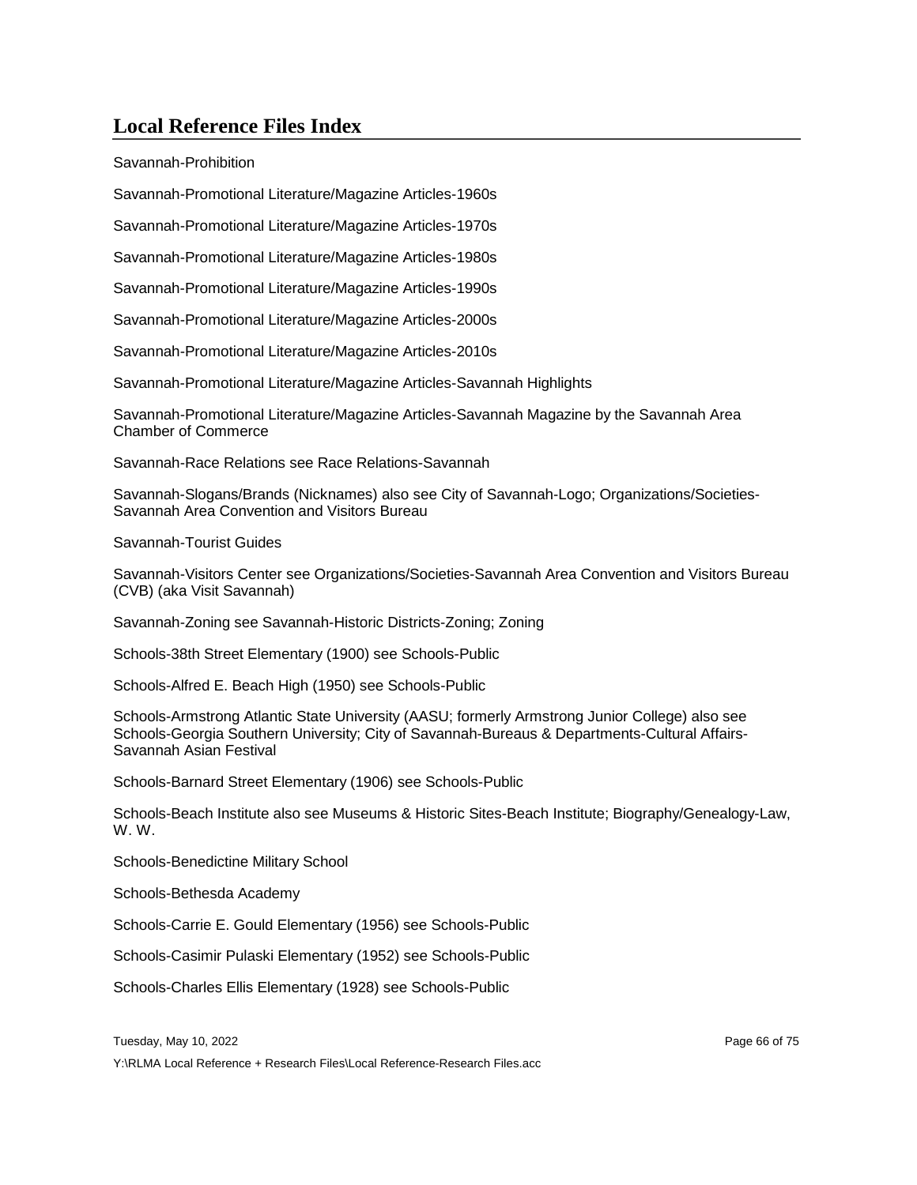## Local Reference Files Index

Savannah-Prohibition

Savannah-Promotional Literature/Magazine Articles-1960s

Savannah-Promotional Literature/Magazine Articles-1970s

Savannah-Promotional Literature/Magazine Articles-1980s

Savannah-Promotional Literature/Magazine Articles-1990s

Savannah-Promotional Literature/Magazine Articles-2000s

Savannah-Promotional Literature/Magazine Articles-2010s

Savannah-Promotional Literature/Magazine Articles-Savannah Highlights

Savannah-Promotional Literature/Magazine Articles-Savannah Magazine by the Savannah Area Chamber of Commerce

Savannah-Race Relations see Race Relations-Savannah

Savannah-Slogans/Brands (Nicknames) also see City of Savannah-Logo; Organizations/Societies-Savannah Area Convention and Visitors Bureau

Savannah-Tourist Guides

Savannah-Visitors Center see Organizations/Societies-Savannah Area Convention and Visitors Bureau (CVB) (aka Visit Savannah)

Savannah-Zoning see Savannah-Historic Districts-Zoning; Zoning

Schools-38th Street Elementary (1900) see Schools-Public

Schools-Alfred E. Beach High (1950) see Schools-Public

Schools-Armstrong Atlantic State University (AASU; formerly Armstrong Junior College) also see Schools-Georgia Southern University; City of Savannah-Bureaus & Departments-Cultural Affairs-Savannah Asian Festival

Schools-Barnard Street Elementary (1906) see Schools-Public

Schools-Beach Institute also see Museums & Historic Sites-Beach Institute; Biography/Genealogy-Law, W. W.

Schools-Benedictine Military School

Schools-Bethesda Academy

Schools-Carrie E. Gould Elementary (1956) see Schools-Public

Schools-Casimir Pulaski Elementary (1952) see Schools-Public

Schools-Charles Ellis Elementary (1928) see Schools-Public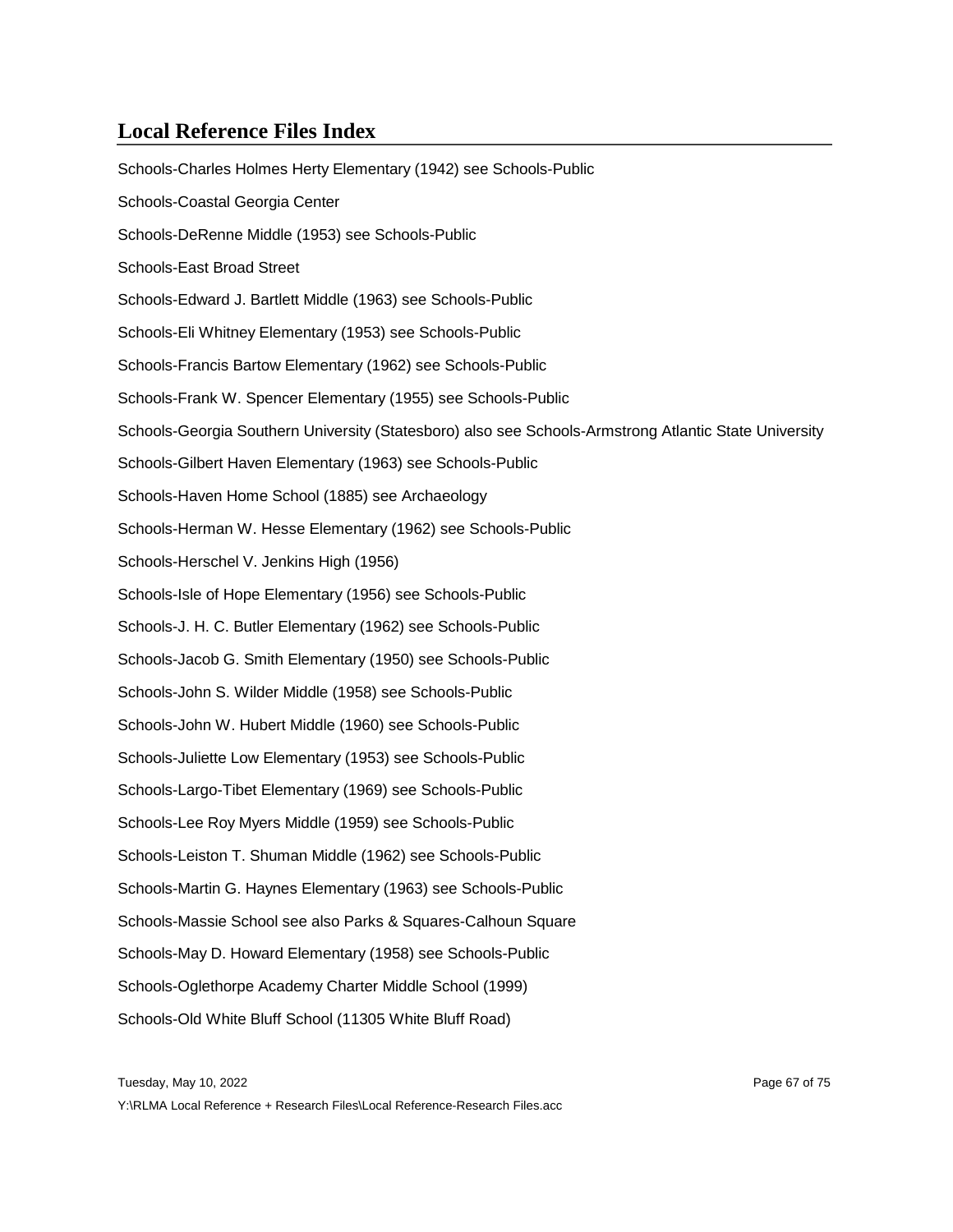## Local Reference Files Index

Schools-Charles Holmes Herty Elementary (1942) see Schools-Public

Schools-Coastal Georgia Center

Schools-DeRenne Middle (1953) see Schools-Public

Schools-East Broad Street

Schools-Edward J. Bartlett Middle (1963) see Schools-Public

Schools-Eli Whitney Elementary (1953) see Schools-Public

Schools-Francis Bartow Elementary (1962) see Schools-Public

Schools-Frank W. Spencer Elementary (1955) see Schools-Public

Schools-Georgia Southern University (Statesboro) also see Schools-Armstrong Atlantic State University

Schools-Gilbert Haven Elementary (1963) see Schools-Public

Schools-Haven Home School (1885) see Archaeology

Schools-Herman W. Hesse Elementary (1962) see Schools-Public

Schools-Herschel V. Jenkins High (1956)

Schools-Isle of Hope Elementary (1956) see Schools-Public

Schools-J. H. C. Butler Elementary (1962) see Schools-Public

Schools-Jacob G. Smith Elementary (1950) see Schools-Public

Schools-John S. Wilder Middle (1958) see Schools-Public

Schools-John W. Hubert Middle (1960) see Schools-Public

Schools-Juliette Low Elementary (1953) see Schools-Public

Schools-Largo-Tibet Elementary (1969) see Schools-Public

Schools-Lee Roy Myers Middle (1959) see Schools-Public

Schools-Leiston T. Shuman Middle (1962) see Schools-Public

Schools-Martin G. Haynes Elementary (1963) see Schools-Public

Schools-Massie School see also Parks & Squares-Calhoun Square

Schools-May D. Howard Elementary (1958) see Schools-Public

Schools-Oglethorpe Academy Charter Middle School (1999)

Schools-Old White Bluff School (11305 White Bluff Road)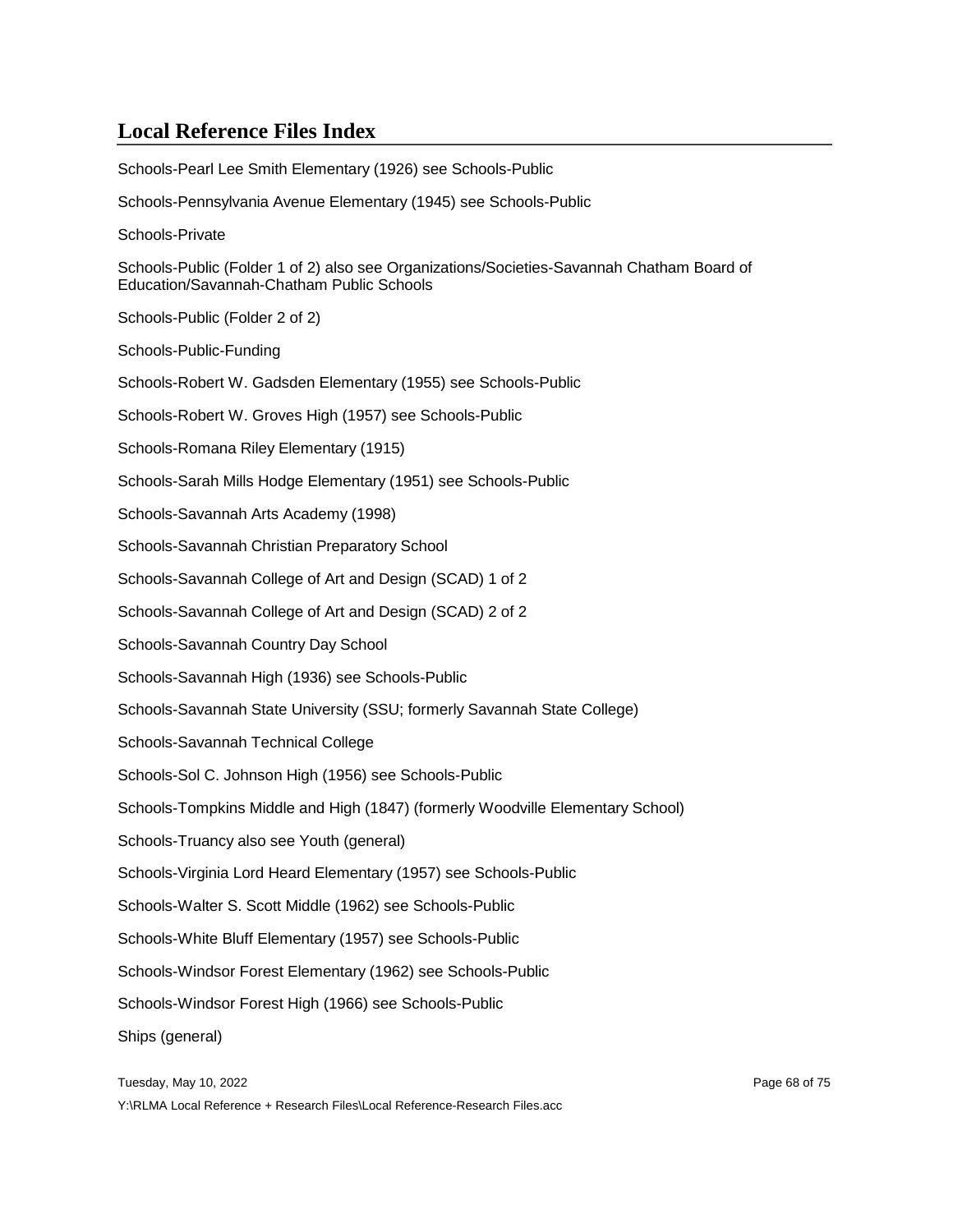## Local Reference Files Index

Schools-Pearl Lee Smith Elementary (1926) see Schools-Public

Schools-Pennsylvania Avenue Elementary (1945) see Schools-Public

Schools-Private

Schools-Public (Folder 1 of 2) also see Organizations/Societies-Savannah Chatham Board of Education/Savannah-Chatham Public Schools

Schools-Public (Folder 2 of 2)

Schools-Public-Funding

Schools-Robert W. Gadsden Elementary (1955) see Schools-Public

Schools-Robert W. Groves High (1957) see Schools-Public

Schools-Romana Riley Elementary (1915)

Schools-Sarah Mills Hodge Elementary (1951) see Schools-Public

Schools-Savannah Arts Academy (1998)

Schools-Savannah Christian Preparatory School

Schools-Savannah College of Art and Design (SCAD) 1 of 2

Schools-Savannah College of Art and Design (SCAD) 2 of 2

Schools-Savannah Country Day School

Schools-Savannah High (1936) see Schools-Public

Schools-Savannah State University (SSU; formerly Savannah State College)

Schools-Savannah Technical College

Schools-Sol C. Johnson High (1956) see Schools-Public

Schools-Tompkins Middle and High (1847) (formerly Woodville Elementary School)

Schools-Truancy also see Youth (general)

Schools-Virginia Lord Heard Elementary (1957) see Schools-Public

Schools-Walter S. Scott Middle (1962) see Schools-Public

Schools-White Bluff Elementary (1957) see Schools-Public

Schools-Windsor Forest Elementary (1962) see Schools-Public

Schools-Windsor Forest High (1966) see Schools-Public

Ships (general)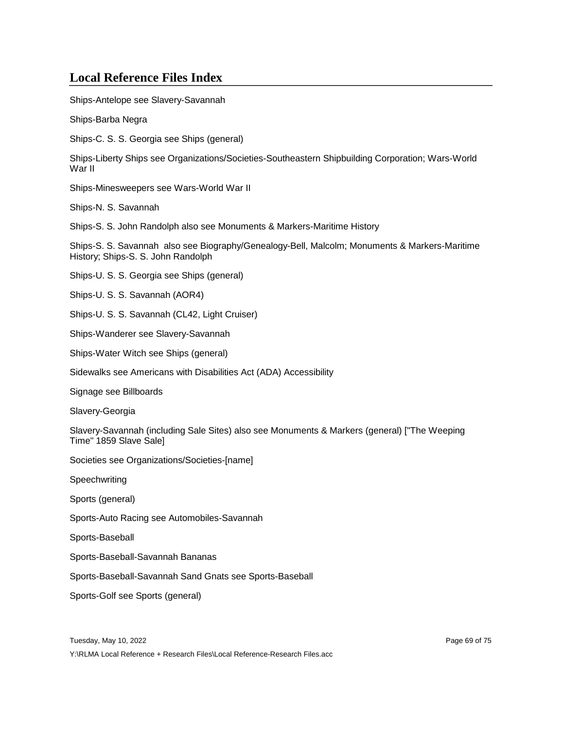## Local Reference Files Index

Ships-Antelope see Slavery-Savannah

Ships-Barba Negra

Ships-C. S. S. Georgia see Ships (general)

Ships-Liberty Ships see Organizations/Societies-Southeastern Shipbuilding Corporation; Wars-World War II

Ships-Minesweepers see Wars-World War II

Ships-N. S. Savannah

Ships-S. S. John Randolph also see Monuments & Markers-Maritime History

Ships-S. S. Savannah also see Biography/Genealogy-Bell, Malcolm; Monuments & Markers-Maritime History; Ships-S. S. John Randolph

Ships-U. S. S. Georgia see Ships (general)

Ships-U. S. S. Savannah (AOR4)

Ships-U. S. S. Savannah (CL42, Light Cruiser)

Ships-Wanderer see Slavery-Savannah

Ships-Water Witch see Ships (general)

Sidewalks see Americans with Disabilities Act (ADA) Accessibility

Signage see Billboards

Slavery-Georgia

Slavery-Savannah (including Sale Sites) also see Monuments & Markers (general) ["The Weeping Time" 1859 Slave Sale]

Societies see Organizations/Societies-[name]

Speechwriting

Sports (general)

Sports-Auto Racing see Automobiles-Savannah

Sports-Baseball

Sports-Baseball-Savannah Bananas

Sports-Baseball-Savannah Sand Gnats see Sports-Baseball

Sports-Golf see Sports (general)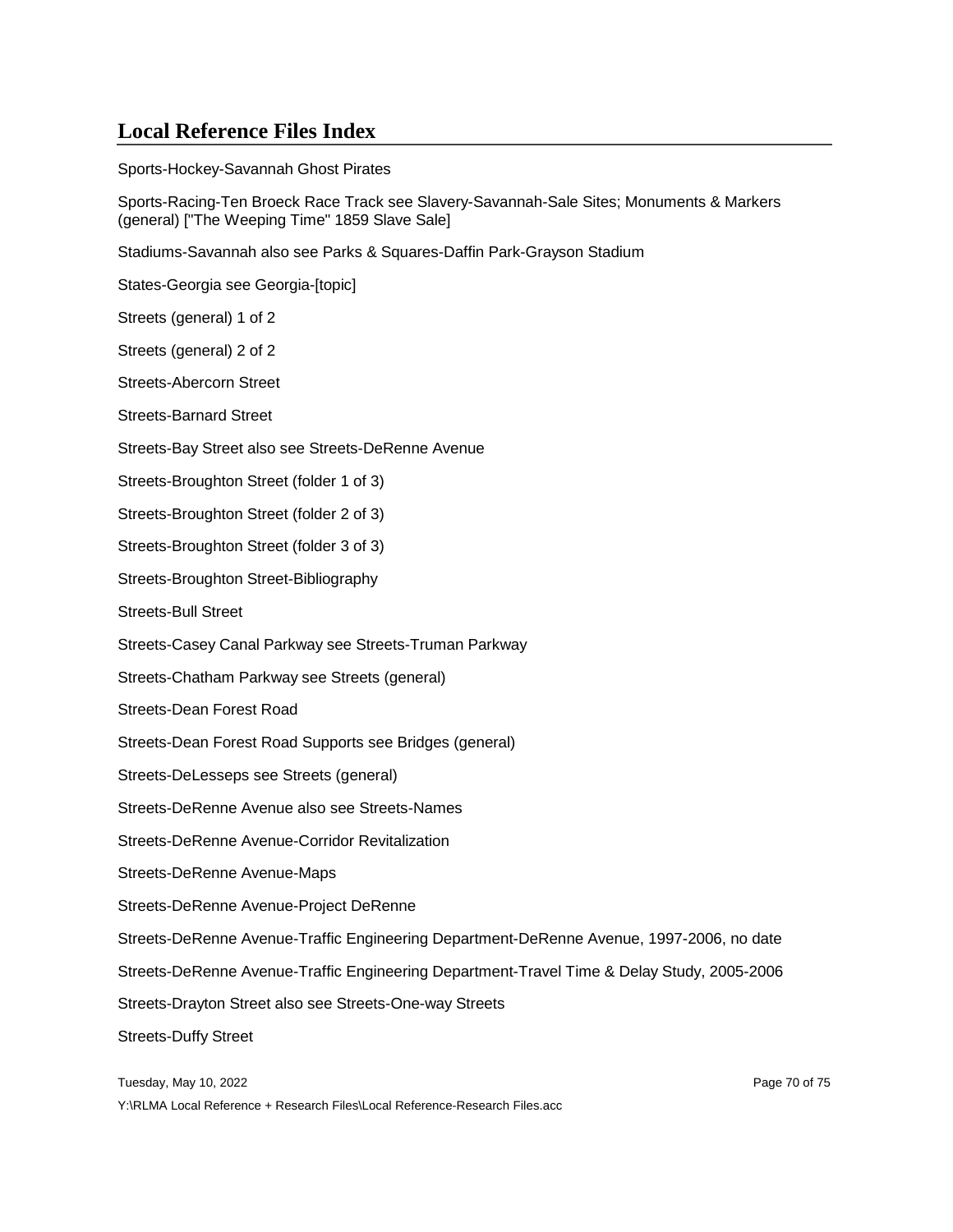## Local Reference Files Index

Sports-Hockey-Savannah Ghost Pirates

Sports-Racing-Ten Broeck Race Track see Slavery-Savannah-Sale Sites; Monuments & Markers (general) ["The Weeping Time" 1859 Slave Sale]

Stadiums-Savannah also see Parks & Squares-Daffin Park-Grayson Stadium

States-Georgia see Georgia-[topic]

Streets (general) 1 of 2

Streets (general) 2 of 2

Streets-Abercorn Street

Streets-Barnard Street

Streets-Bay Street also see Streets-DeRenne Avenue

Streets-Broughton Street (folder 1 of 3)

Streets-Broughton Street (folder 2 of 3)

Streets-Broughton Street (folder 3 of 3)

Streets-Broughton Street-Bibliography

Streets-Bull Street

Streets-Casey Canal Parkway see Streets-Truman Parkway

Streets-Chatham Parkway see Streets (general)

Streets-Dean Forest Road

Streets-Dean Forest Road Supports see Bridges (general)

Streets-DeLesseps see Streets (general)

Streets-DeRenne Avenue also see Streets-Names

Streets-DeRenne Avenue-Corridor Revitalization

Streets-DeRenne Avenue-Maps

Streets-DeRenne Avenue-Project DeRenne

Streets-DeRenne Avenue-Traffic Engineering Department-DeRenne Avenue, 1997-2006, no date

Streets-DeRenne Avenue-Traffic Engineering Department-Travel Time & Delay Study, 2005-2006

Streets-Drayton Street also see Streets-One-way Streets

Streets-Duffy Street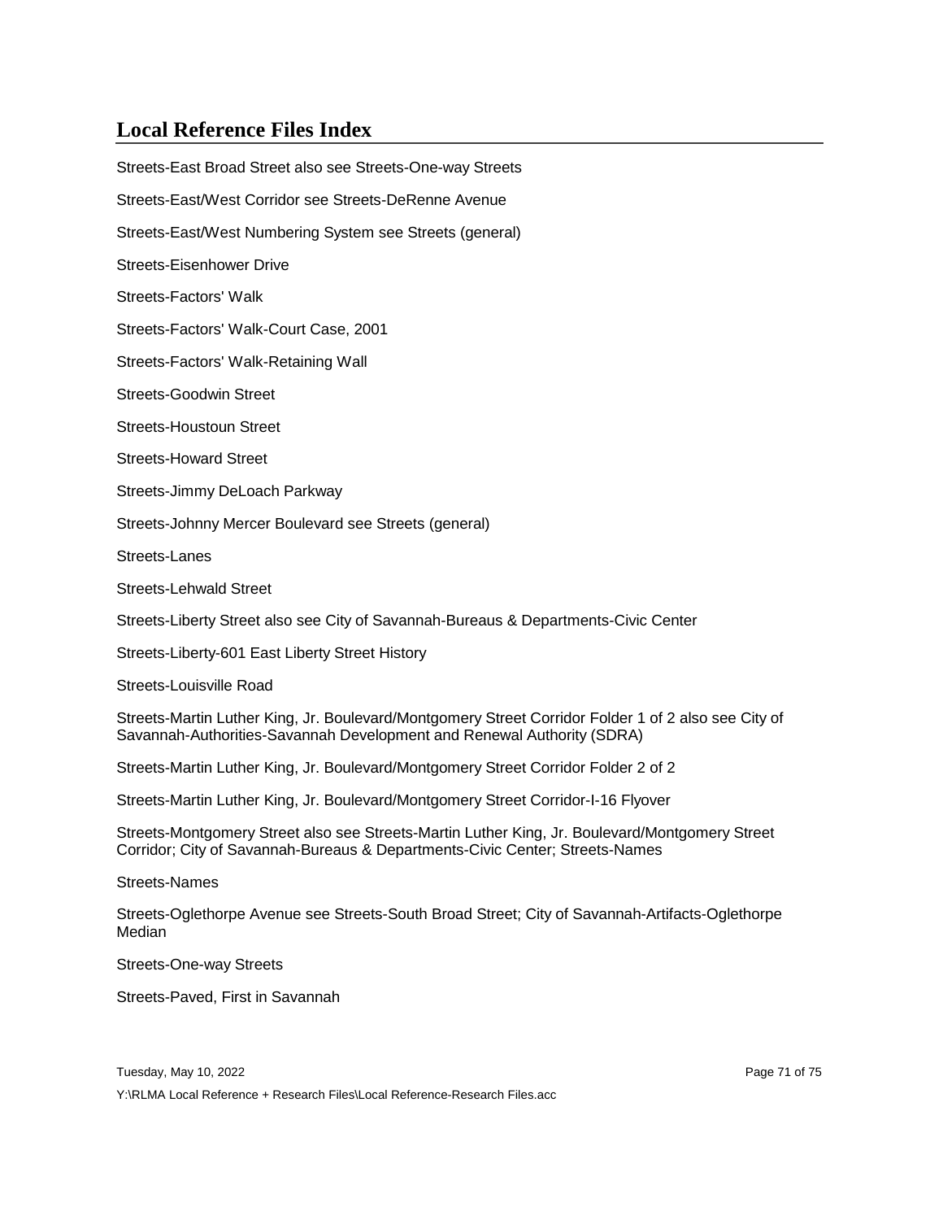# Local Reference Files Index

Streets-East Broad Street also see Streets-One-way Streets

Streets-East/West Corridor see Streets-DeRenne Avenue

Streets-East/West Numbering System see Streets (general)

Streets-Eisenhower Drive

Streets-Factors' Walk

Streets-Factors' Walk-Court Case, 2001

Streets-Factors' Walk-Retaining Wall

Streets-Goodwin Street

Streets-Houstoun Street

Streets-Howard Street

Streets-Jimmy DeLoach Parkway

Streets-Johnny Mercer Boulevard see Streets (general)

Streets-Lanes

Streets-Lehwald Street

Streets-Liberty Street also see City of Savannah-Bureaus & Departments-Civic Center

Streets-Liberty-601 East Liberty Street History

Streets-Louisville Road

Streets-Martin Luther King, Jr. Boulevard/Montgomery Street Corridor Folder 1 of 2 also see City of Savannah-Authorities-Savannah Development and Renewal Authority (SDRA)

Streets-Martin Luther King, Jr. Boulevard/Montgomery Street Corridor Folder 2 of 2

Streets-Martin Luther King, Jr. Boulevard/Montgomery Street Corridor-I-16 Flyover

Streets-Montgomery Street also see Streets-Martin Luther King, Jr. Boulevard/Montgomery Street Corridor; City of Savannah-Bureaus & Departments-Civic Center; Streets-Names

Streets-Names

Streets-Oglethorpe Avenue see Streets-South Broad Street; City of Savannah-Artifacts-Oglethorpe Median

Streets-One-way Streets

Streets-Paved, First in Savannah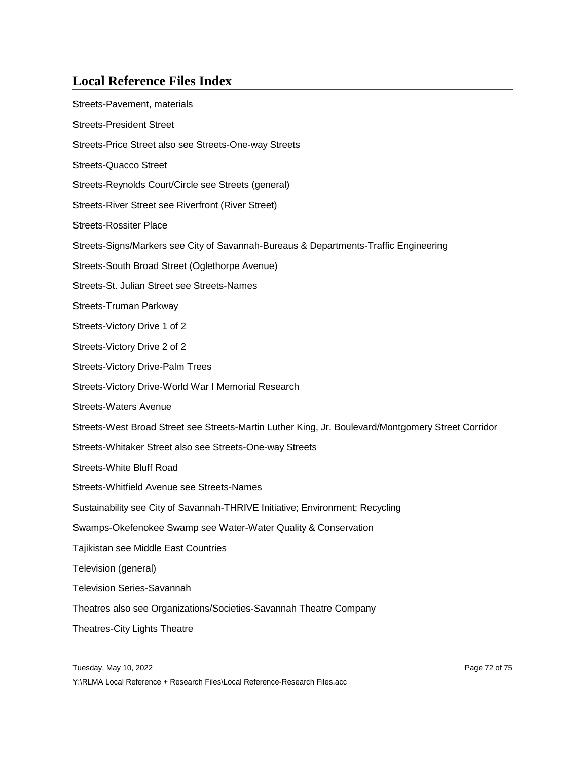## Local Reference Files Index

Streets-Pavement, materials

Streets-President Street

Streets-Price Street also see Streets-One-way Streets

Streets-Quacco Street

Streets-Reynolds Court/Circle see Streets (general)

Streets-River Street see Riverfront (River Street)

Streets-Rossiter Place

Streets-Signs/Markers see City of Savannah-Bureaus & Departments-Traffic Engineering

Streets-South Broad Street (Oglethorpe Avenue)

Streets-St. Julian Street see Streets-Names

Streets-Truman Parkway

Streets-Victory Drive 1 of 2

Streets-Victory Drive 2 of 2

Streets-Victory Drive-Palm Trees

Streets-Victory Drive-World War I Memorial Research

Streets-Waters Avenue

Streets-West Broad Street see Streets-Martin Luther King, Jr. Boulevard/Montgomery Street Corridor

Streets-Whitaker Street also see Streets-One-way Streets

Streets-White Bluff Road

Streets-Whitfield Avenue see Streets-Names

Sustainability see City of Savannah-THRIVE Initiative; Environment; Recycling

Swamps-Okefenokee Swamp see Water-Water Quality & Conservation

Tajikistan see Middle East Countries

Television (general)

Television Series-Savannah

Theatres also see Organizations/Societies-Savannah Theatre Company

Theatres-City Lights Theatre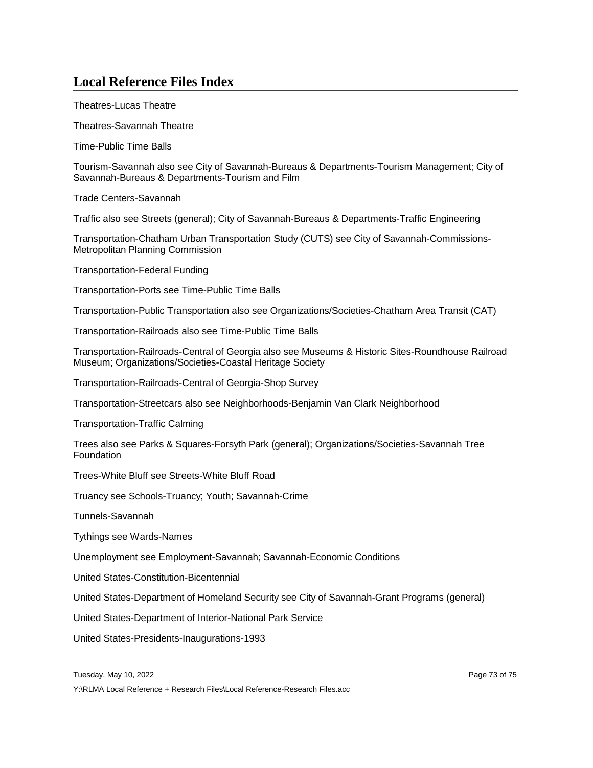## Local Reference Files Index

Theatres-Lucas Theatre

Theatres-Savannah Theatre

Time-Public Time Balls

Tourism-Savannah also see City of Savannah-Bureaus & Departments-Tourism Management; City of Savannah-Bureaus & Departments-Tourism and Film

Trade Centers-Savannah

Traffic also see Streets (general); City of Savannah-Bureaus & Departments-Traffic Engineering

Transportation-Chatham Urban Transportation Study (CUTS) see City of Savannah-Commissions-Metropolitan Planning Commission

Transportation-Federal Funding

Transportation-Ports see Time-Public Time Balls

Transportation-Public Transportation also see Organizations/Societies-Chatham Area Transit (CAT)

Transportation-Railroads also see Time-Public Time Balls

Transportation-Railroads-Central of Georgia also see Museums & Historic Sites-Roundhouse Railroad Museum; Organizations/Societies-Coastal Heritage Society

Transportation-Railroads-Central of Georgia-Shop Survey

Transportation-Streetcars also see Neighborhoods-Benjamin Van Clark Neighborhood

Transportation-Traffic Calming

Trees also see Parks & Squares-Forsyth Park (general); Organizations/Societies-Savannah Tree Foundation

Trees-White Bluff see Streets-White Bluff Road

Truancy see Schools-Truancy; Youth; Savannah-Crime

Tunnels-Savannah

Tythings see Wards-Names

Unemployment see Employment-Savannah; Savannah-Economic Conditions

United States-Constitution-Bicentennial

United States-Department of Homeland Security see City of Savannah-Grant Programs (general)

United States-Department of Interior-National Park Service

United States-Presidents-Inaugurations-1993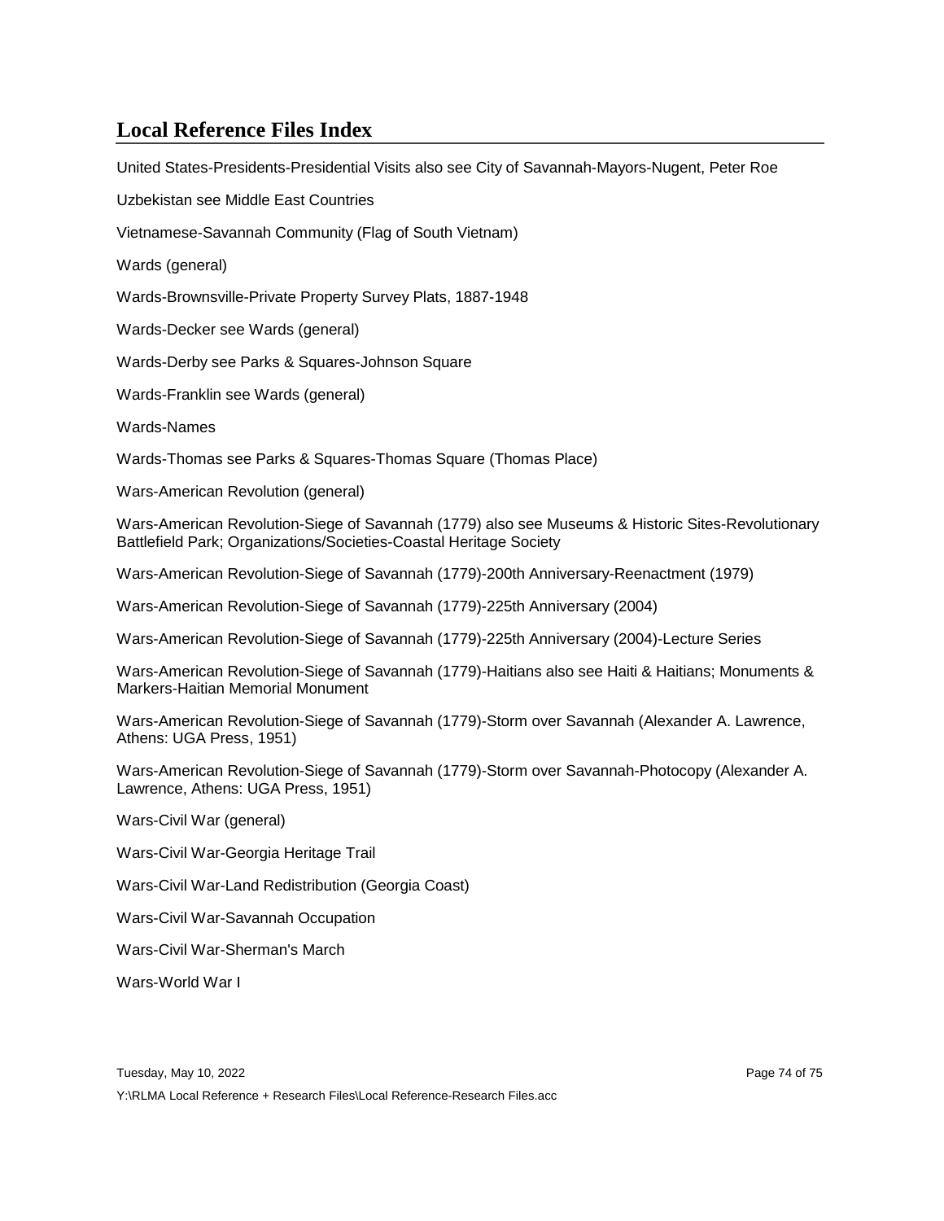## Local Reference Files Index

United States-Presidents-Presidential Visits also see City of Savannah-Mayors-Nugent, Peter Roe

Uzbekistan see Middle East Countries

Vietnamese-Savannah Community (Flag of South Vietnam)

Wards (general)

Wards-Brownsville-Private Property Survey Plats, 1887-1948

Wards-Decker see Wards (general)

Wards-Derby see Parks & Squares-Johnson Square

Wards-Franklin see Wards (general)

Wards-Names

Wards-Thomas see Parks & Squares-Thomas Square (Thomas Place)

Wars-American Revolution (general)

Wars-American Revolution-Siege of Savannah (1779) also see Museums & Historic Sites-Revolutionary Battlefield Park; Organizations/Societies-Coastal Heritage Society

Wars-American Revolution-Siege of Savannah (1779)-200th Anniversary-Reenactment (1979)

Wars-American Revolution-Siege of Savannah (1779)-225th Anniversary (2004)

Wars-American Revolution-Siege of Savannah (1779)-225th Anniversary (2004)-Lecture Series

Wars-American Revolution-Siege of Savannah (1779)-Haitians also see Haiti & Haitians; Monuments & Markers-Haitian Memorial Monument

Wars-American Revolution-Siege of Savannah (1779)-Storm over Savannah (Alexander A. Lawrence, Athens: UGA Press, 1951)

Wars-American Revolution-Siege of Savannah (1779)-Storm over Savannah-Photocopy (Alexander A. Lawrence, Athens: UGA Press, 1951)

Wars-Civil War (general)

Wars-Civil War-Georgia Heritage Trail

Wars-Civil War-Land Redistribution (Georgia Coast)

Wars-Civil War-Savannah Occupation

Wars-Civil War-Sherman's March

Wars-World War I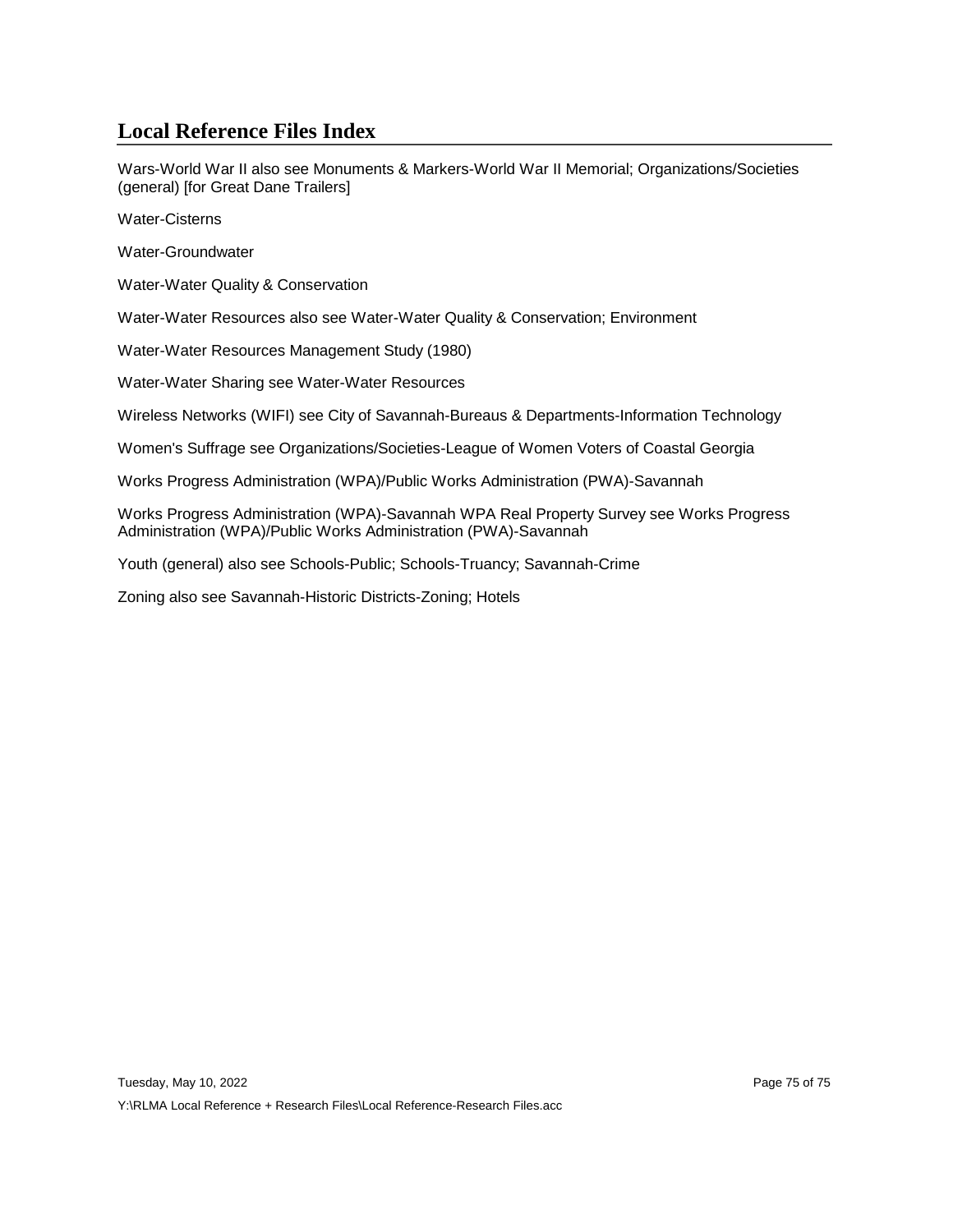## Local Reference Files Index

Wars-World War II also see Monuments & Markers-World War II Memorial; Organizations/Societies (general) [for Great Dane Trailers]

Water-Cisterns

Water-Groundwater

Water-Water Quality & Conservation

Water-Water Resources also see Water-Water Quality & Conservation; Environment

Water-Water Resources Management Study (1980)

Water-Water Sharing see Water-Water Resources

Wireless Networks (WIFI) see City of Savannah-Bureaus & Departments-Information Technology

Women's Suffrage see Organizations/Societies-League of Women Voters of Coastal Georgia

Works Progress Administration (WPA)/Public Works Administration (PWA)-Savannah

Works Progress Administration (WPA)-Savannah WPA Real Property Survey see Works Progress Administration (WPA)/Public Works Administration (PWA)-Savannah

Youth (general) also see Schools-Public; Schools-Truancy; Savannah-Crime

Zoning also see Savannah-Historic Districts-Zoning; Hotels